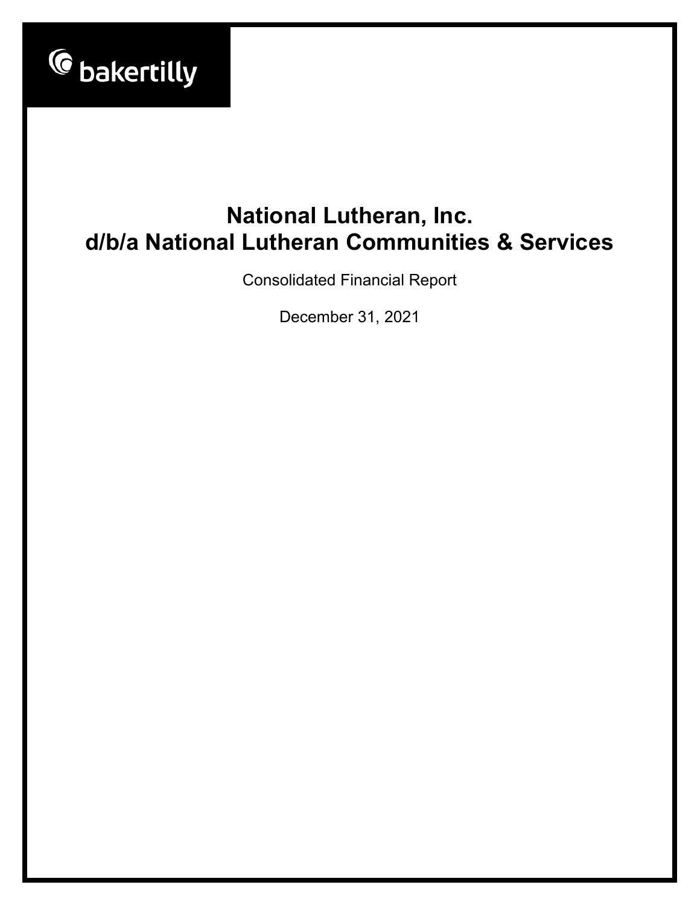bakertilly

# National Lutheran, Inc.
# d/b/a National Lutheran Communities & Services

Consolidated Financial Report

December 31, 2021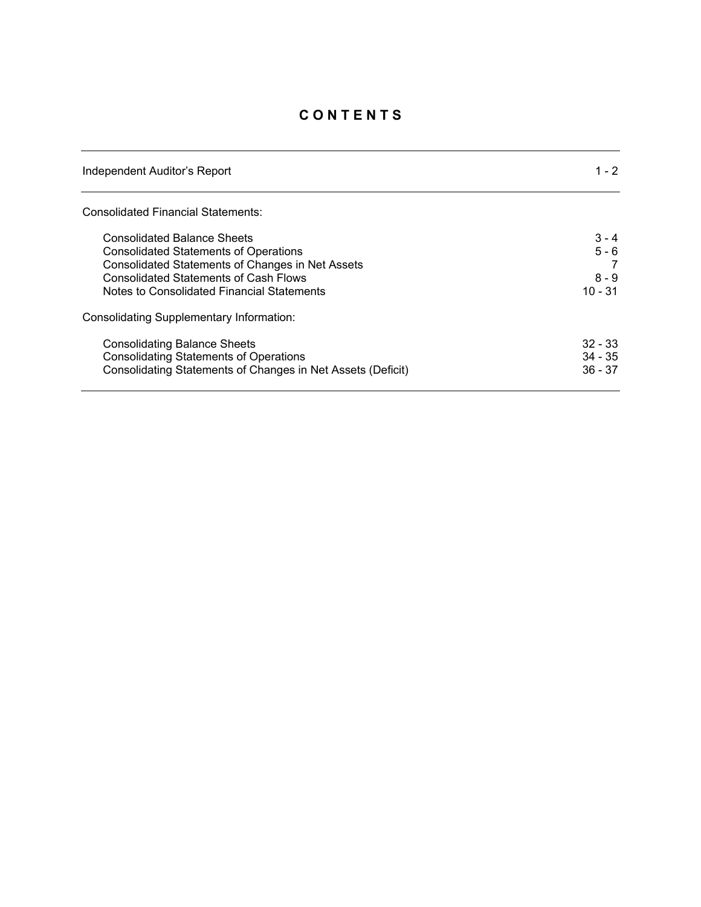# C O N T E N T S

| | |
|---|---|
| Independent Auditor's Report | 1 - 2 |
| Consolidated Financial Statements: | |
| Consolidated Balance Sheets | 3 - 4 |
| Consolidated Statements of Operations | 5 - 6 |
| Consolidated Statements of Changes in Net Assets | 7 |
| Consolidated Statements of Cash Flows | 8 - 9 |
| Notes to Consolidated Financial Statements | 10 - 31 |
| Consolidating Supplementary Information: | |
| Consolidating Balance Sheets | 32 - 33 |
| Consolidating Statements of Operations | 34 - 35 |
| Consolidating Statements of Changes in Net Assets (Deficit) | 36 - 37 |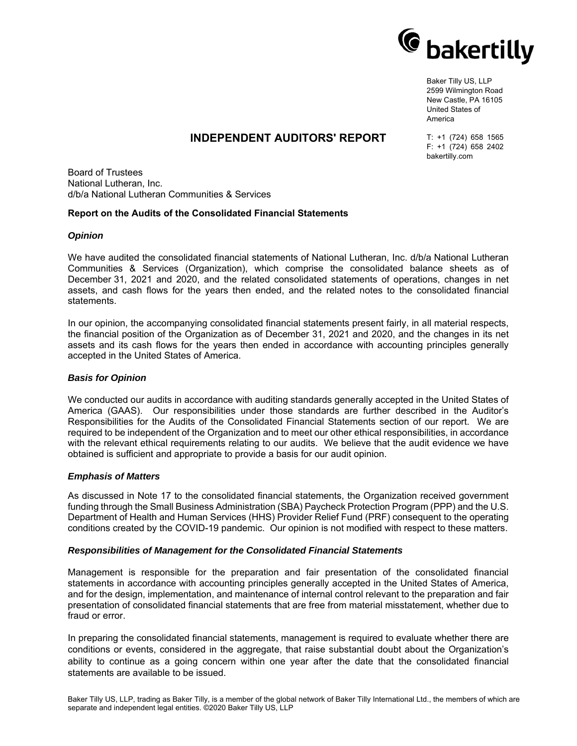Baker Tilly US, LLP
2599 Wilmington Road
New Castle, PA 16105
United States of America

T: +1 (724) 658 1565
F: +1 (724) 658 2402
bakertilly.com

# INDEPENDENT AUDITORS' REPORT

Board of Trustees
National Lutheran, Inc.
d/b/a National Lutheran Communities & Services

**Report on the Audits of the Consolidated Financial Statements**

***Opinion***

We have audited the consolidated financial statements of National Lutheran, Inc. d/b/a National Lutheran Communities & Services (Organization), which comprise the consolidated balance sheets as of December 31, 2021 and 2020, and the related consolidated statements of operations, changes in net assets, and cash flows for the years then ended, and the related notes to the consolidated financial statements.

In our opinion, the accompanying consolidated financial statements present fairly, in all material respects, the financial position of the Organization as of December 31, 2021 and 2020, and the changes in its net assets and its cash flows for the years then ended in accordance with accounting principles generally accepted in the United States of America.

***Basis for Opinion***

We conducted our audits in accordance with auditing standards generally accepted in the United States of America (GAAS). Our responsibilities under those standards are further described in the Auditor's Responsibilities for the Audits of the Consolidated Financial Statements section of our report. We are required to be independent of the Organization and to meet our other ethical responsibilities, in accordance with the relevant ethical requirements relating to our audits. We believe that the audit evidence we have obtained is sufficient and appropriate to provide a basis for our audit opinion.

***Emphasis of Matters***

As discussed in Note 17 to the consolidated financial statements, the Organization received government funding through the Small Business Administration (SBA) Paycheck Protection Program (PPP) and the U.S. Department of Health and Human Services (HHS) Provider Relief Fund (PRF) consequent to the operating conditions created by the COVID-19 pandemic. Our opinion is not modified with respect to these matters.

***Responsibilities of Management for the Consolidated Financial Statements***

Management is responsible for the preparation and fair presentation of the consolidated financial statements in accordance with accounting principles generally accepted in the United States of America, and for the design, implementation, and maintenance of internal control relevant to the preparation and fair presentation of consolidated financial statements that are free from material misstatement, whether due to fraud or error.

In preparing the consolidated financial statements, management is required to evaluate whether there are conditions or events, considered in the aggregate, that raise substantial doubt about the Organization's ability to continue as a going concern within one year after the date that the consolidated financial statements are available to be issued.

Baker Tilly US, LLP, trading as Baker Tilly, is a member of the global network of Baker Tilly International Ltd., the members of which are separate and independent legal entities. ©2020 Baker Tilly US, LLP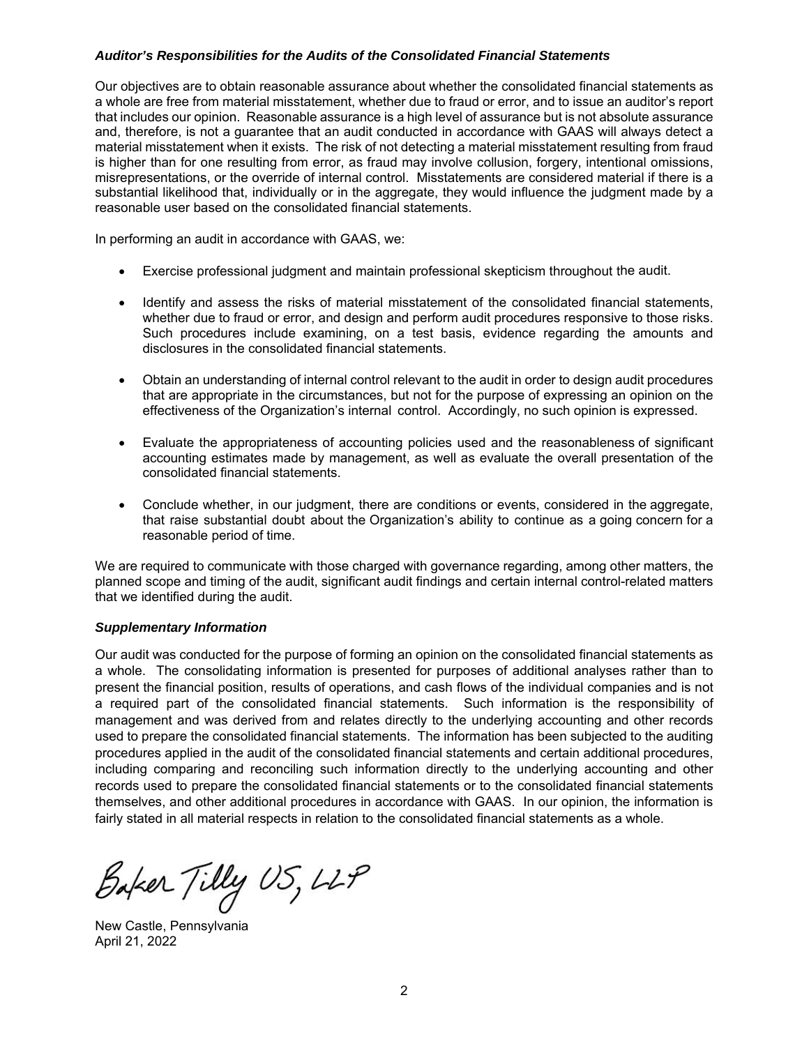### *Auditor's Responsibilities for the Audits of the Consolidated Financial Statements*

Our objectives are to obtain reasonable assurance about whether the consolidated financial statements as a whole are free from material misstatement, whether due to fraud or error, and to issue an auditor's report that includes our opinion. Reasonable assurance is a high level of assurance but is not absolute assurance and, therefore, is not a guarantee that an audit conducted in accordance with GAAS will always detect a material misstatement when it exists. The risk of not detecting a material misstatement resulting from fraud is higher than for one resulting from error, as fraud may involve collusion, forgery, intentional omissions, misrepresentations, or the override of internal control. Misstatements are considered material if there is a substantial likelihood that, individually or in the aggregate, they would influence the judgment made by a reasonable user based on the consolidated financial statements.

In performing an audit in accordance with GAAS, we:

- Exercise professional judgment and maintain professional skepticism throughout the audit.
- Identify and assess the risks of material misstatement of the consolidated financial statements, whether due to fraud or error, and design and perform audit procedures responsive to those risks. Such procedures include examining, on a test basis, evidence regarding the amounts and disclosures in the consolidated financial statements.
- Obtain an understanding of internal control relevant to the audit in order to design audit procedures that are appropriate in the circumstances, but not for the purpose of expressing an opinion on the effectiveness of the Organization's internal control. Accordingly, no such opinion is expressed.
- Evaluate the appropriateness of accounting policies used and the reasonableness of significant accounting estimates made by management, as well as evaluate the overall presentation of the consolidated financial statements.
- Conclude whether, in our judgment, there are conditions or events, considered in the aggregate, that raise substantial doubt about the Organization's ability to continue as a going concern for a reasonable period of time.

We are required to communicate with those charged with governance regarding, among other matters, the planned scope and timing of the audit, significant audit findings and certain internal control-related matters that we identified during the audit.

### *Supplementary Information*

Our audit was conducted for the purpose of forming an opinion on the consolidated financial statements as a whole. The consolidating information is presented for purposes of additional analyses rather than to present the financial position, results of operations, and cash flows of the individual companies and is not a required part of the consolidated financial statements. Such information is the responsibility of management and was derived from and relates directly to the underlying accounting and other records used to prepare the consolidated financial statements. The information has been subjected to the auditing procedures applied in the audit of the consolidated financial statements and certain additional procedures, including comparing and reconciling such information directly to the underlying accounting and other records used to prepare the consolidated financial statements or to the consolidated financial statements themselves, and other additional procedures in accordance with GAAS. In our opinion, the information is fairly stated in all material respects in relation to the consolidated financial statements as a whole.

Baker Tilly US, LLP

New Castle, Pennsylvania
April 21, 2022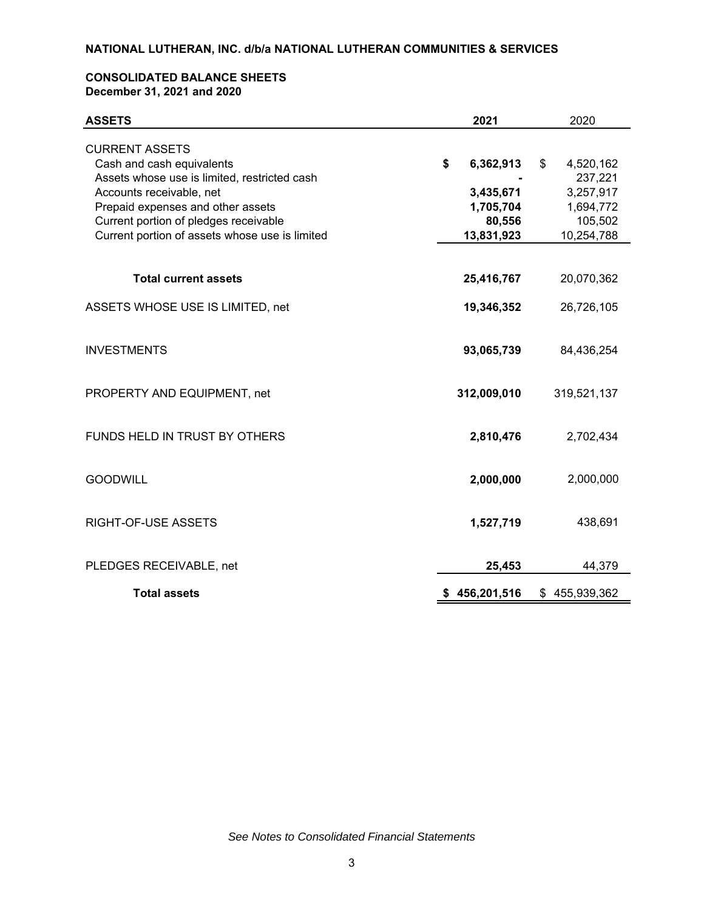**NATIONAL LUTHERAN, INC. d/b/a NATIONAL LUTHERAN COMMUNITIES & SERVICES**

**CONSOLIDATED BALANCE SHEETS**
**December 31, 2021 and 2020**

| **ASSETS** | **2021** | 2020 |
|---|---|---|
| CURRENT ASSETS | | |
| Cash and cash equivalents | **$ 6,362,913** | $ 4,520,162 |
| Assets whose use is limited, restricted cash | **-** | 237,221 |
| Accounts receivable, net | **3,435,671** | 3,257,917 |
| Prepaid expenses and other assets | **1,705,704** | 1,694,772 |
| Current portion of pledges receivable | **80,556** | 105,502 |
| Current portion of assets whose use is limited | **13,831,923** | 10,254,788 |
| **Total current assets** | **25,416,767** | 20,070,362 |
| ASSETS WHOSE USE IS LIMITED, net | **19,346,352** | 26,726,105 |
| INVESTMENTS | **93,065,739** | 84,436,254 |
| PROPERTY AND EQUIPMENT, net | **312,009,010** | 319,521,137 |
| FUNDS HELD IN TRUST BY OTHERS | **2,810,476** | 2,702,434 |
| GOODWILL | **2,000,000** | 2,000,000 |
| RIGHT-OF-USE ASSETS | **1,527,719** | 438,691 |
| PLEDGES RECEIVABLE, net | **25,453** | 44,379 |
| **Total assets** | **$ 456,201,516** | $ 455,939,362 |

*See Notes to Consolidated Financial Statements*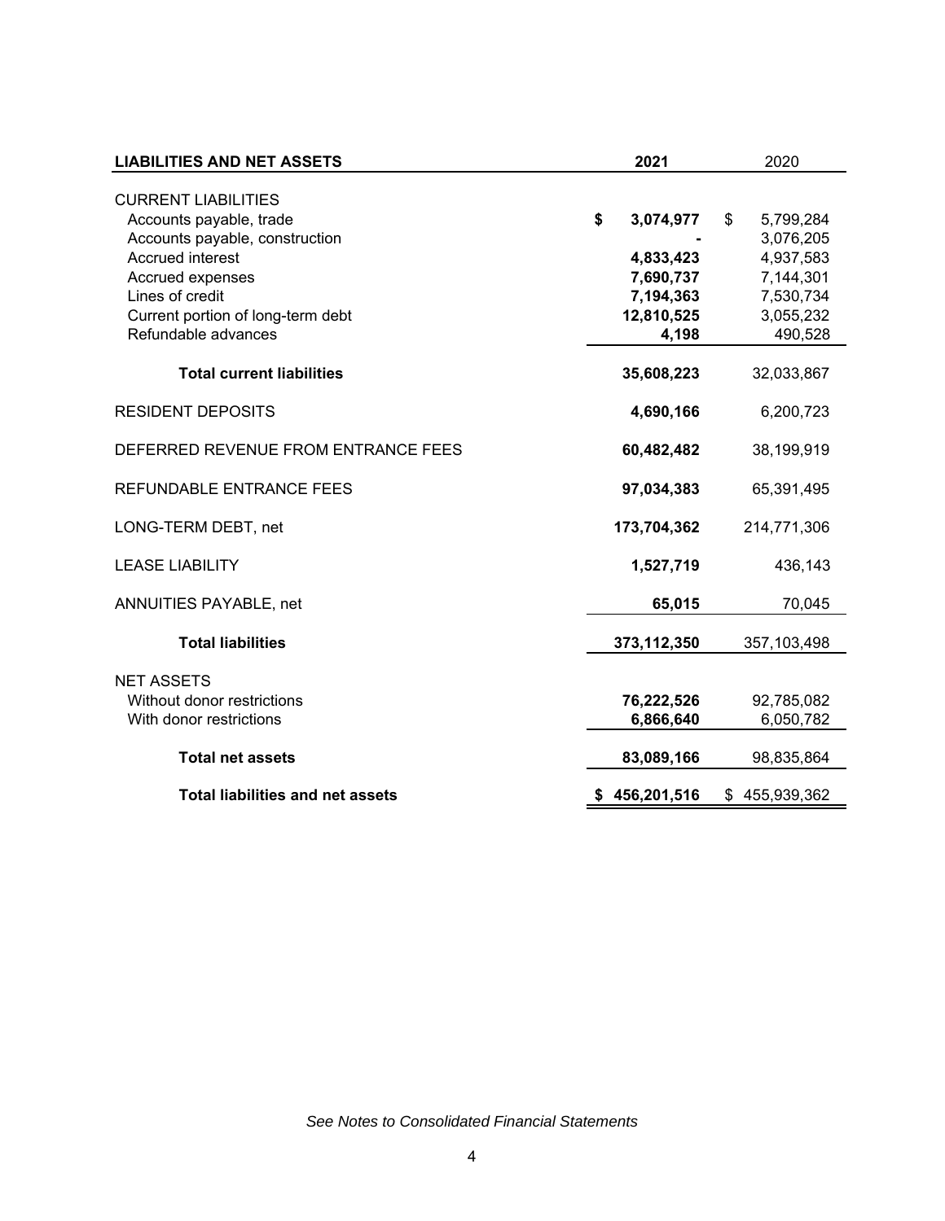| LIABILITIES AND NET ASSETS | 2021 | 2020 |
|---|---|---|
| CURRENT LIABILITIES | | |
| Accounts payable, trade | **$ 3,074,977** | $ 5,799,284 |
| Accounts payable, construction | **-** | 3,076,205 |
| Accrued interest | **4,833,423** | 4,937,583 |
| Accrued expenses | **7,690,737** | 7,144,301 |
| Lines of credit | **7,194,363** | 7,530,734 |
| Current portion of long-term debt | **12,810,525** | 3,055,232 |
| Refundable advances | **4,198** | 490,528 |
| **Total current liabilities** | **35,608,223** | 32,033,867 |
| RESIDENT DEPOSITS | **4,690,166** | 6,200,723 |
| DEFERRED REVENUE FROM ENTRANCE FEES | **60,482,482** | 38,199,919 |
| REFUNDABLE ENTRANCE FEES | **97,034,383** | 65,391,495 |
| LONG-TERM DEBT, net | **173,704,362** | 214,771,306 |
| LEASE LIABILITY | **1,527,719** | 436,143 |
| ANNUITIES PAYABLE, net | **65,015** | 70,045 |
| **Total liabilities** | **373,112,350** | 357,103,498 |
| NET ASSETS | | |
| Without donor restrictions | **76,222,526** | 92,785,082 |
| With donor restrictions | **6,866,640** | 6,050,782 |
| **Total net assets** | **83,089,166** | 98,835,864 |
| **Total liabilities and net assets** | **$ 456,201,516** | $ 455,939,362 |

*See Notes to Consolidated Financial Statements*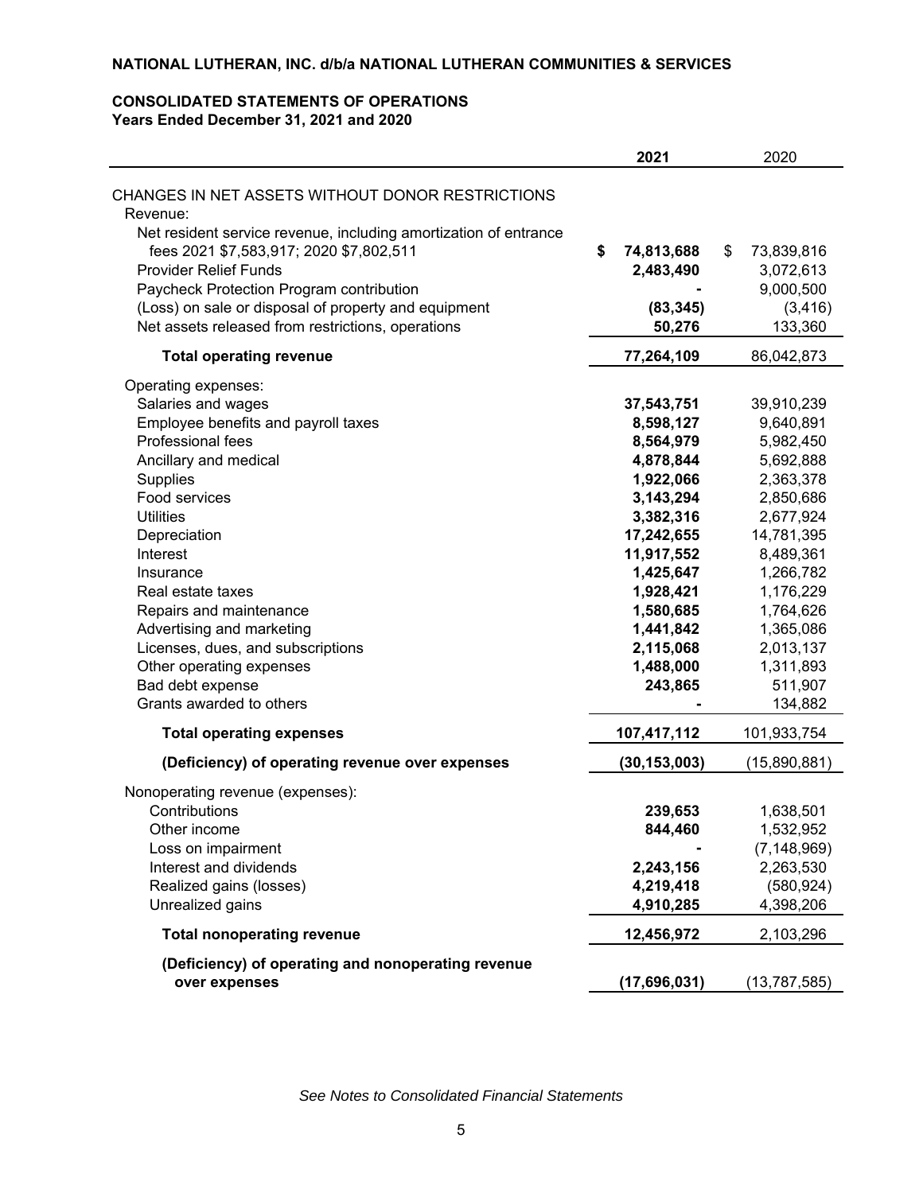**NATIONAL LUTHERAN, INC. d/b/a NATIONAL LUTHERAN COMMUNITIES & SERVICES**

**CONSOLIDATED STATEMENTS OF OPERATIONS**
**Years Ended December 31, 2021 and 2020**

| | **2021** | 2020 |
|---|---|---|
| CHANGES IN NET ASSETS WITHOUT DONOR RESTRICTIONS | | |
| Revenue: | | |
| Net resident service revenue, including amortization of entrance fees 2021 $7,583,917; 2020 $7,802,511 | **$ 74,813,688** | $ 73,839,816 |
| Provider Relief Funds | **2,483,490** | 3,072,613 |
| Paycheck Protection Program contribution | **-** | 9,000,500 |
| (Loss) on sale or disposal of property and equipment | **(83,345)** | (3,416) |
| Net assets released from restrictions, operations | **50,276** | 133,360 |
| **Total operating revenue** | **77,264,109** | 86,042,873 |
| Operating expenses: | | |
| Salaries and wages | **37,543,751** | 39,910,239 |
| Employee benefits and payroll taxes | **8,598,127** | 9,640,891 |
| Professional fees | **8,564,979** | 5,982,450 |
| Ancillary and medical | **4,878,844** | 5,692,888 |
| Supplies | **1,922,066** | 2,363,378 |
| Food services | **3,143,294** | 2,850,686 |
| Utilities | **3,382,316** | 2,677,924 |
| Depreciation | **17,242,655** | 14,781,395 |
| Interest | **11,917,552** | 8,489,361 |
| Insurance | **1,425,647** | 1,266,782 |
| Real estate taxes | **1,928,421** | 1,176,229 |
| Repairs and maintenance | **1,580,685** | 1,764,626 |
| Advertising and marketing | **1,441,842** | 1,365,086 |
| Licenses, dues, and subscriptions | **2,115,068** | 2,013,137 |
| Other operating expenses | **1,488,000** | 1,311,893 |
| Bad debt expense | **243,865** | 511,907 |
| Grants awarded to others | **-** | 134,882 |
| **Total operating expenses** | **107,417,112** | 101,933,754 |
| **(Deficiency) of operating revenue over expenses** | **(30,153,003)** | (15,890,881) |
| Nonoperating revenue (expenses): | | |
| Contributions | **239,653** | 1,638,501 |
| Other income | **844,460** | 1,532,952 |
| Loss on impairment | **-** | (7,148,969) |
| Interest and dividends | **2,243,156** | 2,263,530 |
| Realized gains (losses) | **4,219,418** | (580,924) |
| Unrealized gains | **4,910,285** | 4,398,206 |
| **Total nonoperating revenue** | **12,456,972** | 2,103,296 |
| **(Deficiency) of operating and nonoperating revenue over expenses** | **(17,696,031)** | (13,787,585) |

*See Notes to Consolidated Financial Statements*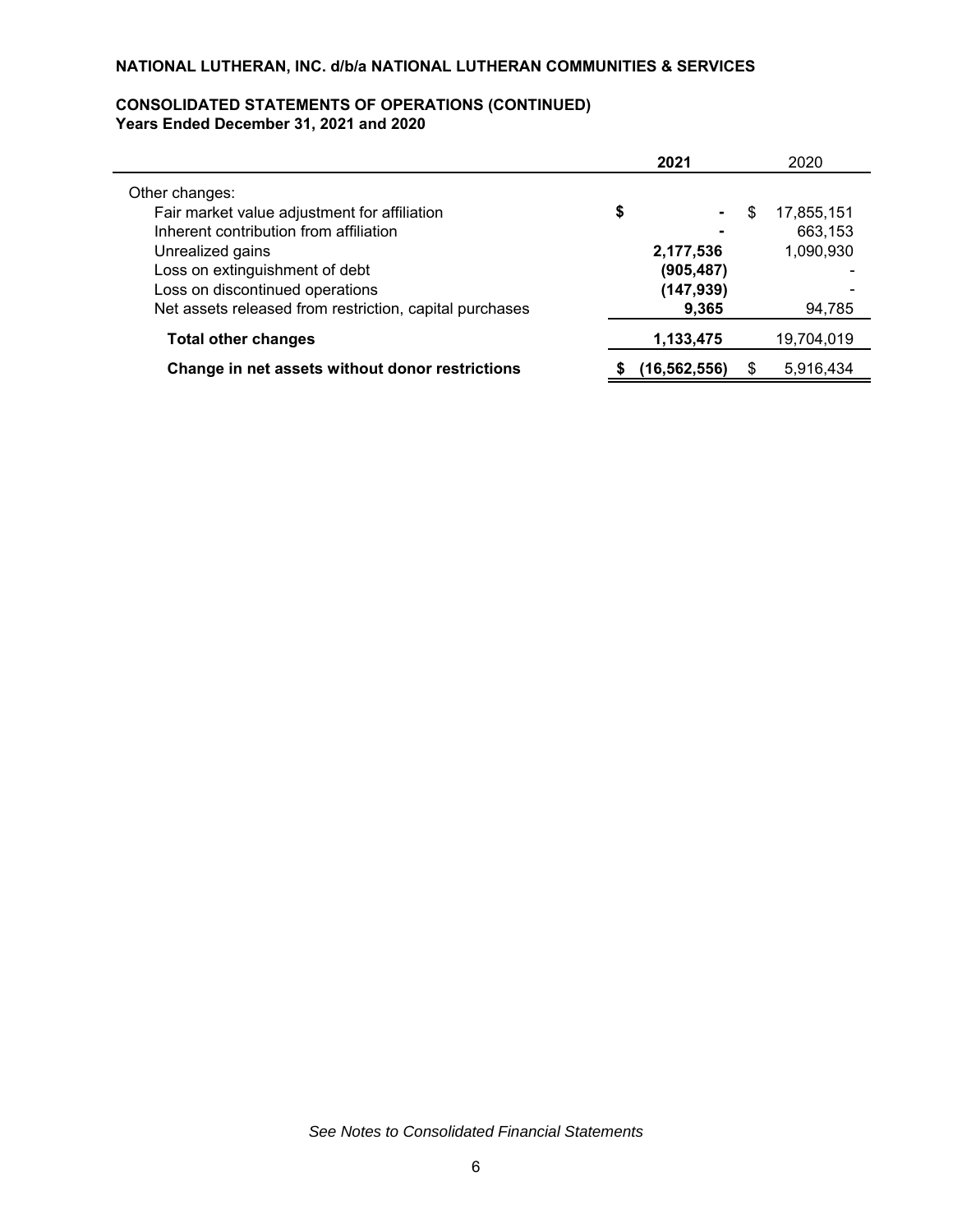**NATIONAL LUTHERAN, INC. d/b/a NATIONAL LUTHERAN COMMUNITIES & SERVICES**

**CONSOLIDATED STATEMENTS OF OPERATIONS (CONTINUED)**
**Years Ended December 31, 2021 and 2020**

| | **2021** | 2020 |
|---|---|---|
| Other changes: | | |
| Fair market value adjustment for affiliation | **$ -** | $ 17,855,151 |
| Inherent contribution from affiliation | **-** | 663,153 |
| Unrealized gains | **2,177,536** | 1,090,930 |
| Loss on extinguishment of debt | **(905,487)** | - |
| Loss on discontinued operations | **(147,939)** | - |
| Net assets released from restriction, capital purchases | **9,365** | 94,785 |
| **Total other changes** | **1,133,475** | 19,704,019 |
| **Change in net assets without donor restrictions** | **$ (16,562,556)** | $ 5,916,434 |

*See Notes to Consolidated Financial Statements*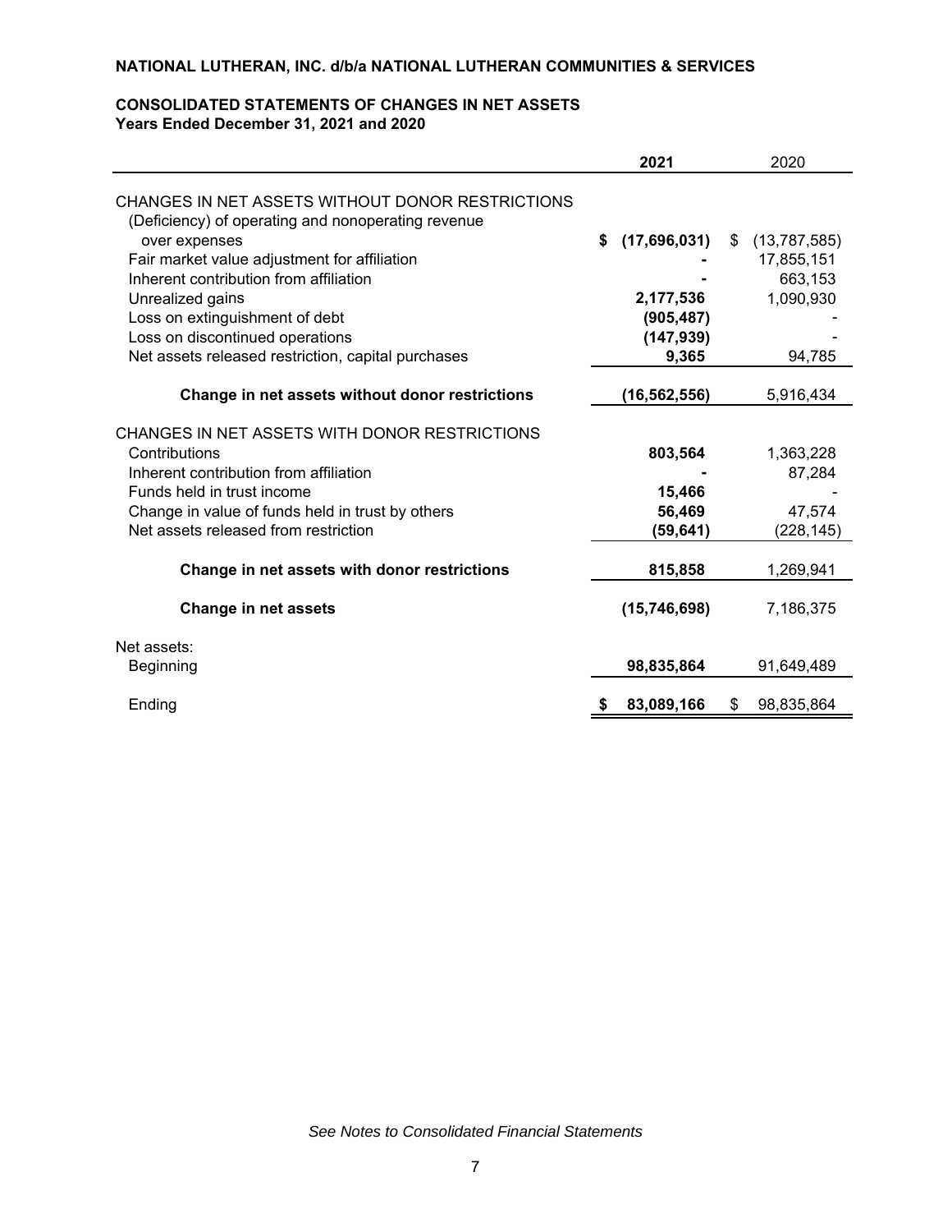**NATIONAL LUTHERAN, INC. d/b/a NATIONAL LUTHERAN COMMUNITIES & SERVICES**

**CONSOLIDATED STATEMENTS OF CHANGES IN NET ASSETS**
**Years Ended December 31, 2021 and 2020**

| | **2021** | 2020 |
|---|---|---|
| CHANGES IN NET ASSETS WITHOUT DONOR RESTRICTIONS | | |
| (Deficiency) of operating and nonoperating revenue over expenses | **$ (17,696,031)** | $ (13,787,585) |
| Fair market value adjustment for affiliation | **-** | 17,855,151 |
| Inherent contribution from affiliation | **-** | 663,153 |
| Unrealized gains | **2,177,536** | 1,090,930 |
| Loss on extinguishment of debt | **(905,487)** | - |
| Loss on discontinued operations | **(147,939)** | - |
| Net assets released restriction, capital purchases | **9,365** | 94,785 |
| **Change in net assets without donor restrictions** | **(16,562,556)** | 5,916,434 |
| CHANGES IN NET ASSETS WITH DONOR RESTRICTIONS | | |
| Contributions | **803,564** | 1,363,228 |
| Inherent contribution from affiliation | **-** | 87,284 |
| Funds held in trust income | **15,466** | - |
| Change in value of funds held in trust by others | **56,469** | 47,574 |
| Net assets released from restriction | **(59,641)** | (228,145) |
| **Change in net assets with donor restrictions** | **815,858** | 1,269,941 |
| **Change in net assets** | **(15,746,698)** | 7,186,375 |
| Net assets: | | |
| Beginning | **98,835,864** | 91,649,489 |
| Ending | **$ 83,089,166** | $ 98,835,864 |

*See Notes to Consolidated Financial Statements*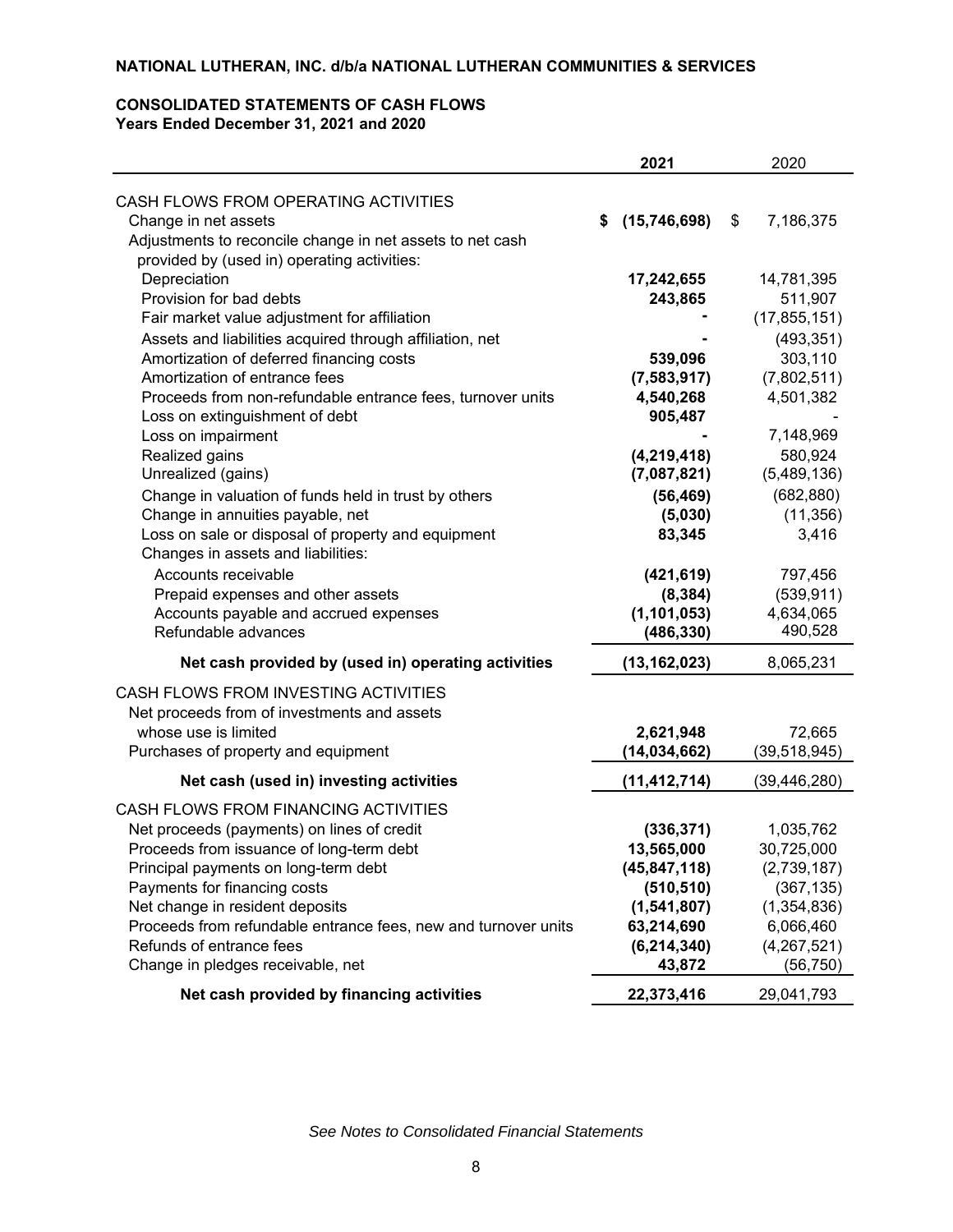**NATIONAL LUTHERAN, INC. d/b/a NATIONAL LUTHERAN COMMUNITIES & SERVICES**

**CONSOLIDATED STATEMENTS OF CASH FLOWS**
**Years Ended December 31, 2021 and 2020**

| | 2021 | 2020 |
|---|---|---|
| CASH FLOWS FROM OPERATING ACTIVITIES | | |
| Change in net assets | **$ (15,746,698)** | $ 7,186,375 |
| Adjustments to reconcile change in net assets to net cash provided by (used in) operating activities: | | |
| Depreciation | **17,242,655** | 14,781,395 |
| Provision for bad debts | **243,865** | 511,907 |
| Fair market value adjustment for affiliation | **-** | (17,855,151) |
| Assets and liabilities acquired through affiliation, net | **-** | (493,351) |
| Amortization of deferred financing costs | **539,096** | 303,110 |
| Amortization of entrance fees | **(7,583,917)** | (7,802,511) |
| Proceeds from non-refundable entrance fees, turnover units | **4,540,268** | 4,501,382 |
| Loss on extinguishment of debt | **905,487** | - |
| Loss on impairment | **-** | 7,148,969 |
| Realized gains | **(4,219,418)** | 580,924 |
| Unrealized (gains) | **(7,087,821)** | (5,489,136) |
| Change in valuation of funds held in trust by others | **(56,469)** | (682,880) |
| Change in annuities payable, net | **(5,030)** | (11,356) |
| Loss on sale or disposal of property and equipment | **83,345** | 3,416 |
| Changes in assets and liabilities: | | |
| Accounts receivable | **(421,619)** | 797,456 |
| Prepaid expenses and other assets | **(8,384)** | (539,911) |
| Accounts payable and accrued expenses | **(1,101,053)** | 4,634,065 |
| Refundable advances | **(486,330)** | 490,528 |
| **Net cash provided by (used in) operating activities** | **(13,162,023)** | 8,065,231 |
| CASH FLOWS FROM INVESTING ACTIVITIES | | |
| Net proceeds from of investments and assets whose use is limited | **2,621,948** | 72,665 |
| Purchases of property and equipment | **(14,034,662)** | (39,518,945) |
| **Net cash (used in) investing activities** | **(11,412,714)** | (39,446,280) |
| CASH FLOWS FROM FINANCING ACTIVITIES | | |
| Net proceeds (payments) on lines of credit | **(336,371)** | 1,035,762 |
| Proceeds from issuance of long-term debt | **13,565,000** | 30,725,000 |
| Principal payments on long-term debt | **(45,847,118)** | (2,739,187) |
| Payments for financing costs | **(510,510)** | (367,135) |
| Net change in resident deposits | **(1,541,807)** | (1,354,836) |
| Proceeds from refundable entrance fees, new and turnover units | **63,214,690** | 6,066,460 |
| Refunds of entrance fees | **(6,214,340)** | (4,267,521) |
| Change in pledges receivable, net | **43,872** | (56,750) |
| **Net cash provided by financing activities** | **22,373,416** | 29,041,793 |

*See Notes to Consolidated Financial Statements*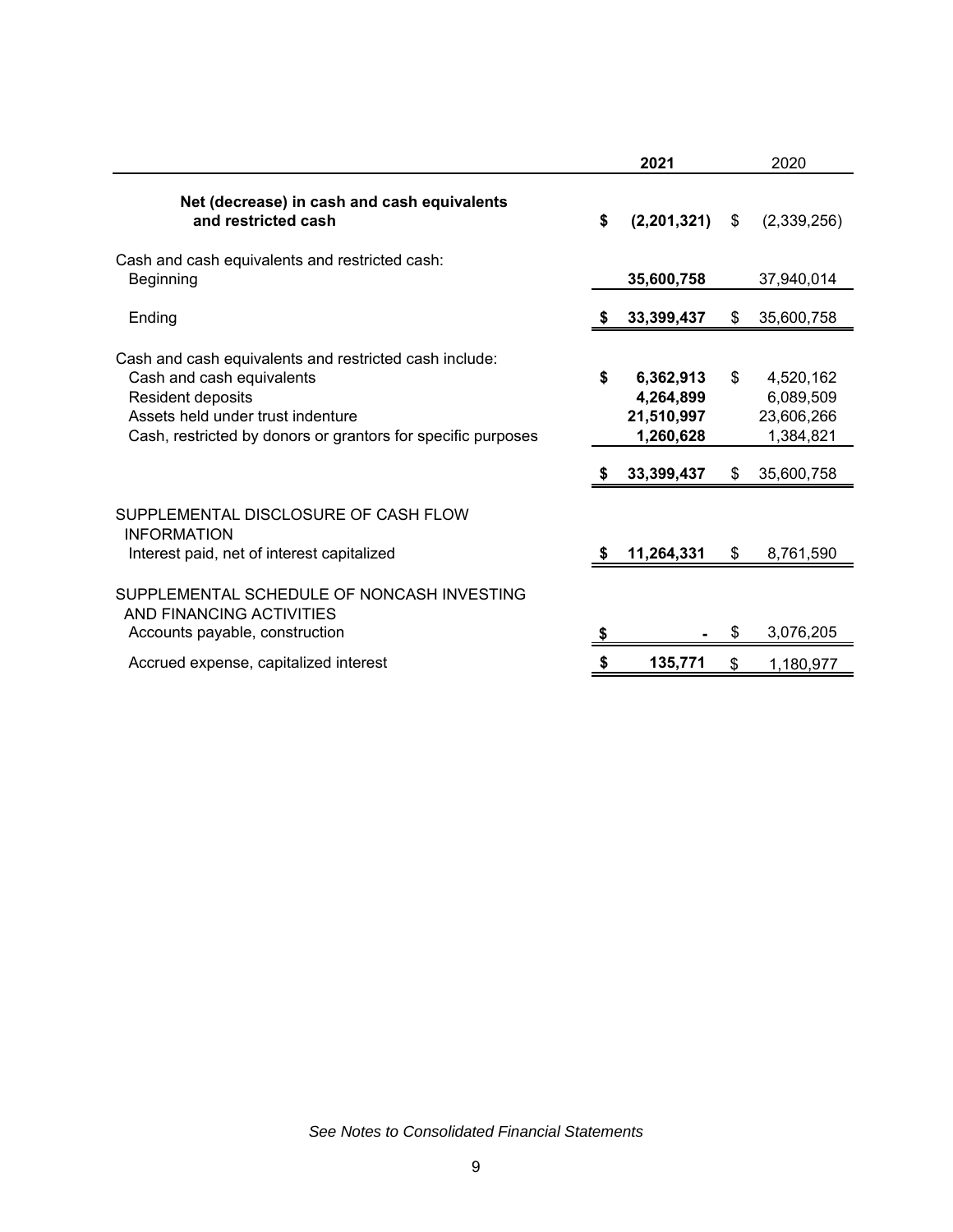| | 2021 | 2020 |
|---|---|---|
| **Net (decrease) in cash and cash equivalents and restricted cash** | **$ (2,201,321)** | $ (2,339,256) |
| Cash and cash equivalents and restricted cash: | | |
| Beginning | **35,600,758** | 37,940,014 |
| Ending | **$ 33,399,437** | $ 35,600,758 |
| Cash and cash equivalents and restricted cash include: | | |
| Cash and cash equivalents | **$ 6,362,913** | $ 4,520,162 |
| Resident deposits | **4,264,899** | 6,089,509 |
| Assets held under trust indenture | **21,510,997** | 23,606,266 |
| Cash, restricted by donors or grantors for specific purposes | **1,260,628** | 1,384,821 |
| | **$ 33,399,437** | $ 35,600,758 |
| SUPPLEMENTAL DISCLOSURE OF CASH FLOW INFORMATION | | |
| Interest paid, net of interest capitalized | **$ 11,264,331** | $ 8,761,590 |
| SUPPLEMENTAL SCHEDULE OF NONCASH INVESTING AND FINANCING ACTIVITIES | | |
| Accounts payable, construction | **$ -** | $ 3,076,205 |
| Accrued expense, capitalized interest | **$ 135,771** | $ 1,180,977 |

*See Notes to Consolidated Financial Statements*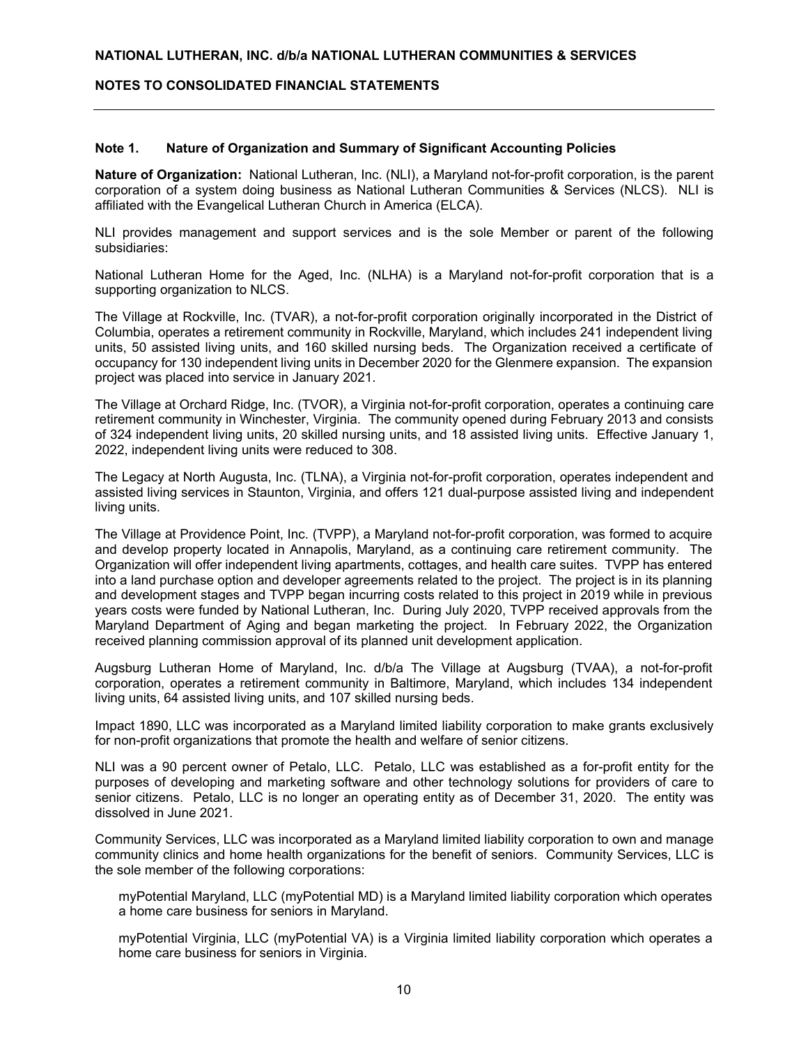# NATIONAL LUTHERAN, INC. d/b/a NATIONAL LUTHERAN COMMUNITIES & SERVICES

## NOTES TO CONSOLIDATED FINANCIAL STATEMENTS

### Note 1. Nature of Organization and Summary of Significant Accounting Policies

**Nature of Organization:** National Lutheran, Inc. (NLI), a Maryland not-for-profit corporation, is the parent corporation of a system doing business as National Lutheran Communities & Services (NLCS). NLI is affiliated with the Evangelical Lutheran Church in America (ELCA).

NLI provides management and support services and is the sole Member or parent of the following subsidiaries:

National Lutheran Home for the Aged, Inc. (NLHA) is a Maryland not-for-profit corporation that is a supporting organization to NLCS.

The Village at Rockville, Inc. (TVAR), a not-for-profit corporation originally incorporated in the District of Columbia, operates a retirement community in Rockville, Maryland, which includes 241 independent living units, 50 assisted living units, and 160 skilled nursing beds. The Organization received a certificate of occupancy for 130 independent living units in December 2020 for the Glenmere expansion. The expansion project was placed into service in January 2021.

The Village at Orchard Ridge, Inc. (TVOR), a Virginia not-for-profit corporation, operates a continuing care retirement community in Winchester, Virginia. The community opened during February 2013 and consists of 324 independent living units, 20 skilled nursing units, and 18 assisted living units. Effective January 1, 2022, independent living units were reduced to 308.

The Legacy at North Augusta, Inc. (TLNA), a Virginia not-for-profit corporation, operates independent and assisted living services in Staunton, Virginia, and offers 121 dual-purpose assisted living and independent living units.

The Village at Providence Point, Inc. (TVPP), a Maryland not-for-profit corporation, was formed to acquire and develop property located in Annapolis, Maryland, as a continuing care retirement community. The Organization will offer independent living apartments, cottages, and health care suites. TVPP has entered into a land purchase option and developer agreements related to the project. The project is in its planning and development stages and TVPP began incurring costs related to this project in 2019 while in previous years costs were funded by National Lutheran, Inc. During July 2020, TVPP received approvals from the Maryland Department of Aging and began marketing the project. In February 2022, the Organization received planning commission approval of its planned unit development application.

Augsburg Lutheran Home of Maryland, Inc. d/b/a The Village at Augsburg (TVAA), a not-for-profit corporation, operates a retirement community in Baltimore, Maryland, which includes 134 independent living units, 64 assisted living units, and 107 skilled nursing beds.

Impact 1890, LLC was incorporated as a Maryland limited liability corporation to make grants exclusively for non-profit organizations that promote the health and welfare of senior citizens.

NLI was a 90 percent owner of Petalo, LLC. Petalo, LLC was established as a for-profit entity for the purposes of developing and marketing software and other technology solutions for providers of care to senior citizens. Petalo, LLC is no longer an operating entity as of December 31, 2020. The entity was dissolved in June 2021.

Community Services, LLC was incorporated as a Maryland limited liability corporation to own and manage community clinics and home health organizations for the benefit of seniors. Community Services, LLC is the sole member of the following corporations:

myPotential Maryland, LLC (myPotential MD) is a Maryland limited liability corporation which operates a home care business for seniors in Maryland.

myPotential Virginia, LLC (myPotential VA) is a Virginia limited liability corporation which operates a home care business for seniors in Virginia.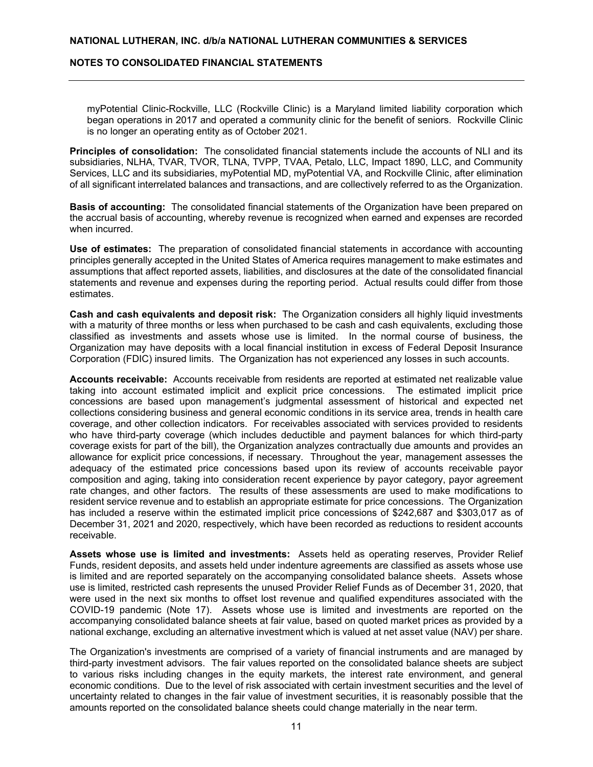myPotential Clinic-Rockville, LLC (Rockville Clinic) is a Maryland limited liability corporation which began operations in 2017 and operated a community clinic for the benefit of seniors. Rockville Clinic is no longer an operating entity as of October 2021.

**Principles of consolidation:** The consolidated financial statements include the accounts of NLI and its subsidiaries, NLHA, TVAR, TVOR, TLNA, TVPP, TVAA, Petalo, LLC, Impact 1890, LLC, and Community Services, LLC and its subsidiaries, myPotential MD, myPotential VA, and Rockville Clinic, after elimination of all significant interrelated balances and transactions, and are collectively referred to as the Organization.

**Basis of accounting:** The consolidated financial statements of the Organization have been prepared on the accrual basis of accounting, whereby revenue is recognized when earned and expenses are recorded when incurred.

**Use of estimates:** The preparation of consolidated financial statements in accordance with accounting principles generally accepted in the United States of America requires management to make estimates and assumptions that affect reported assets, liabilities, and disclosures at the date of the consolidated financial statements and revenue and expenses during the reporting period. Actual results could differ from those estimates.

**Cash and cash equivalents and deposit risk:** The Organization considers all highly liquid investments with a maturity of three months or less when purchased to be cash and cash equivalents, excluding those classified as investments and assets whose use is limited. In the normal course of business, the Organization may have deposits with a local financial institution in excess of Federal Deposit Insurance Corporation (FDIC) insured limits. The Organization has not experienced any losses in such accounts.

**Accounts receivable:** Accounts receivable from residents are reported at estimated net realizable value taking into account estimated implicit and explicit price concessions. The estimated implicit price concessions are based upon management's judgmental assessment of historical and expected net collections considering business and general economic conditions in its service area, trends in health care coverage, and other collection indicators. For receivables associated with services provided to residents who have third-party coverage (which includes deductible and payment balances for which third-party coverage exists for part of the bill), the Organization analyzes contractually due amounts and provides an allowance for explicit price concessions, if necessary. Throughout the year, management assesses the adequacy of the estimated price concessions based upon its review of accounts receivable payor composition and aging, taking into consideration recent experience by payor category, payor agreement rate changes, and other factors. The results of these assessments are used to make modifications to resident service revenue and to establish an appropriate estimate for price concessions. The Organization has included a reserve within the estimated implicit price concessions of $242,687 and $303,017 as of December 31, 2021 and 2020, respectively, which have been recorded as reductions to resident accounts receivable.

**Assets whose use is limited and investments:** Assets held as operating reserves, Provider Relief Funds, resident deposits, and assets held under indenture agreements are classified as assets whose use is limited and are reported separately on the accompanying consolidated balance sheets. Assets whose use is limited, restricted cash represents the unused Provider Relief Funds as of December 31, 2020, that were used in the next six months to offset lost revenue and qualified expenditures associated with the COVID-19 pandemic (Note 17). Assets whose use is limited and investments are reported on the accompanying consolidated balance sheets at fair value, based on quoted market prices as provided by a national exchange, excluding an alternative investment which is valued at net asset value (NAV) per share.

The Organization's investments are comprised of a variety of financial instruments and are managed by third-party investment advisors. The fair values reported on the consolidated balance sheets are subject to various risks including changes in the equity markets, the interest rate environment, and general economic conditions. Due to the level of risk associated with certain investment securities and the level of uncertainty related to changes in the fair value of investment securities, it is reasonably possible that the amounts reported on the consolidated balance sheets could change materially in the near term.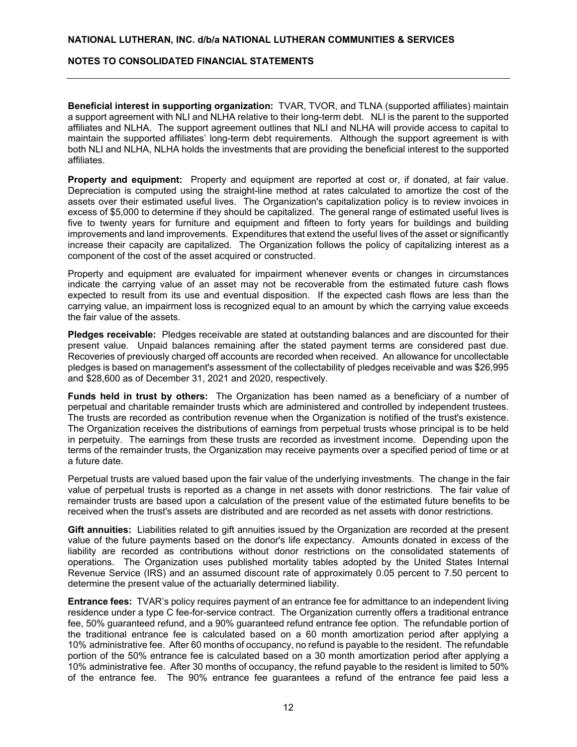**Beneficial interest in supporting organization:** TVAR, TVOR, and TLNA (supported affiliates) maintain a support agreement with NLI and NLHA relative to their long-term debt. NLI is the parent to the supported affiliates and NLHA. The support agreement outlines that NLI and NLHA will provide access to capital to maintain the supported affiliates' long-term debt requirements. Although the support agreement is with both NLI and NLHA, NLHA holds the investments that are providing the beneficial interest to the supported affiliates.

**Property and equipment:** Property and equipment are reported at cost or, if donated, at fair value. Depreciation is computed using the straight-line method at rates calculated to amortize the cost of the assets over their estimated useful lives. The Organization's capitalization policy is to review invoices in excess of $5,000 to determine if they should be capitalized. The general range of estimated useful lives is five to twenty years for furniture and equipment and fifteen to forty years for buildings and building improvements and land improvements. Expenditures that extend the useful lives of the asset or significantly increase their capacity are capitalized. The Organization follows the policy of capitalizing interest as a component of the cost of the asset acquired or constructed.

Property and equipment are evaluated for impairment whenever events or changes in circumstances indicate the carrying value of an asset may not be recoverable from the estimated future cash flows expected to result from its use and eventual disposition. If the expected cash flows are less than the carrying value, an impairment loss is recognized equal to an amount by which the carrying value exceeds the fair value of the assets.

**Pledges receivable:** Pledges receivable are stated at outstanding balances and are discounted for their present value. Unpaid balances remaining after the stated payment terms are considered past due. Recoveries of previously charged off accounts are recorded when received. An allowance for uncollectable pledges is based on management's assessment of the collectability of pledges receivable and was $26,995 and $28,600 as of December 31, 2021 and 2020, respectively.

**Funds held in trust by others:** The Organization has been named as a beneficiary of a number of perpetual and charitable remainder trusts which are administered and controlled by independent trustees. The trusts are recorded as contribution revenue when the Organization is notified of the trust's existence. The Organization receives the distributions of earnings from perpetual trusts whose principal is to be held in perpetuity. The earnings from these trusts are recorded as investment income. Depending upon the terms of the remainder trusts, the Organization may receive payments over a specified period of time or at a future date.

Perpetual trusts are valued based upon the fair value of the underlying investments. The change in the fair value of perpetual trusts is reported as a change in net assets with donor restrictions. The fair value of remainder trusts are based upon a calculation of the present value of the estimated future benefits to be received when the trust's assets are distributed and are recorded as net assets with donor restrictions.

**Gift annuities:** Liabilities related to gift annuities issued by the Organization are recorded at the present value of the future payments based on the donor's life expectancy. Amounts donated in excess of the liability are recorded as contributions without donor restrictions on the consolidated statements of operations. The Organization uses published mortality tables adopted by the United States Internal Revenue Service (IRS) and an assumed discount rate of approximately 0.05 percent to 7.50 percent to determine the present value of the actuarially determined liability.

**Entrance fees:** TVAR's policy requires payment of an entrance fee for admittance to an independent living residence under a type C fee-for-service contract. The Organization currently offers a traditional entrance fee, 50% guaranteed refund, and a 90% guaranteed refund entrance fee option. The refundable portion of the traditional entrance fee is calculated based on a 60 month amortization period after applying a 10% administrative fee. After 60 months of occupancy, no refund is payable to the resident. The refundable portion of the 50% entrance fee is calculated based on a 30 month amortization period after applying a 10% administrative fee. After 30 months of occupancy, the refund payable to the resident is limited to 50% of the entrance fee. The 90% entrance fee guarantees a refund of the entrance fee paid less a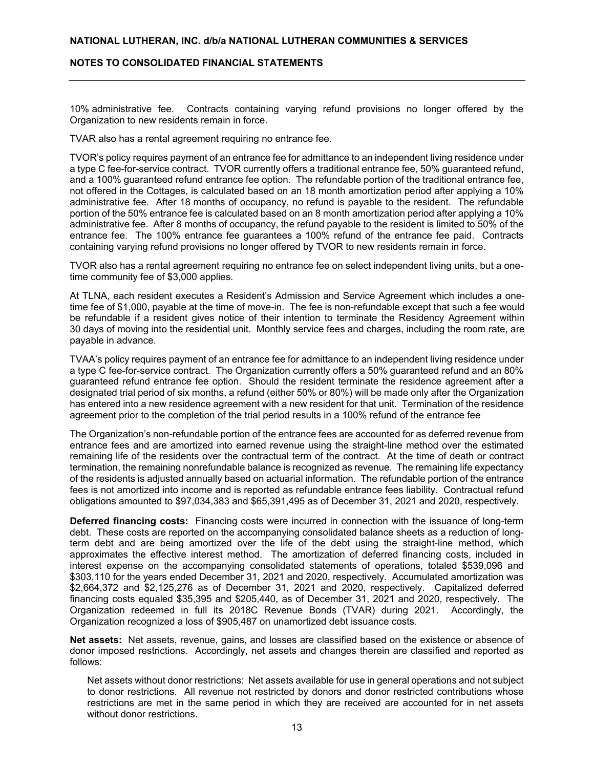10% administrative fee. Contracts containing varying refund provisions no longer offered by the Organization to new residents remain in force.

TVAR also has a rental agreement requiring no entrance fee.

TVOR's policy requires payment of an entrance fee for admittance to an independent living residence under a type C fee-for-service contract. TVOR currently offers a traditional entrance fee, 50% guaranteed refund, and a 100% guaranteed refund entrance fee option. The refundable portion of the traditional entrance fee, not offered in the Cottages, is calculated based on an 18 month amortization period after applying a 10% administrative fee. After 18 months of occupancy, no refund is payable to the resident. The refundable portion of the 50% entrance fee is calculated based on an 8 month amortization period after applying a 10% administrative fee. After 8 months of occupancy, the refund payable to the resident is limited to 50% of the entrance fee. The 100% entrance fee guarantees a 100% refund of the entrance fee paid. Contracts containing varying refund provisions no longer offered by TVOR to new residents remain in force.

TVOR also has a rental agreement requiring no entrance fee on select independent living units, but a one-time community fee of $3,000 applies.

At TLNA, each resident executes a Resident's Admission and Service Agreement which includes a one-time fee of $1,000, payable at the time of move-in. The fee is non-refundable except that such a fee would be refundable if a resident gives notice of their intention to terminate the Residency Agreement within 30 days of moving into the residential unit. Monthly service fees and charges, including the room rate, are payable in advance.

TVAA's policy requires payment of an entrance fee for admittance to an independent living residence under a type C fee-for-service contract. The Organization currently offers a 50% guaranteed refund and an 80% guaranteed refund entrance fee option. Should the resident terminate the residence agreement after a designated trial period of six months, a refund (either 50% or 80%) will be made only after the Organization has entered into a new residence agreement with a new resident for that unit. Termination of the residence agreement prior to the completion of the trial period results in a 100% refund of the entrance fee

The Organization's non-refundable portion of the entrance fees are accounted for as deferred revenue from entrance fees and are amortized into earned revenue using the straight-line method over the estimated remaining life of the residents over the contractual term of the contract. At the time of death or contract termination, the remaining nonrefundable balance is recognized as revenue. The remaining life expectancy of the residents is adjusted annually based on actuarial information. The refundable portion of the entrance fees is not amortized into income and is reported as refundable entrance fees liability. Contractual refund obligations amounted to $97,034,383 and $65,391,495 as of December 31, 2021 and 2020, respectively.

**Deferred financing costs:** Financing costs were incurred in connection with the issuance of long-term debt. These costs are reported on the accompanying consolidated balance sheets as a reduction of long-term debt and are being amortized over the life of the debt using the straight-line method, which approximates the effective interest method. The amortization of deferred financing costs, included in interest expense on the accompanying consolidated statements of operations, totaled $539,096 and $303,110 for the years ended December 31, 2021 and 2020, respectively. Accumulated amortization was $2,664,372 and $2,125,276 as of December 31, 2021 and 2020, respectively. Capitalized deferred financing costs equaled $35,395 and $205,440, as of December 31, 2021 and 2020, respectively. The Organization redeemed in full its 2018C Revenue Bonds (TVAR) during 2021. Accordingly, the Organization recognized a loss of $905,487 on unamortized debt issuance costs.

**Net assets:** Net assets, revenue, gains, and losses are classified based on the existence or absence of donor imposed restrictions. Accordingly, net assets and changes therein are classified and reported as follows:

Net assets without donor restrictions: Net assets available for use in general operations and not subject to donor restrictions. All revenue not restricted by donors and donor restricted contributions whose restrictions are met in the same period in which they are received are accounted for in net assets without donor restrictions.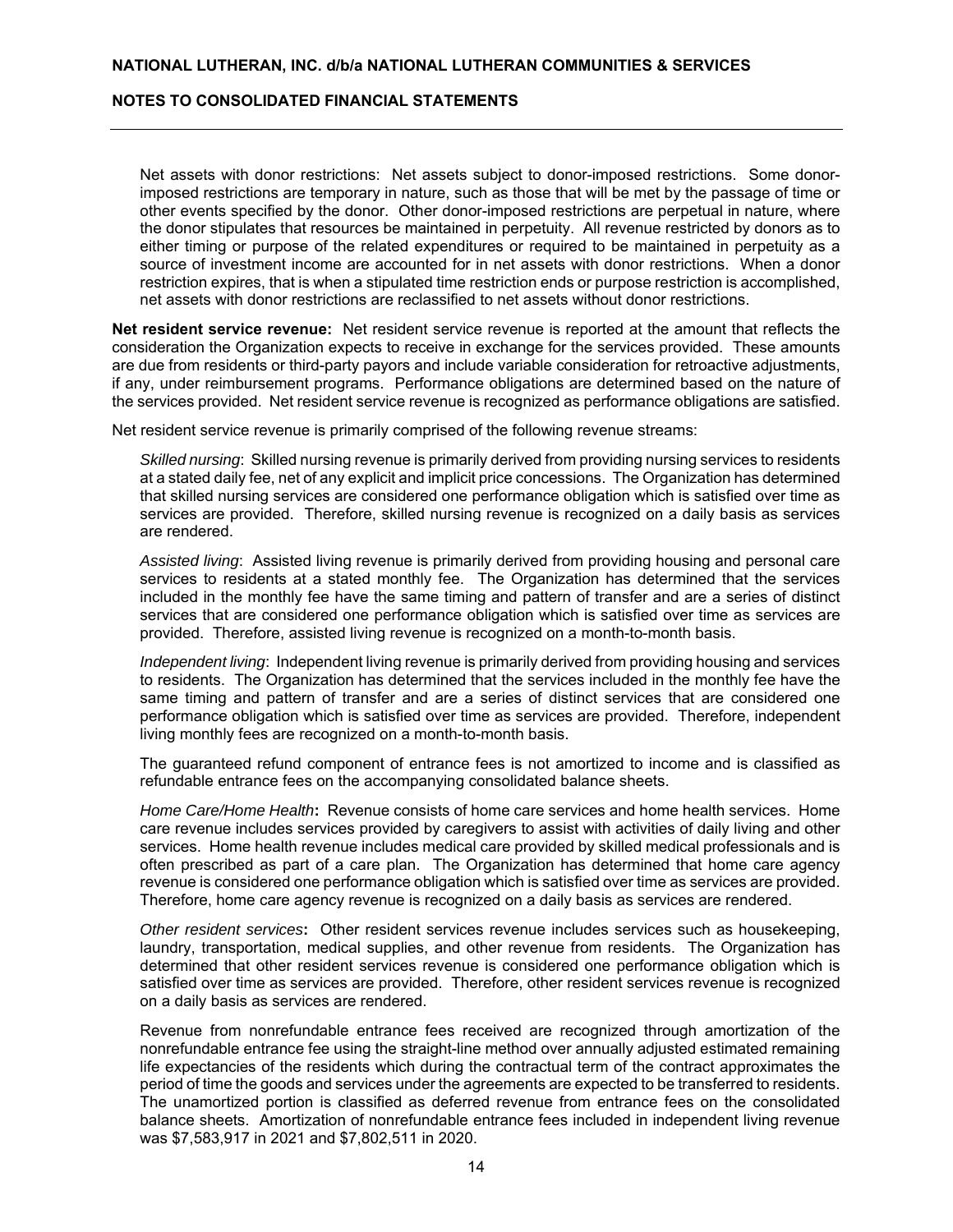Net assets with donor restrictions: Net assets subject to donor-imposed restrictions. Some donor-imposed restrictions are temporary in nature, such as those that will be met by the passage of time or other events specified by the donor. Other donor-imposed restrictions are perpetual in nature, where the donor stipulates that resources be maintained in perpetuity. All revenue restricted by donors as to either timing or purpose of the related expenditures or required to be maintained in perpetuity as a source of investment income are accounted for in net assets with donor restrictions. When a donor restriction expires, that is when a stipulated time restriction ends or purpose restriction is accomplished, net assets with donor restrictions are reclassified to net assets without donor restrictions.

**Net resident service revenue:** Net resident service revenue is reported at the amount that reflects the consideration the Organization expects to receive in exchange for the services provided. These amounts are due from residents or third-party payors and include variable consideration for retroactive adjustments, if any, under reimbursement programs. Performance obligations are determined based on the nature of the services provided. Net resident service revenue is recognized as performance obligations are satisfied.

Net resident service revenue is primarily comprised of the following revenue streams:

*Skilled nursing*: Skilled nursing revenue is primarily derived from providing nursing services to residents at a stated daily fee, net of any explicit and implicit price concessions. The Organization has determined that skilled nursing services are considered one performance obligation which is satisfied over time as services are provided. Therefore, skilled nursing revenue is recognized on a daily basis as services are rendered.

*Assisted living*: Assisted living revenue is primarily derived from providing housing and personal care services to residents at a stated monthly fee. The Organization has determined that the services included in the monthly fee have the same timing and pattern of transfer and are a series of distinct services that are considered one performance obligation which is satisfied over time as services are provided. Therefore, assisted living revenue is recognized on a month-to-month basis.

*Independent living*: Independent living revenue is primarily derived from providing housing and services to residents. The Organization has determined that the services included in the monthly fee have the same timing and pattern of transfer and are a series of distinct services that are considered one performance obligation which is satisfied over time as services are provided. Therefore, independent living monthly fees are recognized on a month-to-month basis.

The guaranteed refund component of entrance fees is not amortized to income and is classified as refundable entrance fees on the accompanying consolidated balance sheets.

*Home Care/Home Health*: Revenue consists of home care services and home health services. Home care revenue includes services provided by caregivers to assist with activities of daily living and other services. Home health revenue includes medical care provided by skilled medical professionals and is often prescribed as part of a care plan. The Organization has determined that home care agency revenue is considered one performance obligation which is satisfied over time as services are provided. Therefore, home care agency revenue is recognized on a daily basis as services are rendered.

*Other resident services*: Other resident services revenue includes services such as housekeeping, laundry, transportation, medical supplies, and other revenue from residents. The Organization has determined that other resident services revenue is considered one performance obligation which is satisfied over time as services are provided. Therefore, other resident services revenue is recognized on a daily basis as services are rendered.

Revenue from nonrefundable entrance fees received are recognized through amortization of the nonrefundable entrance fee using the straight-line method over annually adjusted estimated remaining life expectancies of the residents which during the contractual term of the contract approximates the period of time the goods and services under the agreements are expected to be transferred to residents. The unamortized portion is classified as deferred revenue from entrance fees on the consolidated balance sheets. Amortization of nonrefundable entrance fees included in independent living revenue was $7,583,917 in 2021 and $7,802,511 in 2020.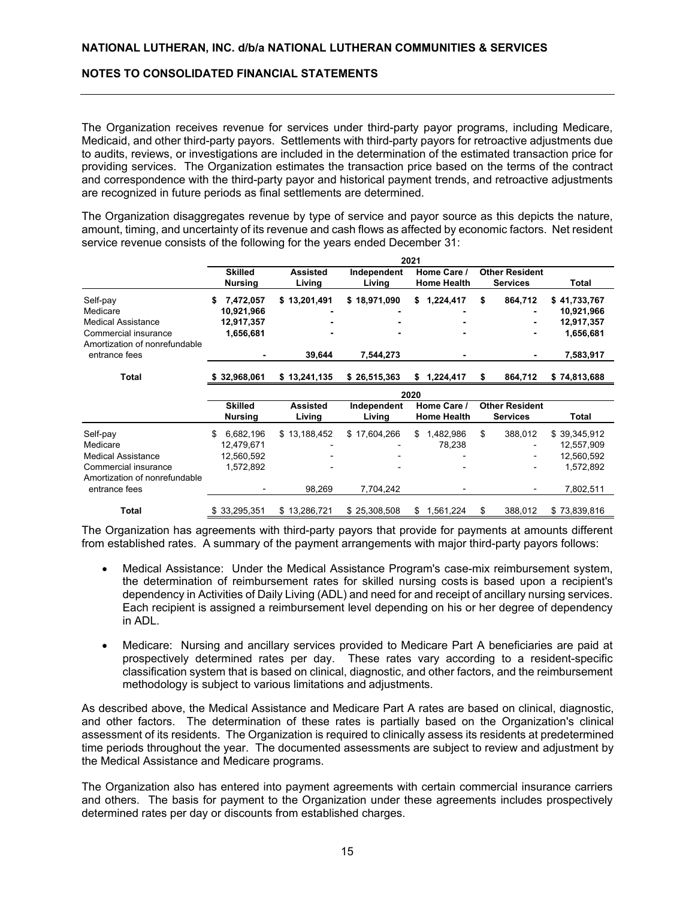The Organization receives revenue for services under third-party payor programs, including Medicare, Medicaid, and other third-party payors. Settlements with third-party payors for retroactive adjustments due to audits, reviews, or investigations are included in the determination of the estimated transaction price for providing services. The Organization estimates the transaction price based on the terms of the contract and correspondence with the third-party payor and historical payment trends, and retroactive adjustments are recognized in future periods as final settlements are determined.

The Organization disaggregates revenue by type of service and payor source as this depicts the nature, amount, timing, and uncertainty of its revenue and cash flows as affected by economic factors. Net resident service revenue consists of the following for the years ended December 31:

| | 2021 | | | | | |
|---|---|---|---|---|---|---|
| | **Skilled Nursing** | **Assisted Living** | **Independent Living** | **Home Care / Home Health** | **Other Resident Services** | **Total** |
| Self-pay | **$ 7,472,057** | **$ 13,201,491** | **$ 18,971,090** | **$ 1,224,417** | **$ 864,712** | **$ 41,733,767** |
| Medicare | **10,921,966** | **-** | **-** | **-** | **-** | **10,921,966** |
| Medical Assistance | **12,917,357** | **-** | **-** | **-** | **-** | **12,917,357** |
| Commercial insurance | **1,656,681** | **-** | **-** | **-** | **-** | **1,656,681** |
| Amortization of nonrefundable entrance fees | **-** | **39,644** | **7,544,273** | **-** | **-** | **7,583,917** |
| **Total** | **$ 32,968,061** | **$ 13,241,135** | **$ 26,515,363** | **$ 1,224,417** | **$ 864,712** | **$ 74,813,688** |

| | 2020 | | | | | |
|---|---|---|---|---|---|---|
| | **Skilled Nursing** | **Assisted Living** | **Independent Living** | **Home Care / Home Health** | **Other Resident Services** | **Total** |
| Self-pay | $ 6,682,196 | $ 13,188,452 | $ 17,604,266 | $ 1,482,986 | $ 388,012 | $ 39,345,912 |
| Medicare | 12,479,671 | - | - | 78,238 | - | 12,557,909 |
| Medical Assistance | 12,560,592 | - | - | - | - | 12,560,592 |
| Commercial insurance | 1,572,892 | - | - | - | - | 1,572,892 |
| Amortization of nonrefundable entrance fees | - | 98,269 | 7,704,242 | - | - | 7,802,511 |
| **Total** | $ 33,295,351 | $ 13,286,721 | $ 25,308,508 | $ 1,561,224 | $ 388,012 | $ 73,839,816 |

The Organization has agreements with third-party payors that provide for payments at amounts different from established rates. A summary of the payment arrangements with major third-party payors follows:

- Medical Assistance: Under the Medical Assistance Program's case-mix reimbursement system, the determination of reimbursement rates for skilled nursing costs is based upon a recipient's dependency in Activities of Daily Living (ADL) and need for and receipt of ancillary nursing services. Each recipient is assigned a reimbursement level depending on his or her degree of dependency in ADL.

- Medicare: Nursing and ancillary services provided to Medicare Part A beneficiaries are paid at prospectively determined rates per day. These rates vary according to a resident-specific classification system that is based on clinical, diagnostic, and other factors, and the reimbursement methodology is subject to various limitations and adjustments.

As described above, the Medical Assistance and Medicare Part A rates are based on clinical, diagnostic, and other factors. The determination of these rates is partially based on the Organization's clinical assessment of its residents. The Organization is required to clinically assess its residents at predetermined time periods throughout the year. The documented assessments are subject to review and adjustment by the Medical Assistance and Medicare programs.

The Organization also has entered into payment agreements with certain commercial insurance carriers and others. The basis for payment to the Organization under these agreements includes prospectively determined rates per day or discounts from established charges.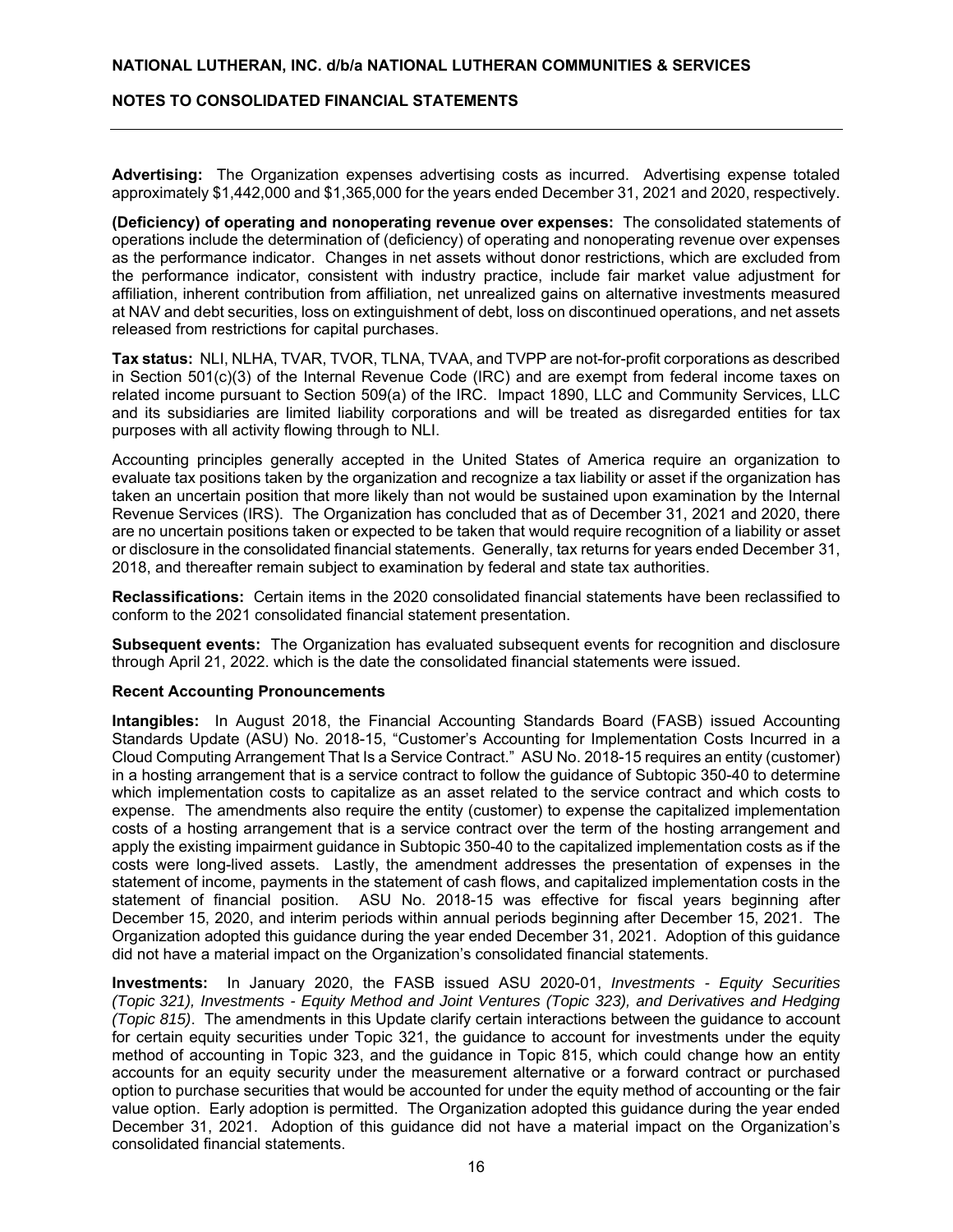**Advertising:** The Organization expenses advertising costs as incurred. Advertising expense totaled approximately $1,442,000 and $1,365,000 for the years ended December 31, 2021 and 2020, respectively.

**(Deficiency) of operating and nonoperating revenue over expenses:** The consolidated statements of operations include the determination of (deficiency) of operating and nonoperating revenue over expenses as the performance indicator. Changes in net assets without donor restrictions, which are excluded from the performance indicator, consistent with industry practice, include fair market value adjustment for affiliation, inherent contribution from affiliation, net unrealized gains on alternative investments measured at NAV and debt securities, loss on extinguishment of debt, loss on discontinued operations, and net assets released from restrictions for capital purchases.

**Tax status:** NLI, NLHA, TVAR, TVOR, TLNA, TVAA, and TVPP are not-for-profit corporations as described in Section 501(c)(3) of the Internal Revenue Code (IRC) and are exempt from federal income taxes on related income pursuant to Section 509(a) of the IRC. Impact 1890, LLC and Community Services, LLC and its subsidiaries are limited liability corporations and will be treated as disregarded entities for tax purposes with all activity flowing through to NLI.

Accounting principles generally accepted in the United States of America require an organization to evaluate tax positions taken by the organization and recognize a tax liability or asset if the organization has taken an uncertain position that more likely than not would be sustained upon examination by the Internal Revenue Services (IRS). The Organization has concluded that as of December 31, 2021 and 2020, there are no uncertain positions taken or expected to be taken that would require recognition of a liability or asset or disclosure in the consolidated financial statements. Generally, tax returns for years ended December 31, 2018, and thereafter remain subject to examination by federal and state tax authorities.

**Reclassifications:** Certain items in the 2020 consolidated financial statements have been reclassified to conform to the 2021 consolidated financial statement presentation.

**Subsequent events:** The Organization has evaluated subsequent events for recognition and disclosure through April 21, 2022. which is the date the consolidated financial statements were issued.

**Recent Accounting Pronouncements**

**Intangibles:** In August 2018, the Financial Accounting Standards Board (FASB) issued Accounting Standards Update (ASU) No. 2018-15, "Customer's Accounting for Implementation Costs Incurred in a Cloud Computing Arrangement That Is a Service Contract." ASU No. 2018-15 requires an entity (customer) in a hosting arrangement that is a service contract to follow the guidance of Subtopic 350-40 to determine which implementation costs to capitalize as an asset related to the service contract and which costs to expense. The amendments also require the entity (customer) to expense the capitalized implementation costs of a hosting arrangement that is a service contract over the term of the hosting arrangement and apply the existing impairment guidance in Subtopic 350-40 to the capitalized implementation costs as if the costs were long-lived assets. Lastly, the amendment addresses the presentation of expenses in the statement of income, payments in the statement of cash flows, and capitalized implementation costs in the statement of financial position. ASU No. 2018-15 was effective for fiscal years beginning after December 15, 2020, and interim periods within annual periods beginning after December 15, 2021. The Organization adopted this guidance during the year ended December 31, 2021. Adoption of this guidance did not have a material impact on the Organization's consolidated financial statements.

**Investments:** In January 2020, the FASB issued ASU 2020-01, *Investments - Equity Securities (Topic 321), Investments - Equity Method and Joint Ventures (Topic 323), and Derivatives and Hedging (Topic 815)*. The amendments in this Update clarify certain interactions between the guidance to account for certain equity securities under Topic 321, the guidance to account for investments under the equity method of accounting in Topic 323, and the guidance in Topic 815, which could change how an entity accounts for an equity security under the measurement alternative or a forward contract or purchased option to purchase securities that would be accounted for under the equity method of accounting or the fair value option. Early adoption is permitted. The Organization adopted this guidance during the year ended December 31, 2021. Adoption of this guidance did not have a material impact on the Organization's consolidated financial statements.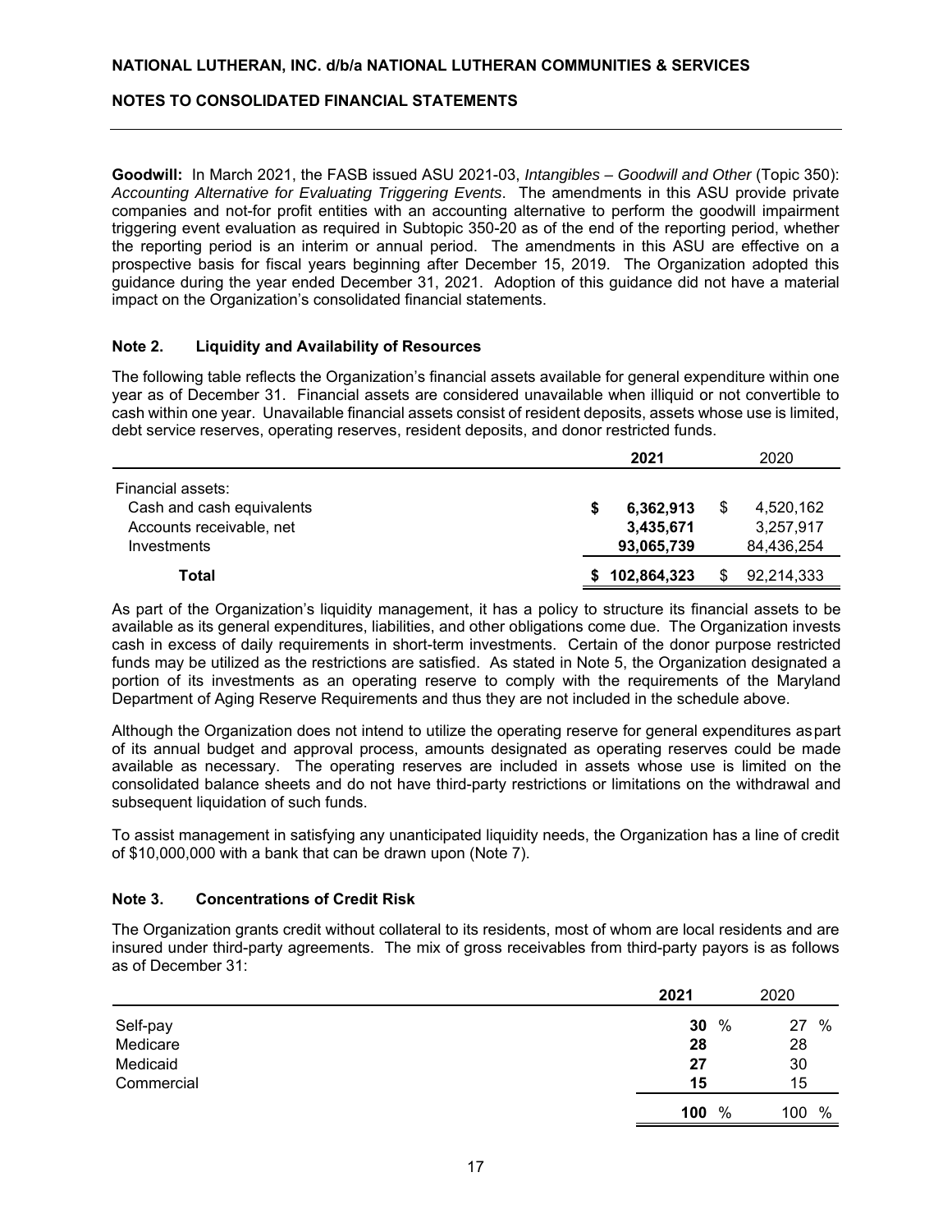**Goodwill:** In March 2021, the FASB issued ASU 2021-03, *Intangibles – Goodwill and Other* (Topic 350): *Accounting Alternative for Evaluating Triggering Events*. The amendments in this ASU provide private companies and not-for profit entities with an accounting alternative to perform the goodwill impairment triggering event evaluation as required in Subtopic 350-20 as of the end of the reporting period, whether the reporting period is an interim or annual period. The amendments in this ASU are effective on a prospective basis for fiscal years beginning after December 15, 2019. The Organization adopted this guidance during the year ended December 31, 2021. Adoption of this guidance did not have a material impact on the Organization's consolidated financial statements.

## Note 2. Liquidity and Availability of Resources

The following table reflects the Organization's financial assets available for general expenditure within one year as of December 31. Financial assets are considered unavailable when illiquid or not convertible to cash within one year. Unavailable financial assets consist of resident deposits, assets whose use is limited, debt service reserves, operating reserves, resident deposits, and donor restricted funds.

| | **2021** | 2020 |
|---|---|---|
| Financial assets: | | |
| Cash and cash equivalents | **$ 6,362,913** | $ 4,520,162 |
| Accounts receivable, net | **3,435,671** | 3,257,917 |
| Investments | **93,065,739** | 84,436,254 |
| **Total** | **$ 102,864,323** | $ 92,214,333 |

As part of the Organization's liquidity management, it has a policy to structure its financial assets to be available as its general expenditures, liabilities, and other obligations come due. The Organization invests cash in excess of daily requirements in short-term investments. Certain of the donor purpose restricted funds may be utilized as the restrictions are satisfied. As stated in Note 5, the Organization designated a portion of its investments as an operating reserve to comply with the requirements of the Maryland Department of Aging Reserve Requirements and thus they are not included in the schedule above.

Although the Organization does not intend to utilize the operating reserve for general expenditures as part of its annual budget and approval process, amounts designated as operating reserves could be made available as necessary. The operating reserves are included in assets whose use is limited on the consolidated balance sheets and do not have third-party restrictions or limitations on the withdrawal and subsequent liquidation of such funds.

To assist management in satisfying any unanticipated liquidity needs, the Organization has a line of credit of $10,000,000 with a bank that can be drawn upon (Note 7).

## Note 3. Concentrations of Credit Risk

The Organization grants credit without collateral to its residents, most of whom are local residents and are insured under third-party agreements. The mix of gross receivables from third-party payors is as follows as of December 31:

| | **2021** | 2020 |
|---|---|---|
| Self-pay | **30 %** | 27 % |
| Medicare | **28** | 28 |
| Medicaid | **27** | 30 |
| Commercial | **15** | 15 |
| | **100 %** | 100 % |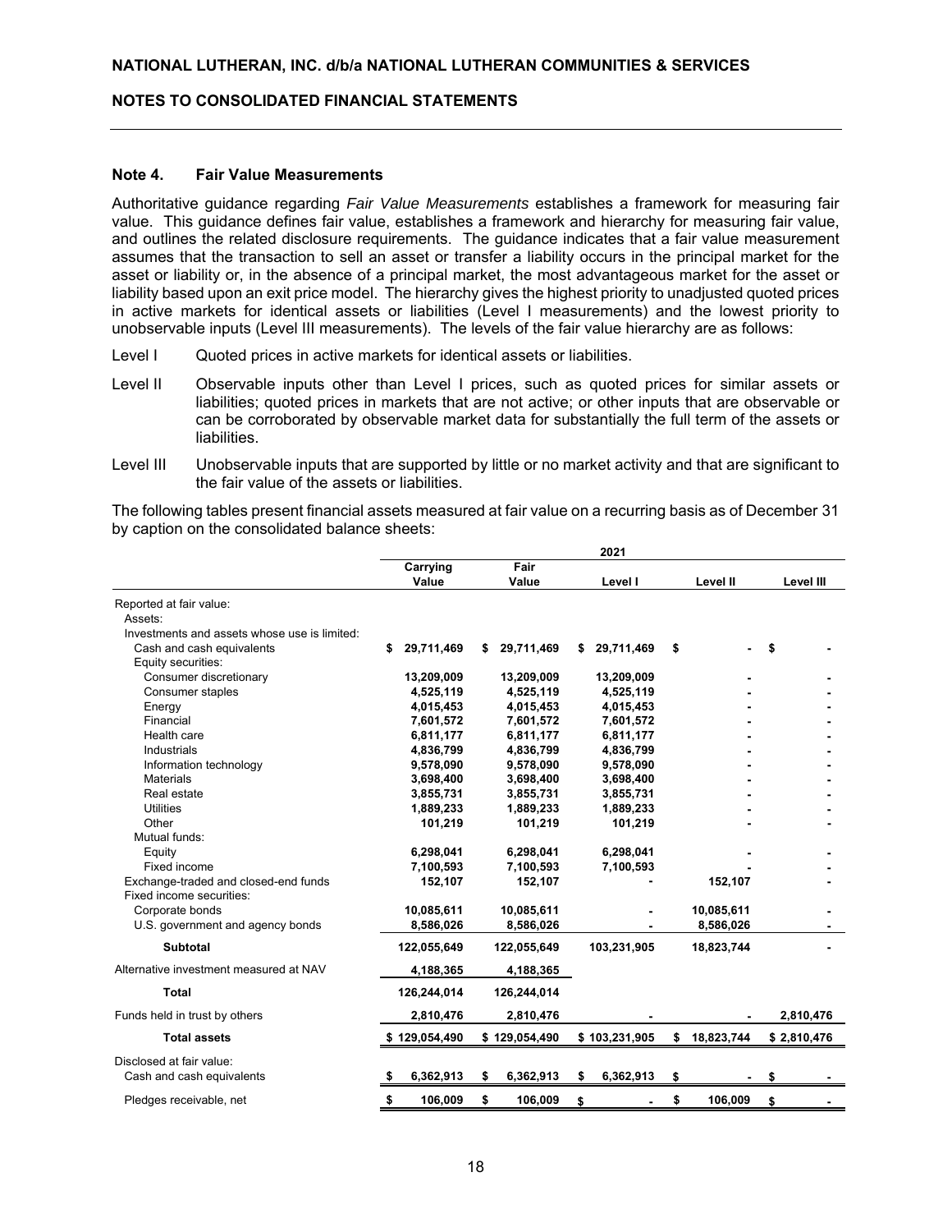## Note 4. Fair Value Measurements

Authoritative guidance regarding *Fair Value Measurements* establishes a framework for measuring fair value. This guidance defines fair value, establishes a framework and hierarchy for measuring fair value, and outlines the related disclosure requirements. The guidance indicates that a fair value measurement assumes that the transaction to sell an asset or transfer a liability occurs in the principal market for the asset or liability or, in the absence of a principal market, the most advantageous market for the asset or liability based upon an exit price model. The hierarchy gives the highest priority to unadjusted quoted prices in active markets for identical assets or liabilities (Level I measurements) and the lowest priority to unobservable inputs (Level III measurements). The levels of the fair value hierarchy are as follows:

Level I Quoted prices in active markets for identical assets or liabilities.

Level II Observable inputs other than Level I prices, such as quoted prices for similar assets or liabilities; quoted prices in markets that are not active; or other inputs that are observable or can be corroborated by observable market data for substantially the full term of the assets or liabilities.

Level III Unobservable inputs that are supported by little or no market activity and that are significant to the fair value of the assets or liabilities.

The following tables present financial assets measured at fair value on a recurring basis as of December 31 by caption on the consolidated balance sheets:

| | 2021 | | | | |
|---|---|---|---|---|---|
| | Carrying Value | Fair Value | Level I | Level II | Level III |
| Reported at fair value: | | | | | |
| Assets: | | | | | |
| Investments and assets whose use is limited: | | | | | |
| Cash and cash equivalents | $ 29,711,469 | $ 29,711,469 | $ 29,711,469 | $ - | $ - |
| Equity securities: | | | | | |
| Consumer discretionary | 13,209,009 | 13,209,009 | 13,209,009 | - | - |
| Consumer staples | 4,525,119 | 4,525,119 | 4,525,119 | - | - |
| Energy | 4,015,453 | 4,015,453 | 4,015,453 | - | - |
| Financial | 7,601,572 | 7,601,572 | 7,601,572 | - | - |
| Health care | 6,811,177 | 6,811,177 | 6,811,177 | - | - |
| Industrials | 4,836,799 | 4,836,799 | 4,836,799 | - | - |
| Information technology | 9,578,090 | 9,578,090 | 9,578,090 | - | - |
| Materials | 3,698,400 | 3,698,400 | 3,698,400 | - | - |
| Real estate | 3,855,731 | 3,855,731 | 3,855,731 | - | - |
| Utilities | 1,889,233 | 1,889,233 | 1,889,233 | - | - |
| Other | 101,219 | 101,219 | 101,219 | - | - |
| Mutual funds: | | | | | |
| Equity | 6,298,041 | 6,298,041 | 6,298,041 | - | - |
| Fixed income | 7,100,593 | 7,100,593 | 7,100,593 | - | - |
| Exchange-traded and closed-end funds | 152,107 | 152,107 | - | 152,107 | - |
| Fixed income securities: | | | | | |
| Corporate bonds | 10,085,611 | 10,085,611 | - | 10,085,611 | - |
| U.S. government and agency bonds | 8,586,026 | 8,586,026 | - | 8,586,026 | - |
| **Subtotal** | 122,055,649 | 122,055,649 | 103,231,905 | 18,823,744 | - |
| Alternative investment measured at NAV | 4,188,365 | 4,188,365 | | | |
| **Total** | 126,244,014 | 126,244,014 | | | |
| Funds held in trust by others | 2,810,476 | 2,810,476 | - | - | 2,810,476 |
| **Total assets** | $ 129,054,490 | $ 129,054,490 | $ 103,231,905 | $ 18,823,744 | $ 2,810,476 |
| Disclosed at fair value: | | | | | |
| Cash and cash equivalents | $ 6,362,913 | $ 6,362,913 | $ 6,362,913 | $ - | $ - |
| Pledges receivable, net | $ 106,009 | $ 106,009 | $ - | $ 106,009 | $ - |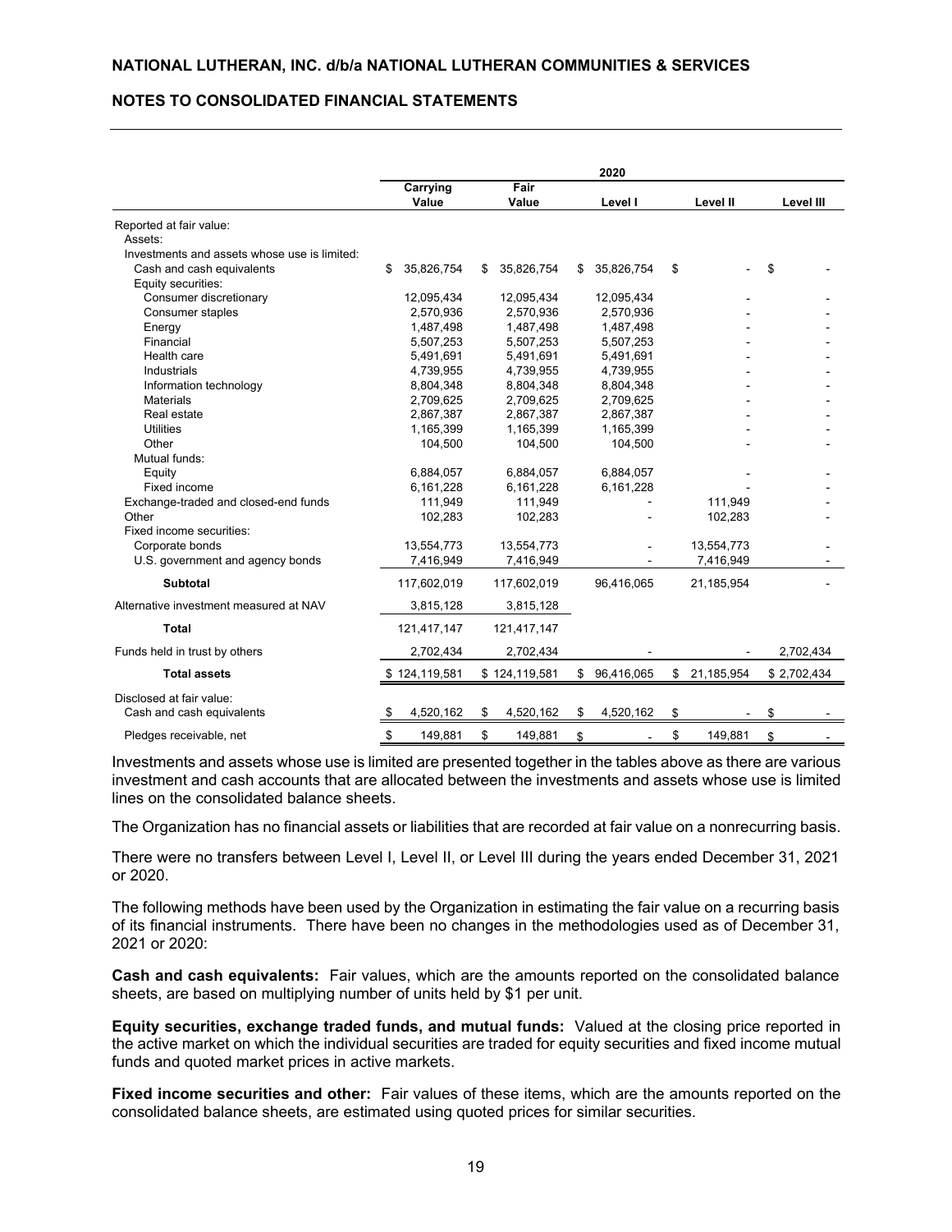|  | 2020 | | | | |
|---|---|---|---|---|---|
|  | Carrying Value | Fair Value | Level I | Level II | Level III |
| Reported at fair value: | | | | | |
| Assets: | | | | | |
| Investments and assets whose use is limited: | | | | | |
| Cash and cash equivalents | $ 35,826,754 | $ 35,826,754 | $ 35,826,754 | $ - | $ - |
| Equity securities: | | | | | |
| Consumer discretionary | 12,095,434 | 12,095,434 | 12,095,434 | - | - |
| Consumer staples | 2,570,936 | 2,570,936 | 2,570,936 | - | - |
| Energy | 1,487,498 | 1,487,498 | 1,487,498 | - | - |
| Financial | 5,507,253 | 5,507,253 | 5,507,253 | - | - |
| Health care | 5,491,691 | 5,491,691 | 5,491,691 | - | - |
| Industrials | 4,739,955 | 4,739,955 | 4,739,955 | - | - |
| Information technology | 8,804,348 | 8,804,348 | 8,804,348 | - | - |
| Materials | 2,709,625 | 2,709,625 | 2,709,625 | - | - |
| Real estate | 2,867,387 | 2,867,387 | 2,867,387 | - | - |
| Utilities | 1,165,399 | 1,165,399 | 1,165,399 | - | - |
| Other | 104,500 | 104,500 | 104,500 | - | - |
| Mutual funds: | | | | | |
| Equity | 6,884,057 | 6,884,057 | 6,884,057 | - | - |
| Fixed income | 6,161,228 | 6,161,228 | 6,161,228 | - | - |
| Exchange-traded and closed-end funds | 111,949 | 111,949 | - | 111,949 | - |
| Other | 102,283 | 102,283 | - | 102,283 | - |
| Fixed income securities: | | | | | |
| Corporate bonds | 13,554,773 | 13,554,773 | - | 13,554,773 | - |
| U.S. government and agency bonds | 7,416,949 | 7,416,949 | - | 7,416,949 | - |
| **Subtotal** | 117,602,019 | 117,602,019 | 96,416,065 | 21,185,954 | - |
| Alternative investment measured at NAV | 3,815,128 | 3,815,128 | | | |
| **Total** | 121,417,147 | 121,417,147 | | | |
| Funds held in trust by others | 2,702,434 | 2,702,434 | - | - | 2,702,434 |
| **Total assets** | $ 124,119,581 | $ 124,119,581 | $ 96,416,065 | $ 21,185,954 | $ 2,702,434 |
| Disclosed at fair value: | | | | | |
| Cash and cash equivalents | $ 4,520,162 | $ 4,520,162 | $ 4,520,162 | $ - | $ - |
| Pledges receivable, net | $ 149,881 | $ 149,881 | $ - | $ 149,881 | $ - |

Investments and assets whose use is limited are presented together in the tables above as there are various investment and cash accounts that are allocated between the investments and assets whose use is limited lines on the consolidated balance sheets.

The Organization has no financial assets or liabilities that are recorded at fair value on a nonrecurring basis.

There were no transfers between Level I, Level II, or Level III during the years ended December 31, 2021 or 2020.

The following methods have been used by the Organization in estimating the fair value on a recurring basis of its financial instruments. There have been no changes in the methodologies used as of December 31, 2021 or 2020:

**Cash and cash equivalents:** Fair values, which are the amounts reported on the consolidated balance sheets, are based on multiplying number of units held by $1 per unit.

**Equity securities, exchange traded funds, and mutual funds:** Valued at the closing price reported in the active market on which the individual securities are traded for equity securities and fixed income mutual funds and quoted market prices in active markets.

**Fixed income securities and other:** Fair values of these items, which are the amounts reported on the consolidated balance sheets, are estimated using quoted prices for similar securities.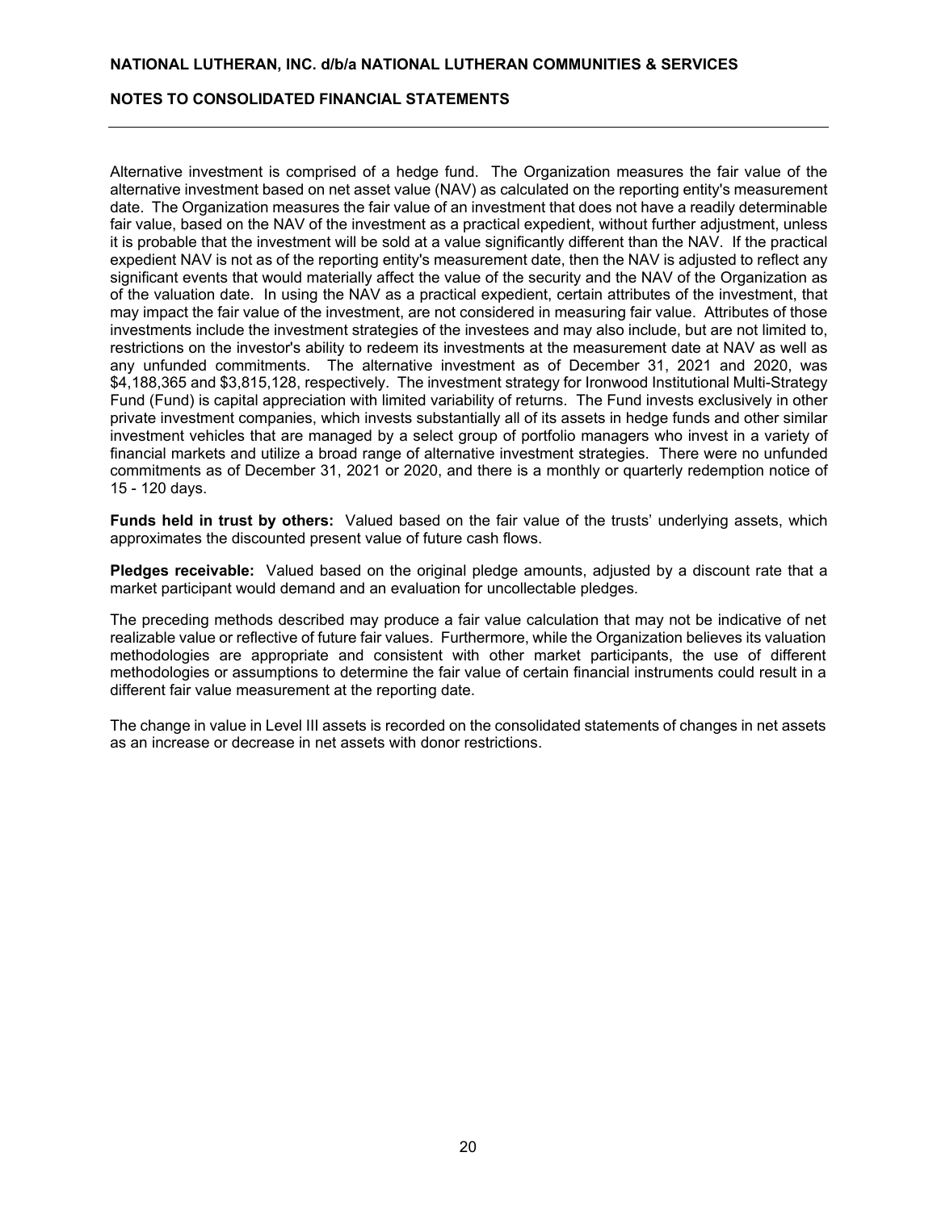Alternative investment is comprised of a hedge fund. The Organization measures the fair value of the alternative investment based on net asset value (NAV) as calculated on the reporting entity's measurement date. The Organization measures the fair value of an investment that does not have a readily determinable fair value, based on the NAV of the investment as a practical expedient, without further adjustment, unless it is probable that the investment will be sold at a value significantly different than the NAV. If the practical expedient NAV is not as of the reporting entity's measurement date, then the NAV is adjusted to reflect any significant events that would materially affect the value of the security and the NAV of the Organization as of the valuation date. In using the NAV as a practical expedient, certain attributes of the investment, that may impact the fair value of the investment, are not considered in measuring fair value. Attributes of those investments include the investment strategies of the investees and may also include, but are not limited to, restrictions on the investor's ability to redeem its investments at the measurement date at NAV as well as any unfunded commitments. The alternative investment as of December 31, 2021 and 2020, was $4,188,365 and $3,815,128, respectively. The investment strategy for Ironwood Institutional Multi-Strategy Fund (Fund) is capital appreciation with limited variability of returns. The Fund invests exclusively in other private investment companies, which invests substantially all of its assets in hedge funds and other similar investment vehicles that are managed by a select group of portfolio managers who invest in a variety of financial markets and utilize a broad range of alternative investment strategies. There were no unfunded commitments as of December 31, 2021 or 2020, and there is a monthly or quarterly redemption notice of 15 - 120 days.

**Funds held in trust by others:** Valued based on the fair value of the trusts' underlying assets, which approximates the discounted present value of future cash flows.

**Pledges receivable:** Valued based on the original pledge amounts, adjusted by a discount rate that a market participant would demand and an evaluation for uncollectable pledges.

The preceding methods described may produce a fair value calculation that may not be indicative of net realizable value or reflective of future fair values. Furthermore, while the Organization believes its valuation methodologies are appropriate and consistent with other market participants, the use of different methodologies or assumptions to determine the fair value of certain financial instruments could result in a different fair value measurement at the reporting date.

The change in value in Level III assets is recorded on the consolidated statements of changes in net assets as an increase or decrease in net assets with donor restrictions.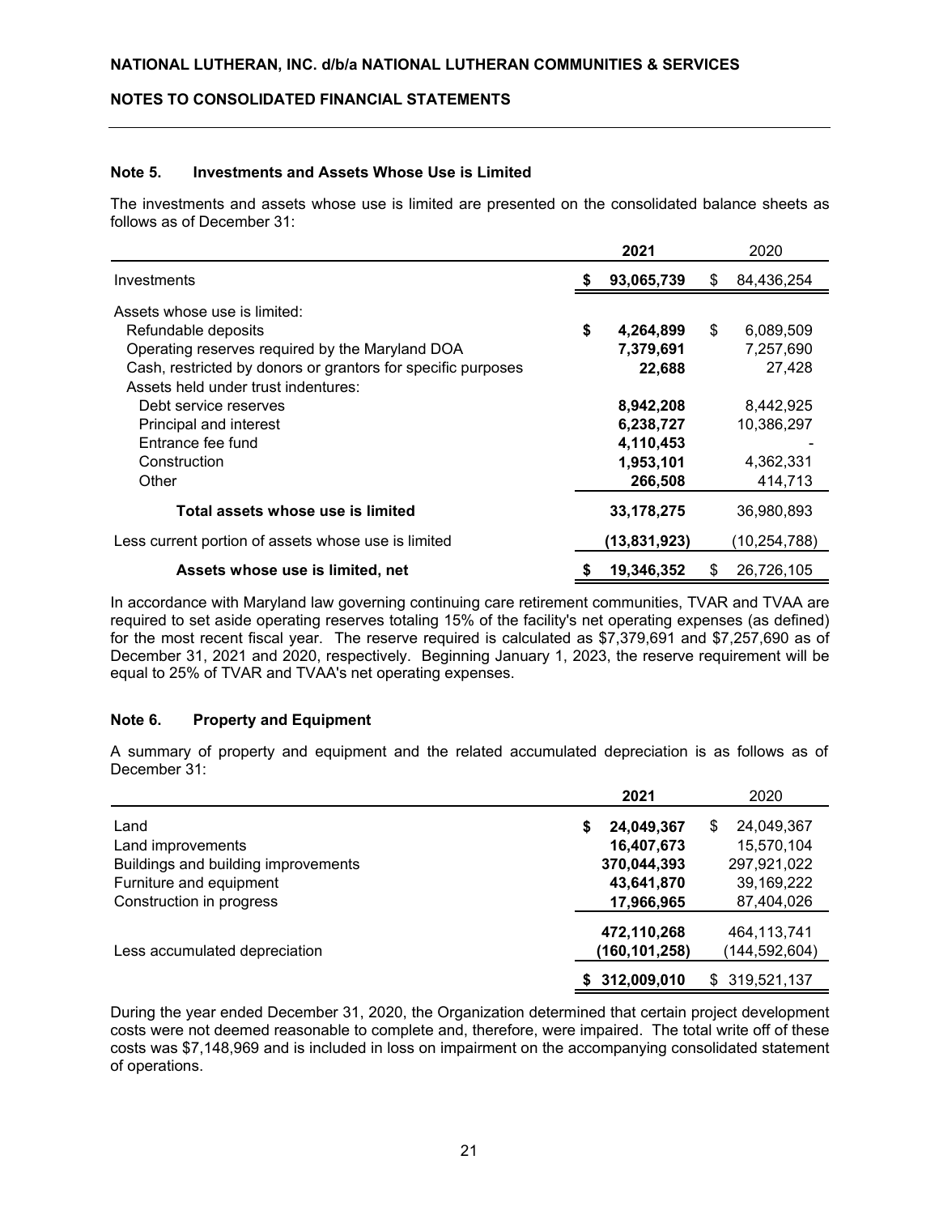### Note 5. Investments and Assets Whose Use is Limited

The investments and assets whose use is limited are presented on the consolidated balance sheets as follows as of December 31:

| | 2021 | 2020 |
|---|---|---|
| Investments | $ 93,065,739 | $ 84,436,254 |
| Assets whose use is limited: | | |
| Refundable deposits | $ 4,264,899 | $ 6,089,509 |
| Operating reserves required by the Maryland DOA | 7,379,691 | 7,257,690 |
| Cash, restricted by donors or grantors for specific purposes | 22,688 | 27,428 |
| Assets held under trust indentures: | | |
| Debt service reserves | 8,942,208 | 8,442,925 |
| Principal and interest | 6,238,727 | 10,386,297 |
| Entrance fee fund | 4,110,453 | - |
| Construction | 1,953,101 | 4,362,331 |
| Other | 266,508 | 414,713 |
| **Total assets whose use is limited** | 33,178,275 | 36,980,893 |
| Less current portion of assets whose use is limited | (13,831,923) | (10,254,788) |
| **Assets whose use is limited, net** | $ 19,346,352 | $ 26,726,105 |

In accordance with Maryland law governing continuing care retirement communities, TVAR and TVAA are required to set aside operating reserves totaling 15% of the facility's net operating expenses (as defined) for the most recent fiscal year. The reserve required is calculated as $7,379,691 and $7,257,690 as of December 31, 2021 and 2020, respectively. Beginning January 1, 2023, the reserve requirement will be equal to 25% of TVAR and TVAA's net operating expenses.

### Note 6. Property and Equipment

A summary of property and equipment and the related accumulated depreciation is as follows as of December 31:

| | 2021 | 2020 |
|---|---|---|
| Land | $ 24,049,367 | $ 24,049,367 |
| Land improvements | 16,407,673 | 15,570,104 |
| Buildings and building improvements | 370,044,393 | 297,921,022 |
| Furniture and equipment | 43,641,870 | 39,169,222 |
| Construction in progress | 17,966,965 | 87,404,026 |
| | 472,110,268 | 464,113,741 |
| Less accumulated depreciation | (160,101,258) | (144,592,604) |
| | $ 312,009,010 | $ 319,521,137 |

During the year ended December 31, 2020, the Organization determined that certain project development costs were not deemed reasonable to complete and, therefore, were impaired. The total write off of these costs was $7,148,969 and is included in loss on impairment on the accompanying consolidated statement of operations.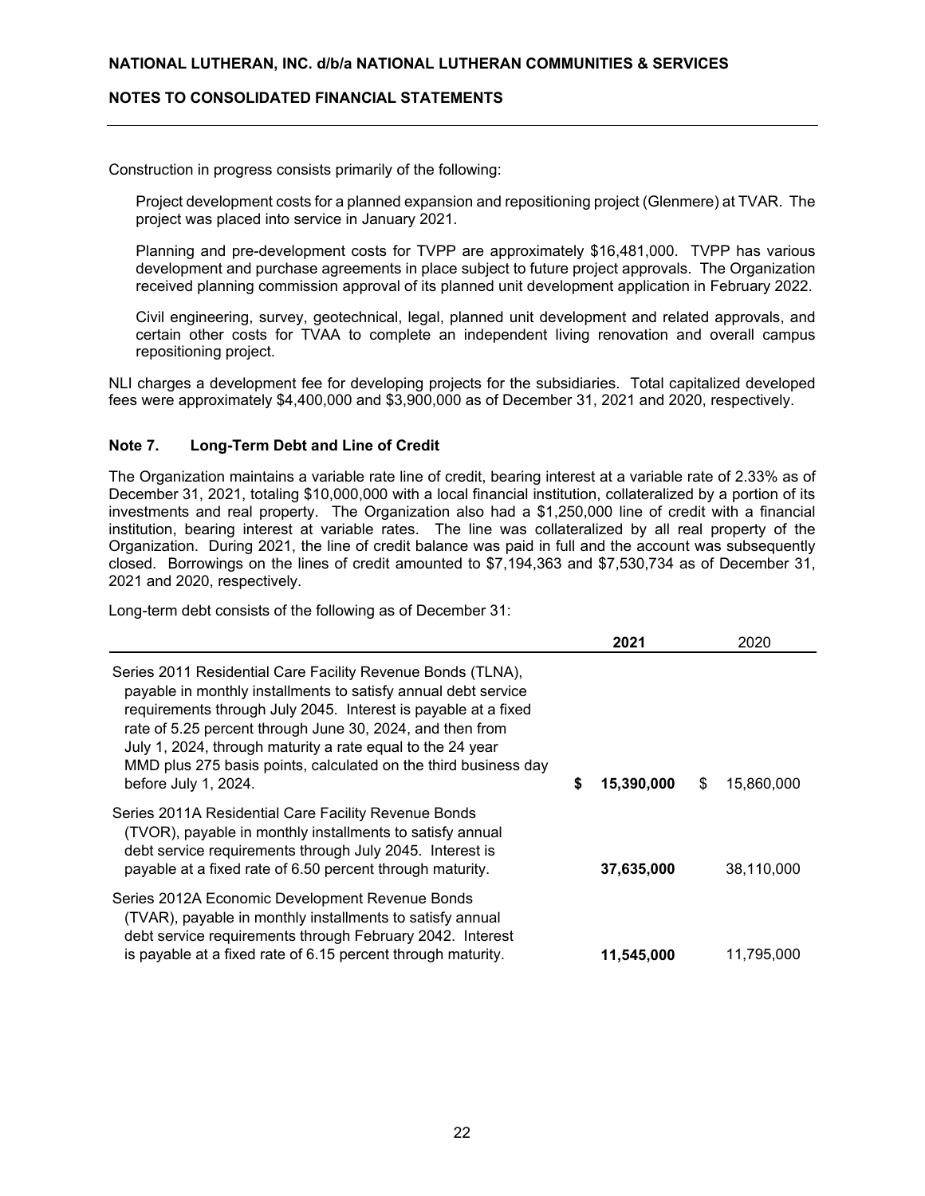Construction in progress consists primarily of the following:

Project development costs for a planned expansion and repositioning project (Glenmere) at TVAR. The project was placed into service in January 2021.

Planning and pre-development costs for TVPP are approximately $16,481,000. TVPP has various development and purchase agreements in place subject to future project approvals. The Organization received planning commission approval of its planned unit development application in February 2022.

Civil engineering, survey, geotechnical, legal, planned unit development and related approvals, and certain other costs for TVAA to complete an independent living renovation and overall campus repositioning project.

NLI charges a development fee for developing projects for the subsidiaries. Total capitalized developed fees were approximately $4,400,000 and $3,900,000 as of December 31, 2021 and 2020, respectively.

### Note 7. Long-Term Debt and Line of Credit

The Organization maintains a variable rate line of credit, bearing interest at a variable rate of 2.33% as of December 31, 2021, totaling $10,000,000 with a local financial institution, collateralized by a portion of its investments and real property. The Organization also had a $1,250,000 line of credit with a financial institution, bearing interest at variable rates. The line was collateralized by all real property of the Organization. During 2021, the line of credit balance was paid in full and the account was subsequently closed. Borrowings on the lines of credit amounted to $7,194,363 and $7,530,734 as of December 31, 2021 and 2020, respectively.

Long-term debt consists of the following as of December 31:

| | **2021** | 2020 |
|---|---|---|
| Series 2011 Residential Care Facility Revenue Bonds (TLNA), payable in monthly installments to satisfy annual debt service requirements through July 2045. Interest is payable at a fixed rate of 5.25 percent through June 30, 2024, and then from July 1, 2024, through maturity a rate equal to the 24 year MMD plus 275 basis points, calculated on the third business day before July 1, 2024. | **$ 15,390,000** | $ 15,860,000 |
| Series 2011A Residential Care Facility Revenue Bonds (TVOR), payable in monthly installments to satisfy annual debt service requirements through July 2045. Interest is payable at a fixed rate of 6.50 percent through maturity. | **37,635,000** | 38,110,000 |
| Series 2012A Economic Development Revenue Bonds (TVAR), payable in monthly installments to satisfy annual debt service requirements through February 2042. Interest is payable at a fixed rate of 6.15 percent through maturity. | **11,545,000** | 11,795,000 |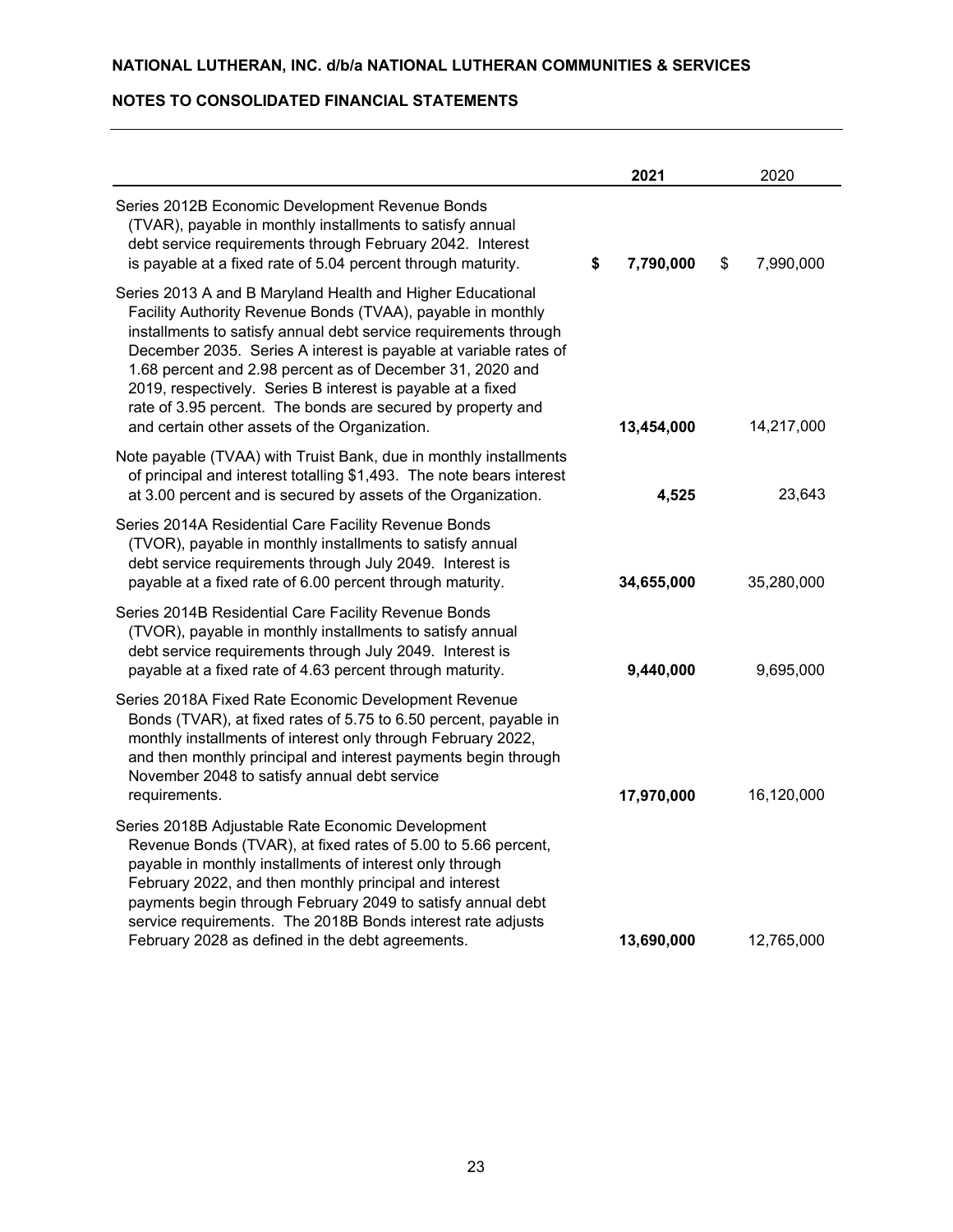| | 2021 | 2020 |
|---|---|---|
| Series 2012B Economic Development Revenue Bonds (TVAR), payable in monthly installments to satisfy annual debt service requirements through February 2042. Interest is payable at a fixed rate of 5.04 percent through maturity. | **$ 7,790,000** | $ 7,990,000 |
| Series 2013 A and B Maryland Health and Higher Educational Facility Authority Revenue Bonds (TVAA), payable in monthly installments to satisfy annual debt service requirements through December 2035. Series A interest is payable at variable rates of 1.68 percent and 2.98 percent as of December 31, 2020 and 2019, respectively. Series B interest is payable at a fixed rate of 3.95 percent. The bonds are secured by property and and certain other assets of the Organization. | **13,454,000** | 14,217,000 |
| Note payable (TVAA) with Truist Bank, due in monthly installments of principal and interest totalling $1,493. The note bears interest at 3.00 percent and is secured by assets of the Organization. | **4,525** | 23,643 |
| Series 2014A Residential Care Facility Revenue Bonds (TVOR), payable in monthly installments to satisfy annual debt service requirements through July 2049. Interest is payable at a fixed rate of 6.00 percent through maturity. | **34,655,000** | 35,280,000 |
| Series 2014B Residential Care Facility Revenue Bonds (TVOR), payable in monthly installments to satisfy annual debt service requirements through July 2049. Interest is payable at a fixed rate of 4.63 percent through maturity. | **9,440,000** | 9,695,000 |
| Series 2018A Fixed Rate Economic Development Revenue Bonds (TVAR), at fixed rates of 5.75 to 6.50 percent, payable in monthly installments of interest only through February 2022, and then monthly principal and interest payments begin through November 2048 to satisfy annual debt service requirements. | **17,970,000** | 16,120,000 |
| Series 2018B Adjustable Rate Economic Development Revenue Bonds (TVAR), at fixed rates of 5.00 to 5.66 percent, payable in monthly installments of interest only through February 2022, and then monthly principal and interest payments begin through February 2049 to satisfy annual debt service requirements. The 2018B Bonds interest rate adjusts February 2028 as defined in the debt agreements. | **13,690,000** | 12,765,000 |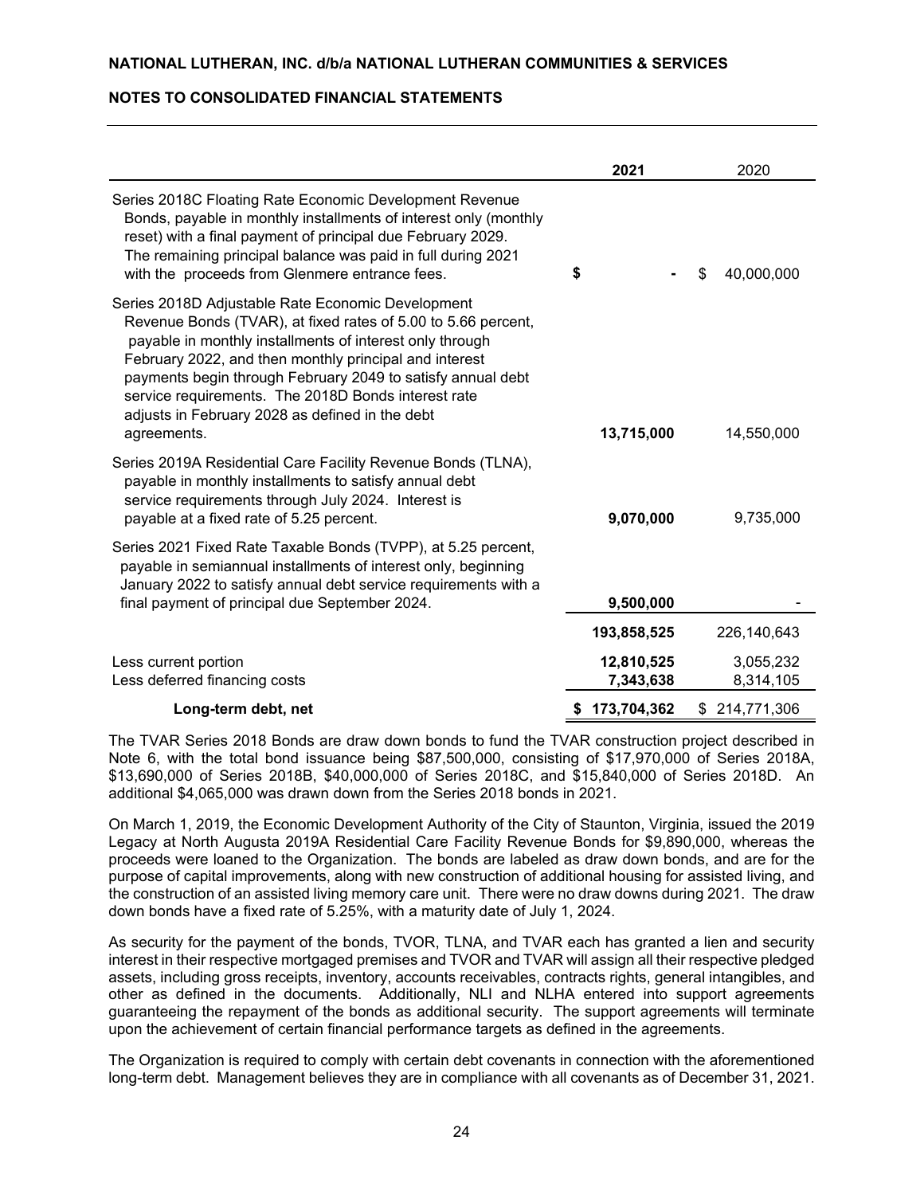| | 2021 | 2020 |
|---|---|---|
| Series 2018C Floating Rate Economic Development Revenue Bonds, payable in monthly installments of interest only (monthly reset) with a final payment of principal due February 2029. The remaining principal balance was paid in full during 2021 with the proceeds from Glenmere entrance fees. | $ - | $ 40,000,000 |
| Series 2018D Adjustable Rate Economic Development Revenue Bonds (TVAR), at fixed rates of 5.00 to 5.66 percent, payable in monthly installments of interest only through February 2022, and then monthly principal and interest payments begin through February 2049 to satisfy annual debt service requirements. The 2018D Bonds interest rate adjusts in February 2028 as defined in the debt agreements. | 13,715,000 | 14,550,000 |
| Series 2019A Residential Care Facility Revenue Bonds (TLNA), payable in monthly installments to satisfy annual debt service requirements through July 2024. Interest is payable at a fixed rate of 5.25 percent. | 9,070,000 | 9,735,000 |
| Series 2021 Fixed Rate Taxable Bonds (TVPP), at 5.25 percent, payable in semiannual installments of interest only, beginning January 2022 to satisfy annual debt service requirements with a final payment of principal due September 2024. | 9,500,000 | - |
| | 193,858,525 | 226,140,643 |
| Less current portion | 12,810,525 | 3,055,232 |
| Less deferred financing costs | 7,343,638 | 8,314,105 |
| **Long-term debt, net** | **$ 173,704,362** | $ 214,771,306 |

The TVAR Series 2018 Bonds are draw down bonds to fund the TVAR construction project described in Note 6, with the total bond issuance being $87,500,000, consisting of $17,970,000 of Series 2018A, $13,690,000 of Series 2018B, $40,000,000 of Series 2018C, and $15,840,000 of Series 2018D. An additional $4,065,000 was drawn down from the Series 2018 bonds in 2021.

On March 1, 2019, the Economic Development Authority of the City of Staunton, Virginia, issued the 2019 Legacy at North Augusta 2019A Residential Care Facility Revenue Bonds for $9,890,000, whereas the proceeds were loaned to the Organization. The bonds are labeled as draw down bonds, and are for the purpose of capital improvements, along with new construction of additional housing for assisted living, and the construction of an assisted living memory care unit. There were no draw downs during 2021. The draw down bonds have a fixed rate of 5.25%, with a maturity date of July 1, 2024.

As security for the payment of the bonds, TVOR, TLNA, and TVAR each has granted a lien and security interest in their respective mortgaged premises and TVOR and TVAR will assign all their respective pledged assets, including gross receipts, inventory, accounts receivables, contracts rights, general intangibles, and other as defined in the documents. Additionally, NLI and NLHA entered into support agreements guaranteeing the repayment of the bonds as additional security. The support agreements will terminate upon the achievement of certain financial performance targets as defined in the agreements.

The Organization is required to comply with certain debt covenants in connection with the aforementioned long-term debt. Management believes they are in compliance with all covenants as of December 31, 2021.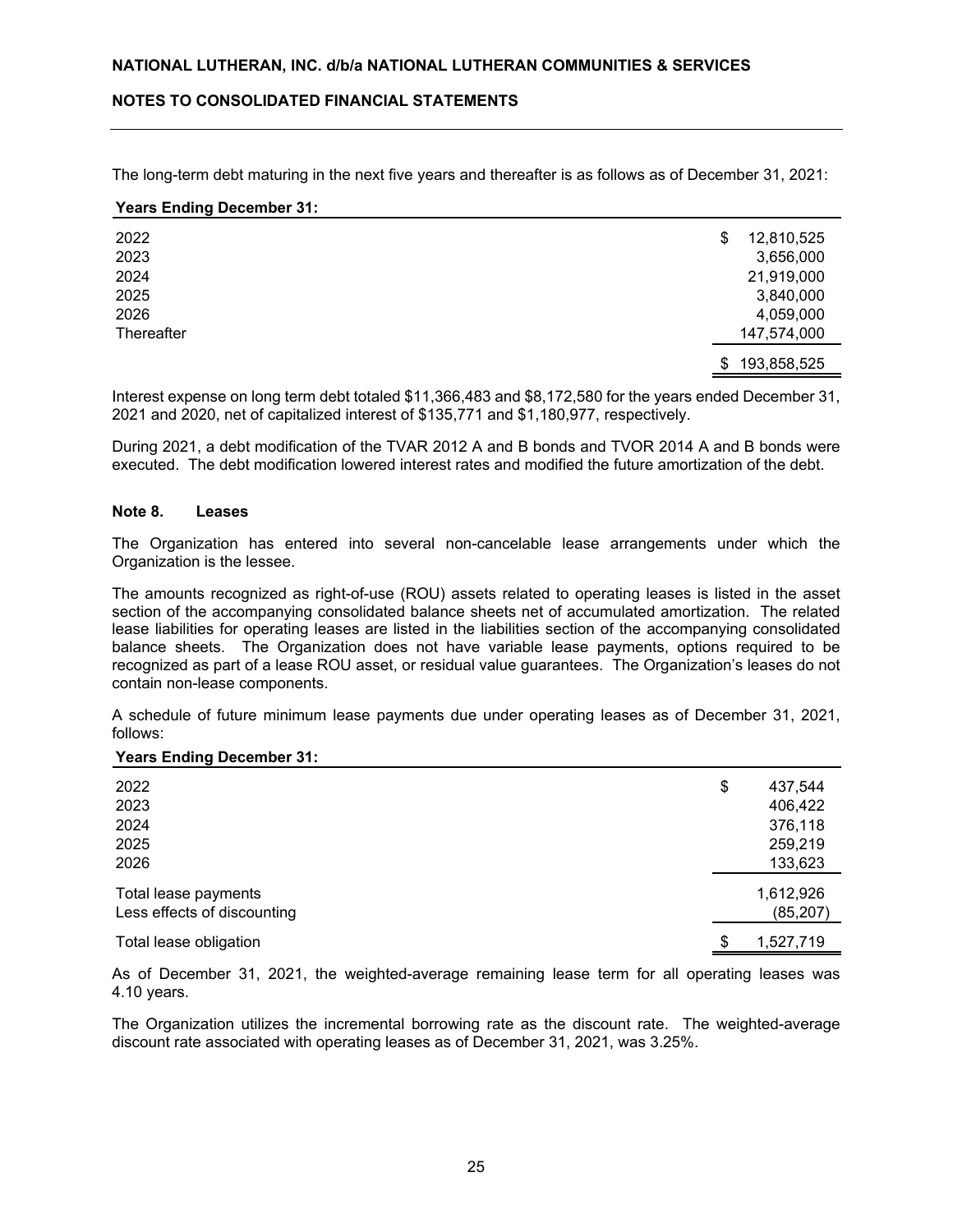The long-term debt maturing in the next five years and thereafter is as follows as of December 31, 2021:

| Years Ending December 31: | |
|---|---|
| 2022 | $ 12,810,525 |
| 2023 | 3,656,000 |
| 2024 | 21,919,000 |
| 2025 | 3,840,000 |
| 2026 | 4,059,000 |
| Thereafter | 147,574,000 |
| | $ 193,858,525 |

Interest expense on long term debt totaled $11,366,483 and $8,172,580 for the years ended December 31, 2021 and 2020, net of capitalized interest of $135,771 and $1,180,977, respectively.

During 2021, a debt modification of the TVAR 2012 A and B bonds and TVOR 2014 A and B bonds were executed. The debt modification lowered interest rates and modified the future amortization of the debt.

### Note 8. Leases

The Organization has entered into several non-cancelable lease arrangements under which the Organization is the lessee.

The amounts recognized as right-of-use (ROU) assets related to operating leases is listed in the asset section of the accompanying consolidated balance sheets net of accumulated amortization. The related lease liabilities for operating leases are listed in the liabilities section of the accompanying consolidated balance sheets. The Organization does not have variable lease payments, options required to be recognized as part of a lease ROU asset, or residual value guarantees. The Organization's leases do not contain non-lease components.

A schedule of future minimum lease payments due under operating leases as of December 31, 2021, follows:

| Years Ending December 31: | |
|---|---|
| 2022 | $ 437,544 |
| 2023 | 406,422 |
| 2024 | 376,118 |
| 2025 | 259,219 |
| 2026 | 133,623 |
| Total lease payments | 1,612,926 |
| Less effects of discounting | (85,207) |
| Total lease obligation | $ 1,527,719 |

As of December 31, 2021, the weighted-average remaining lease term for all operating leases was 4.10 years.

The Organization utilizes the incremental borrowing rate as the discount rate. The weighted-average discount rate associated with operating leases as of December 31, 2021, was 3.25%.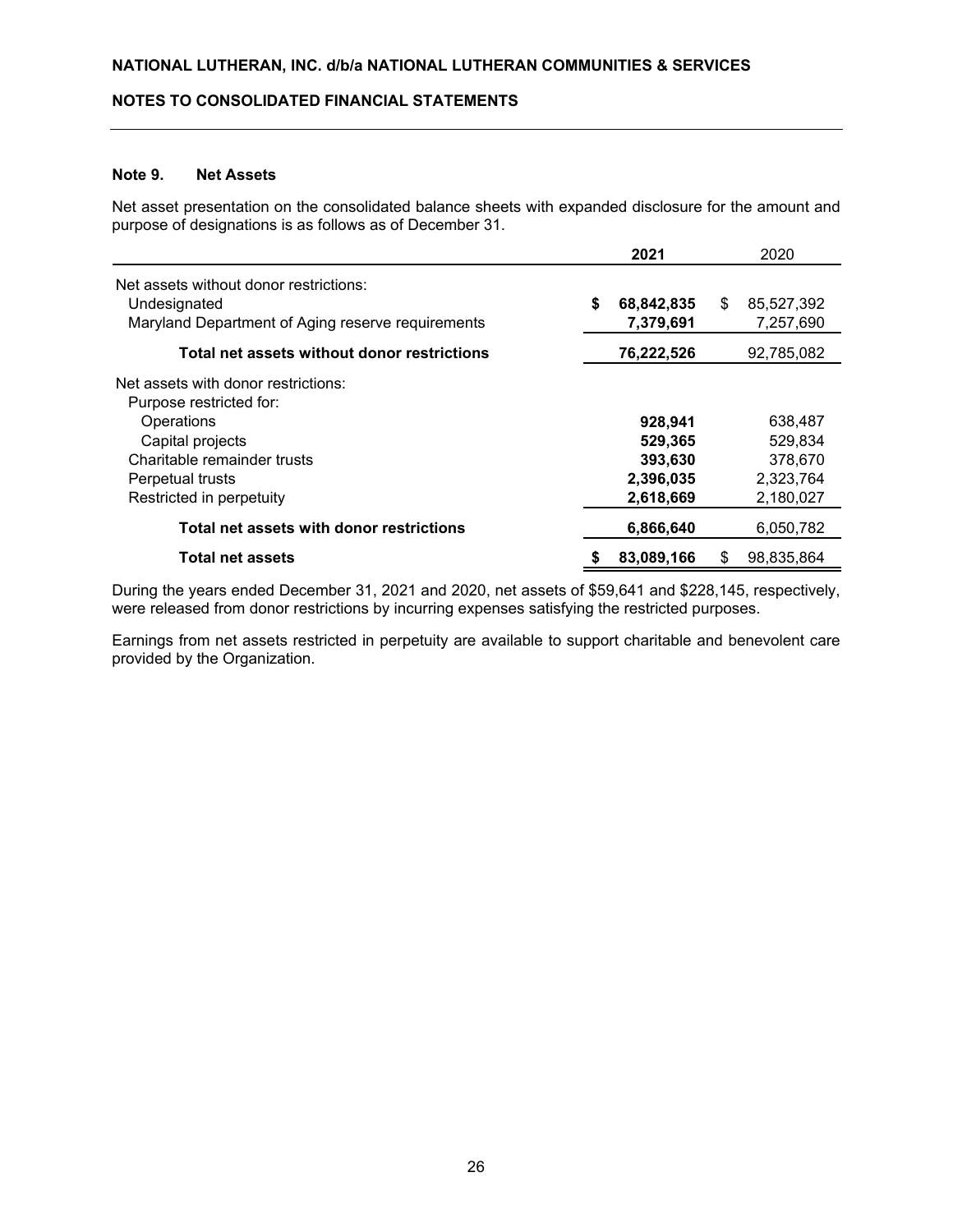## Note 9. Net Assets

Net asset presentation on the consolidated balance sheets with expanded disclosure for the amount and purpose of designations is as follows as of December 31.

| | 2021 | 2020 |
|---|---|---|
| Net assets without donor restrictions: | | |
| Undesignated | $ 68,842,835 | $ 85,527,392 |
| Maryland Department of Aging reserve requirements | 7,379,691 | 7,257,690 |
| **Total net assets without donor restrictions** | 76,222,526 | 92,785,082 |
| Net assets with donor restrictions: | | |
| Purpose restricted for: | | |
| Operations | 928,941 | 638,487 |
| Capital projects | 529,365 | 529,834 |
| Charitable remainder trusts | 393,630 | 378,670 |
| Perpetual trusts | 2,396,035 | 2,323,764 |
| Restricted in perpetuity | 2,618,669 | 2,180,027 |
| **Total net assets with donor restrictions** | 6,866,640 | 6,050,782 |
| **Total net assets** | $ 83,089,166 | $ 98,835,864 |

During the years ended December 31, 2021 and 2020, net assets of $59,641 and $228,145, respectively, were released from donor restrictions by incurring expenses satisfying the restricted purposes.

Earnings from net assets restricted in perpetuity are available to support charitable and benevolent care provided by the Organization.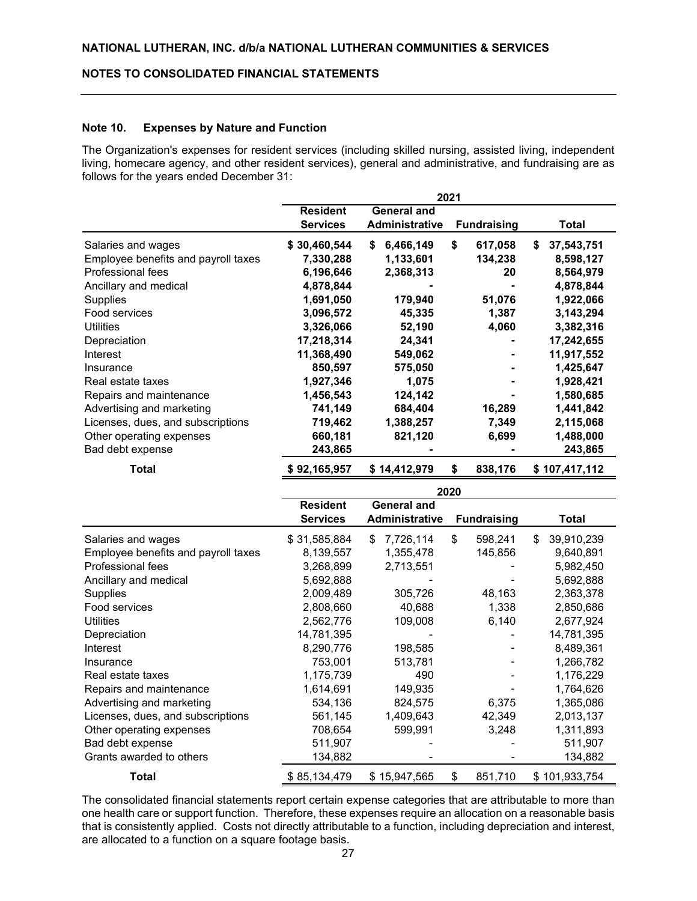### Note 10. Expenses by Nature and Function

The Organization's expenses for resident services (including skilled nursing, assisted living, independent living, homecare agency, and other resident services), general and administrative, and fundraising are as follows for the years ended December 31:

| | 2021 | | | |
|---|---|---|---|---|
| | **Resident Services** | **General and Administrative** | **Fundraising** | **Total** |
| Salaries and wages | **$ 30,460,544** | **$ 6,466,149** | **$ 617,058** | **$ 37,543,751** |
| Employee benefits and payroll taxes | **7,330,288** | **1,133,601** | **134,238** | **8,598,127** |
| Professional fees | **6,196,646** | **2,368,313** | **20** | **8,564,979** |
| Ancillary and medical | **4,878,844** | **-** | **-** | **4,878,844** |
| Supplies | **1,691,050** | **179,940** | **51,076** | **1,922,066** |
| Food services | **3,096,572** | **45,335** | **1,387** | **3,143,294** |
| Utilities | **3,326,066** | **52,190** | **4,060** | **3,382,316** |
| Depreciation | **17,218,314** | **24,341** | **-** | **17,242,655** |
| Interest | **11,368,490** | **549,062** | **-** | **11,917,552** |
| Insurance | **850,597** | **575,050** | **-** | **1,425,647** |
| Real estate taxes | **1,927,346** | **1,075** | **-** | **1,928,421** |
| Repairs and maintenance | **1,456,543** | **124,142** | **-** | **1,580,685** |
| Advertising and marketing | **741,149** | **684,404** | **16,289** | **1,441,842** |
| Licenses, dues, and subscriptions | **719,462** | **1,388,257** | **7,349** | **2,115,068** |
| Other operating expenses | **660,181** | **821,120** | **6,699** | **1,488,000** |
| Bad debt expense | **243,865** | **-** | **-** | **243,865** |
| **Total** | **$ 92,165,957** | **$ 14,412,979** | **$ 838,176** | **$ 107,417,112** |

| | 2020 | | | |
|---|---|---|---|---|
| | **Resident Services** | **General and Administrative** | **Fundraising** | **Total** |
| Salaries and wages | $ 31,585,884 | $ 7,726,114 | $ 598,241 | $ 39,910,239 |
| Employee benefits and payroll taxes | 8,139,557 | 1,355,478 | 145,856 | 9,640,891 |
| Professional fees | 3,268,899 | 2,713,551 | - | 5,982,450 |
| Ancillary and medical | 5,692,888 | - | - | 5,692,888 |
| Supplies | 2,009,489 | 305,726 | 48,163 | 2,363,378 |
| Food services | 2,808,660 | 40,688 | 1,338 | 2,850,686 |
| Utilities | 2,562,776 | 109,008 | 6,140 | 2,677,924 |
| Depreciation | 14,781,395 | - | - | 14,781,395 |
| Interest | 8,290,776 | 198,585 | - | 8,489,361 |
| Insurance | 753,001 | 513,781 | - | 1,266,782 |
| Real estate taxes | 1,175,739 | 490 | - | 1,176,229 |
| Repairs and maintenance | 1,614,691 | 149,935 | - | 1,764,626 |
| Advertising and marketing | 534,136 | 824,575 | 6,375 | 1,365,086 |
| Licenses, dues, and subscriptions | 561,145 | 1,409,643 | 42,349 | 2,013,137 |
| Other operating expenses | 708,654 | 599,991 | 3,248 | 1,311,893 |
| Bad debt expense | 511,907 | - | - | 511,907 |
| Grants awarded to others | 134,882 | - | - | 134,882 |
| **Total** | $ 85,134,479 | $ 15,947,565 | $ 851,710 | $ 101,933,754 |

The consolidated financial statements report certain expense categories that are attributable to more than one health care or support function. Therefore, these expenses require an allocation on a reasonable basis that is consistently applied. Costs not directly attributable to a function, including depreciation and interest, are allocated to a function on a square footage basis.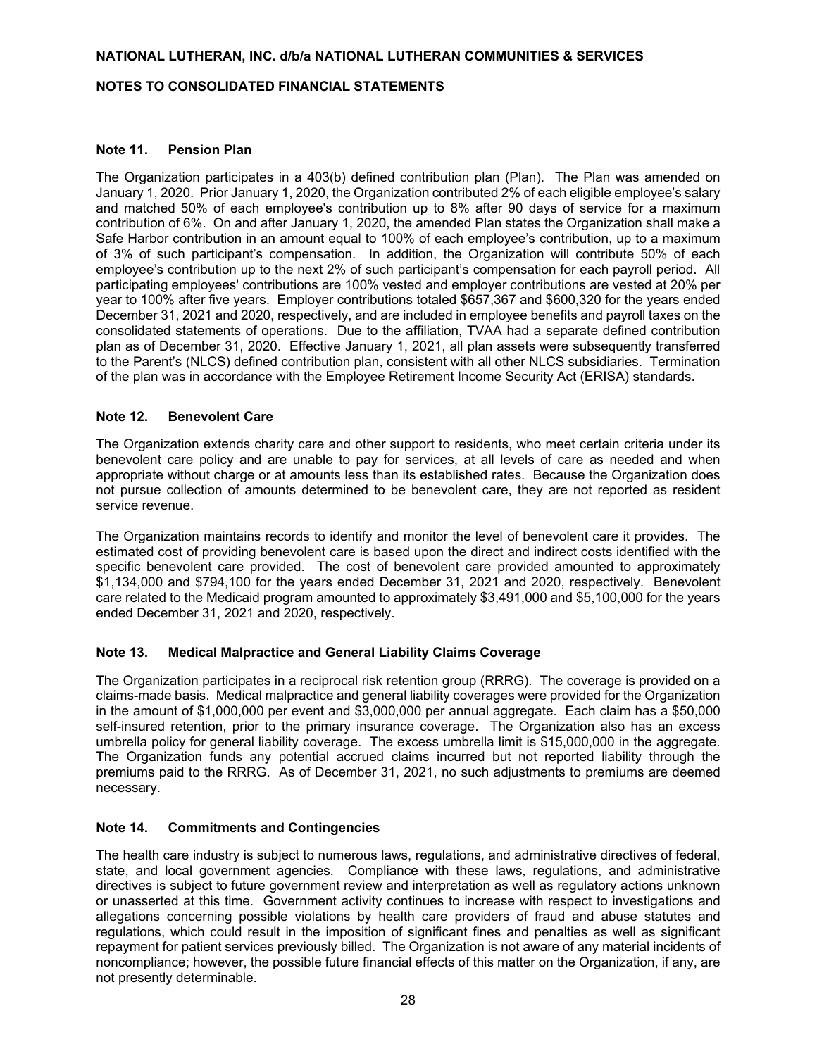## Note 11. Pension Plan

The Organization participates in a 403(b) defined contribution plan (Plan). The Plan was amended on January 1, 2020. Prior January 1, 2020, the Organization contributed 2% of each eligible employee's salary and matched 50% of each employee's contribution up to 8% after 90 days of service for a maximum contribution of 6%. On and after January 1, 2020, the amended Plan states the Organization shall make a Safe Harbor contribution in an amount equal to 100% of each employee's contribution, up to a maximum of 3% of such participant's compensation. In addition, the Organization will contribute 50% of each employee's contribution up to the next 2% of such participant's compensation for each payroll period. All participating employees' contributions are 100% vested and employer contributions are vested at 20% per year to 100% after five years. Employer contributions totaled $657,367 and $600,320 for the years ended December 31, 2021 and 2020, respectively, and are included in employee benefits and payroll taxes on the consolidated statements of operations. Due to the affiliation, TVAA had a separate defined contribution plan as of December 31, 2020. Effective January 1, 2021, all plan assets were subsequently transferred to the Parent's (NLCS) defined contribution plan, consistent with all other NLCS subsidiaries. Termination of the plan was in accordance with the Employee Retirement Income Security Act (ERISA) standards.

## Note 12. Benevolent Care

The Organization extends charity care and other support to residents, who meet certain criteria under its benevolent care policy and are unable to pay for services, at all levels of care as needed and when appropriate without charge or at amounts less than its established rates. Because the Organization does not pursue collection of amounts determined to be benevolent care, they are not reported as resident service revenue.

The Organization maintains records to identify and monitor the level of benevolent care it provides. The estimated cost of providing benevolent care is based upon the direct and indirect costs identified with the specific benevolent care provided. The cost of benevolent care provided amounted to approximately $1,134,000 and $794,100 for the years ended December 31, 2021 and 2020, respectively. Benevolent care related to the Medicaid program amounted to approximately $3,491,000 and $5,100,000 for the years ended December 31, 2021 and 2020, respectively.

## Note 13. Medical Malpractice and General Liability Claims Coverage

The Organization participates in a reciprocal risk retention group (RRRG). The coverage is provided on a claims-made basis. Medical malpractice and general liability coverages were provided for the Organization in the amount of $1,000,000 per event and $3,000,000 per annual aggregate. Each claim has a $50,000 self-insured retention, prior to the primary insurance coverage. The Organization also has an excess umbrella policy for general liability coverage. The excess umbrella limit is $15,000,000 in the aggregate. The Organization funds any potential accrued claims incurred but not reported liability through the premiums paid to the RRRG. As of December 31, 2021, no such adjustments to premiums are deemed necessary.

## Note 14. Commitments and Contingencies

The health care industry is subject to numerous laws, regulations, and administrative directives of federal, state, and local government agencies. Compliance with these laws, regulations, and administrative directives is subject to future government review and interpretation as well as regulatory actions unknown or unasserted at this time. Government activity continues to increase with respect to investigations and allegations concerning possible violations by health care providers of fraud and abuse statutes and regulations, which could result in the imposition of significant fines and penalties as well as significant repayment for patient services previously billed. The Organization is not aware of any material incidents of noncompliance; however, the possible future financial effects of this matter on the Organization, if any, are not presently determinable.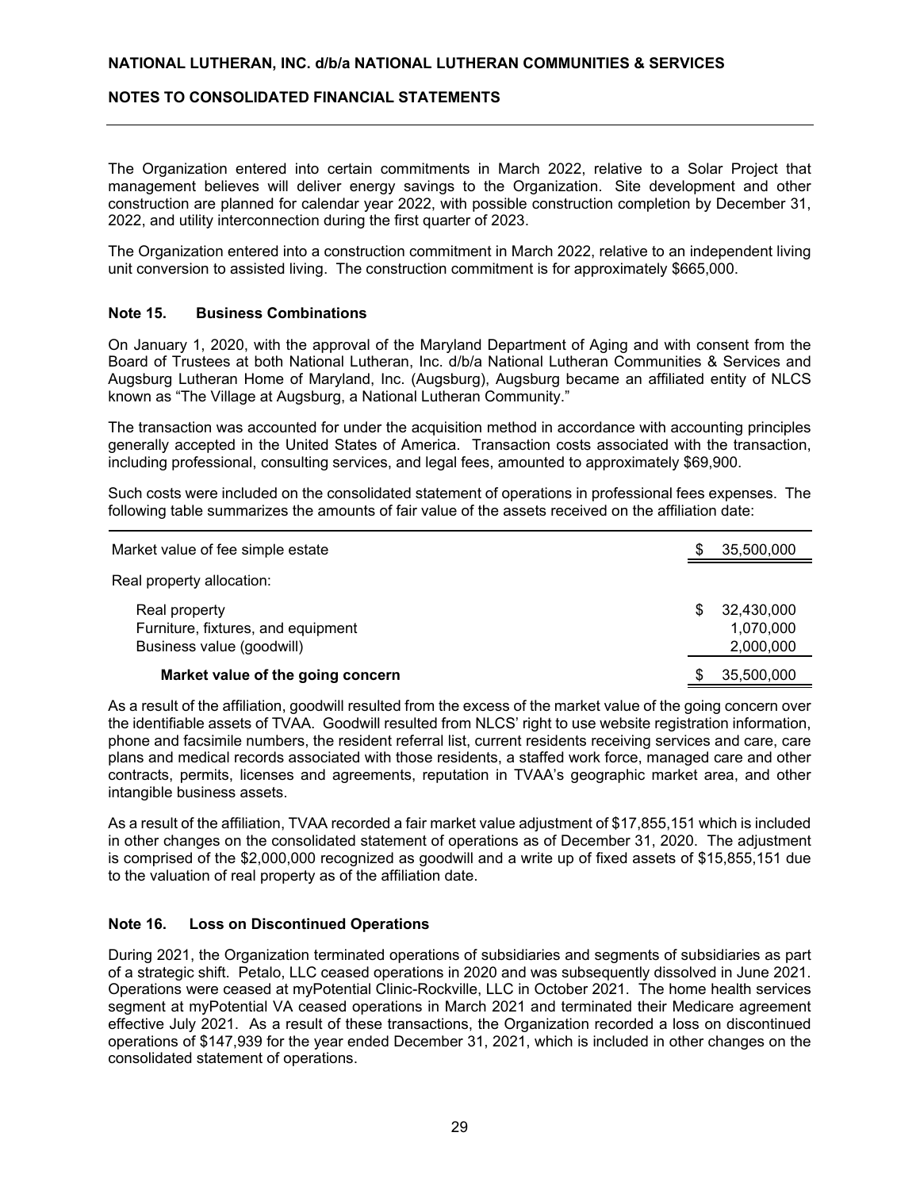The Organization entered into certain commitments in March 2022, relative to a Solar Project that management believes will deliver energy savings to the Organization. Site development and other construction are planned for calendar year 2022, with possible construction completion by December 31, 2022, and utility interconnection during the first quarter of 2023.

The Organization entered into a construction commitment in March 2022, relative to an independent living unit conversion to assisted living. The construction commitment is for approximately $665,000.

## Note 15. Business Combinations

On January 1, 2020, with the approval of the Maryland Department of Aging and with consent from the Board of Trustees at both National Lutheran, Inc. d/b/a National Lutheran Communities & Services and Augsburg Lutheran Home of Maryland, Inc. (Augsburg), Augsburg became an affiliated entity of NLCS known as "The Village at Augsburg, a National Lutheran Community."

The transaction was accounted for under the acquisition method in accordance with accounting principles generally accepted in the United States of America. Transaction costs associated with the transaction, including professional, consulting services, and legal fees, amounted to approximately $69,900.

Such costs were included on the consolidated statement of operations in professional fees expenses. The following table summarizes the amounts of fair value of the assets received on the affiliation date:

| | |
|---|---|
| Market value of fee simple estate | $ 35,500,000 |
| Real property allocation: | |
| Real property | $ 32,430,000 |
| Furniture, fixtures, and equipment | 1,070,000 |
| Business value (goodwill) | 2,000,000 |
| **Market value of the going concern** | $ 35,500,000 |

As a result of the affiliation, goodwill resulted from the excess of the market value of the going concern over the identifiable assets of TVAA. Goodwill resulted from NLCS' right to use website registration information, phone and facsimile numbers, the resident referral list, current residents receiving services and care, care plans and medical records associated with those residents, a staffed work force, managed care and other contracts, permits, licenses and agreements, reputation in TVAA's geographic market area, and other intangible business assets.

As a result of the affiliation, TVAA recorded a fair market value adjustment of $17,855,151 which is included in other changes on the consolidated statement of operations as of December 31, 2020. The adjustment is comprised of the $2,000,000 recognized as goodwill and a write up of fixed assets of $15,855,151 due to the valuation of real property as of the affiliation date.

## Note 16. Loss on Discontinued Operations

During 2021, the Organization terminated operations of subsidiaries and segments of subsidiaries as part of a strategic shift. Petalo, LLC ceased operations in 2020 and was subsequently dissolved in June 2021. Operations were ceased at myPotential Clinic-Rockville, LLC in October 2021. The home health services segment at myPotential VA ceased operations in March 2021 and terminated their Medicare agreement effective July 2021. As a result of these transactions, the Organization recorded a loss on discontinued operations of $147,939 for the year ended December 31, 2021, which is included in other changes on the consolidated statement of operations.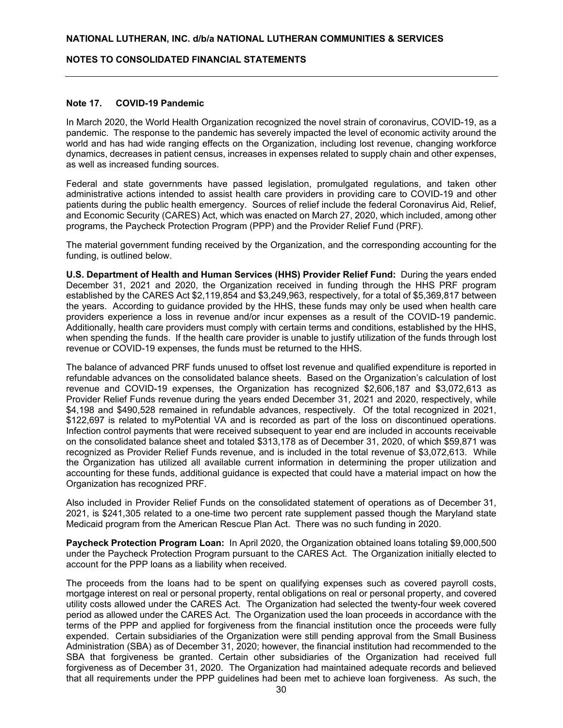## Note 17. COVID-19 Pandemic

In March 2020, the World Health Organization recognized the novel strain of coronavirus, COVID-19, as a pandemic. The response to the pandemic has severely impacted the level of economic activity around the world and has had wide ranging effects on the Organization, including lost revenue, changing workforce dynamics, decreases in patient census, increases in expenses related to supply chain and other expenses, as well as increased funding sources.

Federal and state governments have passed legislation, promulgated regulations, and taken other administrative actions intended to assist health care providers in providing care to COVID-19 and other patients during the public health emergency. Sources of relief include the federal Coronavirus Aid, Relief, and Economic Security (CARES) Act, which was enacted on March 27, 2020, which included, among other programs, the Paycheck Protection Program (PPP) and the Provider Relief Fund (PRF).

The material government funding received by the Organization, and the corresponding accounting for the funding, is outlined below.

**U.S. Department of Health and Human Services (HHS) Provider Relief Fund:** During the years ended December 31, 2021 and 2020, the Organization received in funding through the HHS PRF program established by the CARES Act $2,119,854 and $3,249,963, respectively, for a total of $5,369,817 between the years. According to guidance provided by the HHS, these funds may only be used when health care providers experience a loss in revenue and/or incur expenses as a result of the COVID-19 pandemic. Additionally, health care providers must comply with certain terms and conditions, established by the HHS, when spending the funds. If the health care provider is unable to justify utilization of the funds through lost revenue or COVID-19 expenses, the funds must be returned to the HHS.

The balance of advanced PRF funds unused to offset lost revenue and qualified expenditure is reported in refundable advances on the consolidated balance sheets. Based on the Organization's calculation of lost revenue and COVID-19 expenses, the Organization has recognized $2,606,187 and $3,072,613 as Provider Relief Funds revenue during the years ended December 31, 2021 and 2020, respectively, while $4,198 and $490,528 remained in refundable advances, respectively. Of the total recognized in 2021, $122,697 is related to myPotential VA and is recorded as part of the loss on discontinued operations. Infection control payments that were received subsequent to year end are included in accounts receivable on the consolidated balance sheet and totaled $313,178 as of December 31, 2020, of which $59,871 was recognized as Provider Relief Funds revenue, and is included in the total revenue of $3,072,613. While the Organization has utilized all available current information in determining the proper utilization and accounting for these funds, additional guidance is expected that could have a material impact on how the Organization has recognized PRF.

Also included in Provider Relief Funds on the consolidated statement of operations as of December 31, 2021, is $241,305 related to a one-time two percent rate supplement passed though the Maryland state Medicaid program from the American Rescue Plan Act. There was no such funding in 2020.

**Paycheck Protection Program Loan:** In April 2020, the Organization obtained loans totaling $9,000,500 under the Paycheck Protection Program pursuant to the CARES Act. The Organization initially elected to account for the PPP loans as a liability when received.

The proceeds from the loans had to be spent on qualifying expenses such as covered payroll costs, mortgage interest on real or personal property, rental obligations on real or personal property, and covered utility costs allowed under the CARES Act. The Organization had selected the twenty-four week covered period as allowed under the CARES Act. The Organization used the loan proceeds in accordance with the terms of the PPP and applied for forgiveness from the financial institution once the proceeds were fully expended. Certain subsidiaries of the Organization were still pending approval from the Small Business Administration (SBA) as of December 31, 2020; however, the financial institution had recommended to the SBA that forgiveness be granted. Certain other subsidiaries of the Organization had received full forgiveness as of December 31, 2020. The Organization had maintained adequate records and believed that all requirements under the PPP guidelines had been met to achieve loan forgiveness. As such, the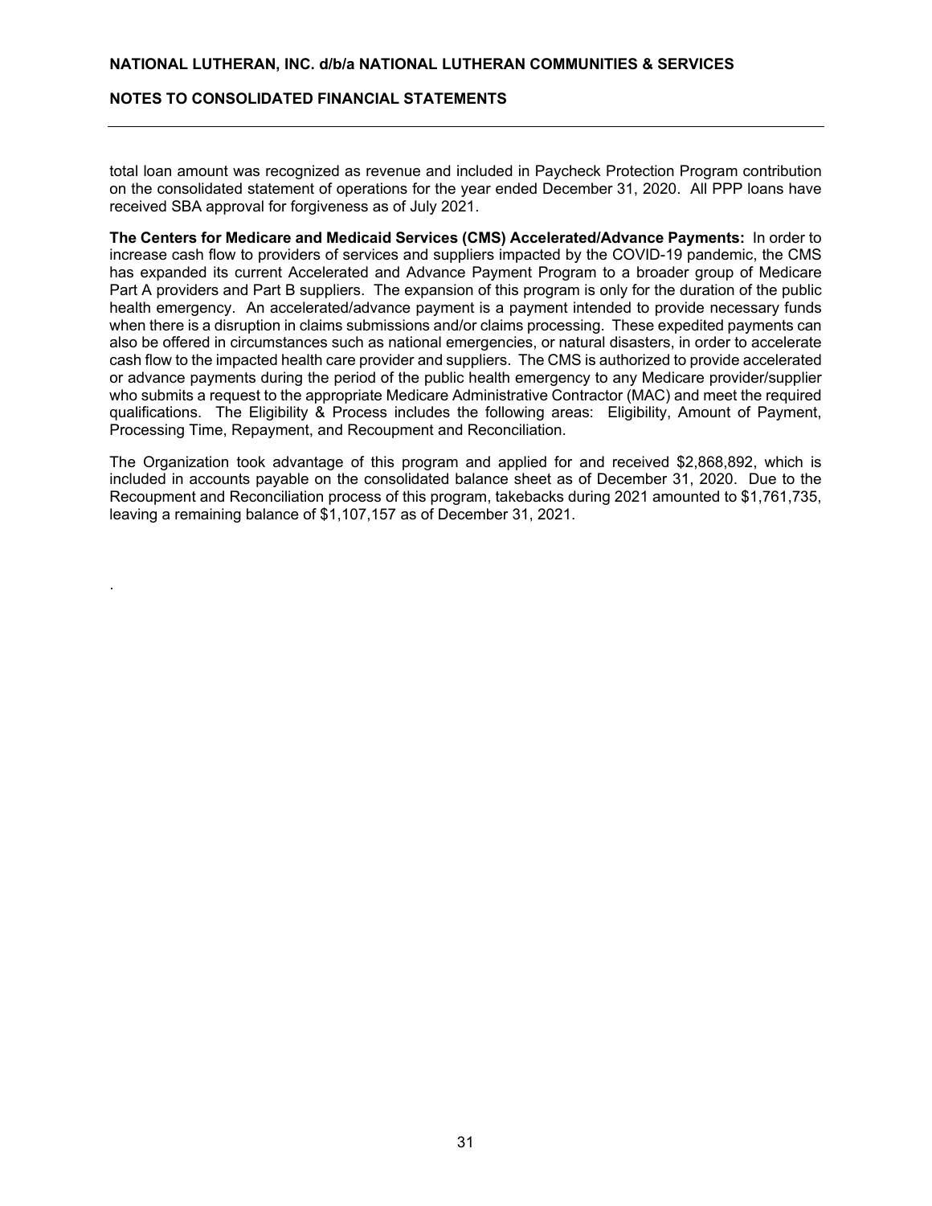total loan amount was recognized as revenue and included in Paycheck Protection Program contribution on the consolidated statement of operations for the year ended December 31, 2020. All PPP loans have received SBA approval for forgiveness as of July 2021.

**The Centers for Medicare and Medicaid Services (CMS) Accelerated/Advance Payments:** In order to increase cash flow to providers of services and suppliers impacted by the COVID-19 pandemic, the CMS has expanded its current Accelerated and Advance Payment Program to a broader group of Medicare Part A providers and Part B suppliers. The expansion of this program is only for the duration of the public health emergency. An accelerated/advance payment is a payment intended to provide necessary funds when there is a disruption in claims submissions and/or claims processing. These expedited payments can also be offered in circumstances such as national emergencies, or natural disasters, in order to accelerate cash flow to the impacted health care provider and suppliers. The CMS is authorized to provide accelerated or advance payments during the period of the public health emergency to any Medicare provider/supplier who submits a request to the appropriate Medicare Administrative Contractor (MAC) and meet the required qualifications. The Eligibility & Process includes the following areas: Eligibility, Amount of Payment, Processing Time, Repayment, and Recoupment and Reconciliation.

The Organization took advantage of this program and applied for and received $2,868,892, which is included in accounts payable on the consolidated balance sheet as of December 31, 2020. Due to the Recoupment and Reconciliation process of this program, takebacks during 2021 amounted to $1,761,735, leaving a remaining balance of $1,107,157 as of December 31, 2021.

.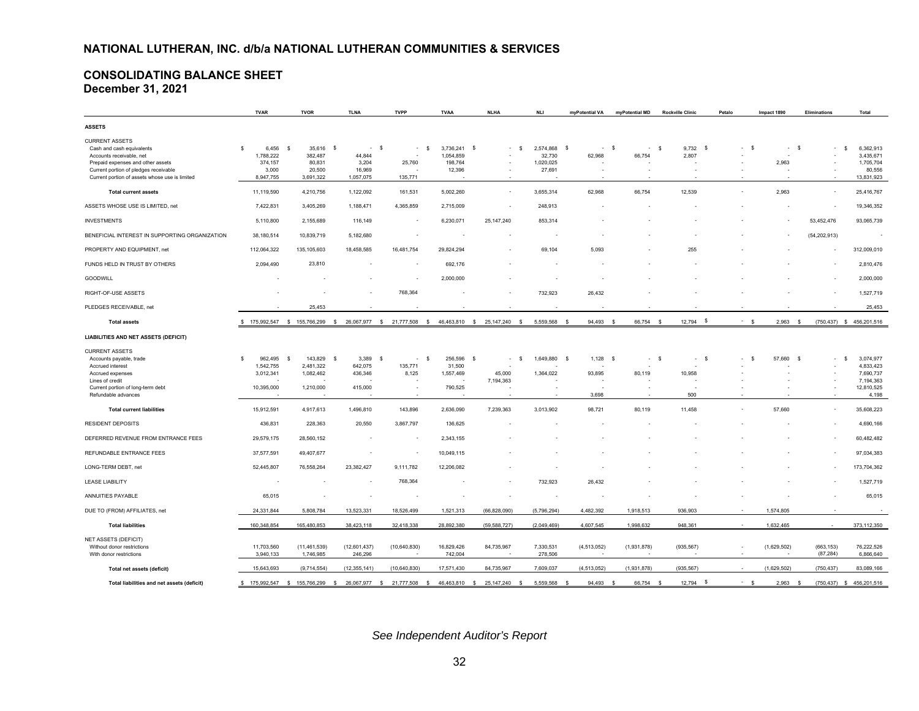## NATIONAL LUTHERAN, INC. d/b/a NATIONAL LUTHERAN COMMUNITIES & SERVICES

## CONSOLIDATING BALANCE SHEET
### December 31, 2021

| | TVAR | TVOR | TLNA | TVPP | TVAA | NLHA | NLI | myPotential VA | myPotential MD | Rockville Clinic | Petalo | Impact 1890 | Eliminations | Total |
|---|---|---|---|---|---|---|---|---|---|---|---|---|---|---|
| **ASSETS** | | | | | | | | | | | | | | |
| CURRENT ASSETS | | | | | | | | | | | | | | |
| Cash and cash equivalents | $ 6,456 | $ 35,616 | $ - | $ - | $ 3,736,241 | $ - | $ 2,574,868 | $ - | $ - | $ 9,732 | $ - | $ - | $ - | $ 6,362,913 |
| Accounts receivable, net | 1,788,222 | 382,487 | 44,844 | - | 1,054,859 | - | 32,730 | 62,968 | 66,754 | 2,807 | - | - | - | 3,435,671 |
| Prepaid expenses and other assets | 374,157 | 80,831 | 3,204 | 25,760 | 198,764 | - | 1,020,025 | - | - | - | - | 2,963 | - | 1,705,704 |
| Current portion of pledges receivable | 3,000 | 20,500 | 16,969 | - | 12,396 | - | 27,691 | - | - | - | - | - | - | 80,556 |
| Current portion of assets whose use is limited | 8,947,755 | 3,691,322 | 1,057,075 | 135,771 | - | - | - | - | - | - | - | - | - | 13,831,923 |
| **Total current assets** | 11,119,590 | 4,210,756 | 1,122,092 | 161,531 | 5,002,260 | - | 3,655,314 | 62,968 | 66,754 | 12,539 | - | 2,963 | - | 25,416,767 |
| ASSETS WHOSE USE IS LIMITED, net | 7,422,831 | 3,405,269 | 1,188,471 | 4,365,859 | 2,715,009 | - | 248,913 | - | - | - | - | - | - | 19,346,352 |
| INVESTMENTS | 5,110,800 | 2,155,689 | 116,149 | - | 6,230,071 | 25,147,240 | 853,314 | - | - | - | - | - | 53,452,476 | 93,065,739 |
| BENEFICIAL INTEREST IN SUPPORTING ORGANIZATION | 38,180,514 | 10,839,719 | 5,182,680 | - | - | - | - | - | - | - | - | - | (54,202,913) | - |
| PROPERTY AND EQUIPMENT, net | 112,064,322 | 135,105,603 | 18,458,585 | 16,481,754 | 29,824,294 | - | 69,104 | 5,093 | - | 255 | - | - | - | 312,009,010 |
| FUNDS HELD IN TRUST BY OTHERS | 2,094,490 | 23,810 | - | - | 692,176 | - | - | - | - | - | - | - | - | 2,810,476 |
| GOODWILL | - | - | - | - | 2,000,000 | - | - | - | - | - | - | - | - | 2,000,000 |
| RIGHT-OF-USE ASSETS | - | - | - | 768,364 | - | - | 732,923 | 26,432 | - | - | - | - | - | 1,527,719 |
| PLEDGES RECEIVABLE, net | - | 25,453 | - | - | - | - | - | - | - | - | - | - | - | 25,453 |
| **Total assets** | $ 175,992,547 | $ 155,766,299 | $ 26,067,977 | $ 21,777,508 | $ 46,463,810 | $ 25,147,240 | $ 5,559,568 | $ 94,493 | $ 66,754 | $ 12,794 | $ - | $ 2,963 | $ (750,437) | $ 456,201,516 |
| **LIABILITIES AND NET ASSETS (DEFICIT)** | | | | | | | | | | | | | | |
| CURRENT ASSETS | | | | | | | | | | | | | | |
| Accounts payable, trade | $ 962,495 | $ 143,829 | $ 3,389 | $ - | $ 256,596 | $ - | $ 1,649,880 | $ 1,128 | $ - | $ - | $ - | $ 57,660 | $ - | $ 3,074,977 |
| Accrued interest | 1,542,755 | 2,481,322 | 642,075 | 135,771 | 31,500 | - | - | - | - | - | - | - | - | 4,833,423 |
| Accrued expenses | 3,012,341 | 1,082,462 | 436,346 | 8,125 | 1,557,469 | 45,000 | 1,364,022 | 93,895 | 80,119 | 10,958 | - | - | - | 7,690,737 |
| Lines of credit | - | - | - | - | - | 7,194,363 | - | - | - | - | - | - | - | 7,194,363 |
| Current portion of long-term debt | 10,395,000 | 1,210,000 | 415,000 | - | 790,525 | - | - | - | - | - | - | - | - | 12,810,525 |
| Refundable advances | - | - | - | - | - | - | - | 3,698 | - | 500 | - | - | - | 4,198 |
| **Total current liabilities** | 15,912,591 | 4,917,613 | 1,496,810 | 143,896 | 2,636,090 | 7,239,363 | 3,013,902 | 98,721 | 80,119 | 11,458 | - | 57,660 | - | 35,608,223 |
| RESIDENT DEPOSITS | 436,831 | 228,363 | 20,550 | 3,867,797 | 136,625 | - | - | - | - | - | - | - | - | 4,690,166 |
| DEFERRED REVENUE FROM ENTRANCE FEES | 29,579,175 | 28,560,152 | - | - | 2,343,155 | - | - | - | - | - | - | - | - | 60,482,482 |
| REFUNDABLE ENTRANCE FEES | 37,577,591 | 49,407,677 | - | - | 10,049,115 | - | - | - | - | - | - | - | - | 97,034,383 |
| LONG-TERM DEBT, net | 52,445,807 | 76,558,264 | 23,382,427 | 9,111,782 | 12,206,082 | - | - | - | - | - | - | - | - | 173,704,362 |
| LEASE LIABILITY | - | - | - | 768,364 | - | - | 732,923 | 26,432 | - | - | - | - | - | 1,527,719 |
| ANNUITIES PAYABLE | 65,015 | - | - | - | - | - | - | - | - | - | - | - | - | 65,015 |
| DUE TO (FROM) AFFILIATES, net | 24,331,844 | 5,808,784 | 13,523,331 | 18,526,499 | 1,521,313 | (66,828,090) | (5,796,294) | 4,482,392 | 1,918,513 | 936,903 | - | 1,574,805 | - | - |
| **Total liabilities** | 160,348,854 | 165,480,853 | 38,423,118 | 32,418,338 | 28,892,380 | (59,588,727) | (2,049,469) | 4,607,545 | 1,998,632 | 948,361 | - | 1,632,465 | - | 373,112,350 |
| NET ASSETS (DEFICIT) | | | | | | | | | | | | | | |
| Without donor restrictions | 11,703,560 | (11,461,539) | (12,601,437) | (10,640,830) | 16,829,426 | 84,735,967 | 7,330,531 | (4,513,052) | (1,931,878) | (935,567) | - | (1,629,502) | (663,153) | 76,222,526 |
| With donor restrictions | 3,940,133 | 1,746,985 | 246,296 | - | 742,004 | - | 278,506 | - | - | - | - | - | (87,284) | 6,866,640 |
| **Total net assets (deficit)** | 15,643,693 | (9,714,554) | (12,355,141) | (10,640,830) | 17,571,430 | 84,735,967 | 7,609,037 | (4,513,052) | (1,931,878) | (935,567) | - | (1,629,502) | (750,437) | 83,089,166 |
| **Total liabilities and net assets (deficit)** | $ 175,992,547 | $ 155,766,299 | $ 26,067,977 | $ 21,777,508 | $ 46,463,810 | $ 25,147,240 | $ 5,559,568 | $ 94,493 | $ 66,754 | $ 12,794 | $ - | $ 2,963 | $ (750,437) | $ 456,201,516 |

*See Independent Auditor's Report*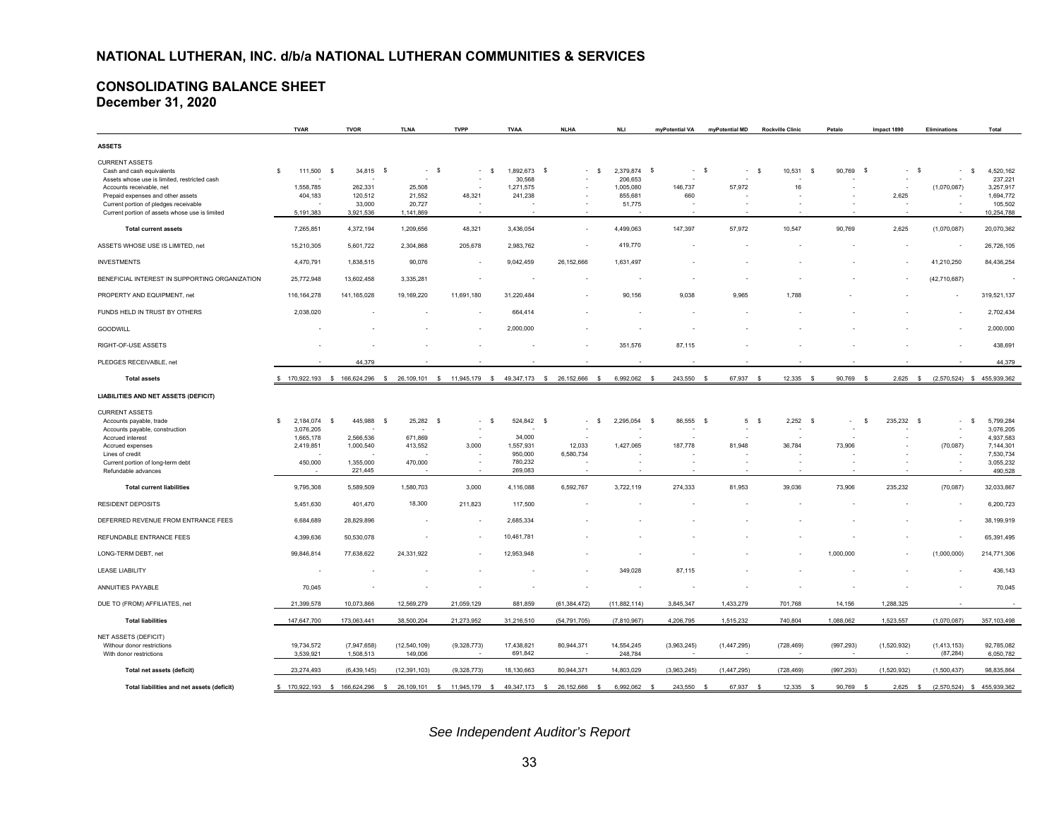# NATIONAL LUTHERAN, INC. d/b/a NATIONAL LUTHERAN COMMUNITIES & SERVICES

## CONSOLIDATING BALANCE SHEET
### December 31, 2020

| | TVAR | TVOR | TLNA | TVPP | TVAA | NLHA | NLI | myPotential VA | myPotential MD | Rockville Clinic | Petalo | Impact 1890 | Eliminations | Total |
|---|---|---|---|---|---|---|---|---|---|---|---|---|---|---|
| **ASSETS** | | | | | | | | | | | | | | |
| CURRENT ASSETS | | | | | | | | | | | | | | |
| Cash and cash equivalents | $ 111,500 | $ 34,815 | $ - | $ - | $ 1,892,673 | $ - | $ 2,379,874 | $ - | $ - | $ 10,531 | $ 90,769 | $ - | $ - | $ 4,520,162 |
| Assets whose use is limited, restricted cash | - | - | - | - | 30,568 | - | 206,653 | - | - | - | - | - | - | 237,221 |
| Accounts receivable, net | 1,558,785 | 262,331 | 25,508 | - | 1,271,575 | - | 1,005,080 | 146,737 | 57,972 | 16 | - | - | (1,070,087) | 3,257,917 |
| Prepaid expenses and other assets | 404,183 | 120,512 | 21,552 | 48,321 | 241,238 | - | 855,681 | 660 | - | - | - | 2,625 | - | 1,694,772 |
| Current portion of pledges receivable | - | 33,000 | 20,727 | - | - | - | 51,775 | - | - | - | - | - | - | 105,502 |
| Current portion of assets whose use is limited | 5,191,383 | 3,921,536 | 1,141,869 | - | - | - | - | - | - | - | - | - | - | 10,254,788 |
| **Total current assets** | 7,265,851 | 4,372,194 | 1,209,656 | 48,321 | 3,436,054 | - | 4,499,063 | 147,397 | 57,972 | 10,547 | 90,769 | 2,625 | (1,070,087) | 20,070,362 |
| ASSETS WHOSE USE IS LIMITED, net | 15,210,305 | 5,601,722 | 2,304,868 | 205,678 | 2,983,762 | - | 419,770 | - | - | - | - | - | - | 26,726,105 |
| INVESTMENTS | 4,470,791 | 1,838,515 | 90,076 | - | 9,042,459 | 26,152,666 | 1,631,497 | - | - | - | - | - | 41,210,250 | 84,436,254 |
| BENEFICIAL INTEREST IN SUPPORTING ORGANIZATION | 25,772,948 | 13,602,458 | 3,335,281 | - | - | - | - | - | - | - | - | - | (42,710,687) | - |
| PROPERTY AND EQUIPMENT, net | 116,164,278 | 141,165,028 | 19,169,220 | 11,691,180 | 31,220,484 | - | 90,156 | 9,038 | 9,965 | 1,788 | - | - | - | 319,521,137 |
| FUNDS HELD IN TRUST BY OTHERS | 2,038,020 | - | - | - | 664,414 | - | - | - | - | - | - | - | - | 2,702,434 |
| GOODWILL | - | - | - | - | 2,000,000 | - | - | - | - | - | - | - | - | 2,000,000 |
| RIGHT-OF-USE ASSETS | - | - | - | - | - | - | 351,576 | 87,115 | - | - | - | - | - | 438,691 |
| PLEDGES RECEIVABLE, net | - | 44,379 | - | - | - | - | - | - | - | - | - | - | - | 44,379 |
| **Total assets** | $ 170,922,193 | $ 166,624,296 | $ 26,109,101 | $ 11,945,179 | $ 49,347,173 | $ 26,152,666 | $ 6,992,062 | $ 243,550 | $ 67,937 | $ 12,335 | $ 90,769 | $ 2,625 | $ (2,570,524) | $ 455,939,362 |
| **LIABILITIES AND NET ASSETS (DEFICIT)** | | | | | | | | | | | | | | |
| CURRENT ASSETS | | | | | | | | | | | | | | |
| Accounts payable, trade | $ 2,184,074 | $ 445,988 | $ 25,282 | $ - | $ 524,842 | $ - | $ 2,295,054 | $ 86,555 | $ 5 | $ 2,252 | $ - | $ 235,232 | $ - | $ 5,799,284 |
| Accounts payable, construction | 3,076,205 | - | - | - | - | - | - | - | - | - | - | - | - | 3,076,205 |
| Accrued interest | 1,665,178 | 2,566,536 | 671,869 | - | 34,000 | - | - | - | - | - | - | - | - | 4,937,583 |
| Accrued expenses | 2,419,851 | 1,000,540 | 413,552 | 3,000 | 1,557,931 | 12,033 | 1,427,065 | 187,778 | 81,948 | 36,784 | 73,906 | - | (70,087) | 7,144,301 |
| Lines of credit | - | - | - | - | 950,000 | 6,580,734 | - | - | - | - | - | - | - | 7,530,734 |
| Current portion of long-term debt | 450,000 | 1,355,000 | 470,000 | - | 780,232 | - | - | - | - | - | - | - | - | 3,055,232 |
| Refundable advances | - | 221,445 | - | - | 269,083 | - | - | - | - | - | - | - | - | 490,528 |
| **Total current liabilities** | 9,795,308 | 5,589,509 | 1,580,703 | 3,000 | 4,116,088 | 6,592,767 | 3,722,119 | 274,333 | 81,953 | 39,036 | 73,906 | 235,232 | (70,087) | 32,033,867 |
| RESIDENT DEPOSITS | 5,451,630 | 401,470 | 18,300 | 211,823 | 117,500 | - | - | - | - | - | - | - | - | 6,200,723 |
| DEFERRED REVENUE FROM ENTRANCE FEES | 6,684,689 | 28,829,896 | - | - | 2,685,334 | - | - | - | - | - | - | - | - | 38,199,919 |
| REFUNDABLE ENTRANCE FEES | 4,399,636 | 50,530,078 | - | - | 10,461,781 | - | - | - | - | - | - | - | - | 65,391,495 |
| LONG-TERM DEBT, net | 99,846,814 | 77,638,622 | 24,331,922 | - | 12,953,948 | - | - | - | - | - | 1,000,000 | - | (1,000,000) | 214,771,306 |
| LEASE LIABILITY | - | - | - | - | - | - | 349,028 | 87,115 | - | - | - | - | - | 436,143 |
| ANNUITIES PAYABLE | 70,045 | - | - | - | - | - | - | - | - | - | - | - | - | 70,045 |
| DUE TO (FROM) AFFILIATES, net | 21,399,578 | 10,073,866 | 12,569,279 | 21,059,129 | 881,859 | (61,384,472) | (11,882,114) | 3,845,347 | 1,433,279 | 701,768 | 14,156 | 1,288,325 | - | - |
| **Total liabilities** | 147,647,700 | 173,063,441 | 38,500,204 | 21,273,952 | 31,216,510 | (54,791,705) | (7,810,967) | 4,206,795 | 1,515,232 | 740,804 | 1,088,062 | 1,523,557 | (1,070,087) | 357,103,498 |
| NET ASSETS (DEFICIT) | | | | | | | | | | | | | | |
| Without donor restrictions | 19,734,572 | (7,947,658) | (12,540,109) | (9,328,773) | 17,438,821 | 80,944,371 | 14,554,245 | (3,963,245) | (1,447,295) | (728,469) | (997,293) | (1,520,932) | (1,413,153) | 92,785,082 |
| With donor restrictions | 3,539,921 | 1,508,513 | 149,006 | - | 691,842 | - | 248,784 | - | - | - | - | - | (87,284) | 6,050,782 |
| **Total net assets (deficit)** | 23,274,493 | (6,439,145) | (12,391,103) | (9,328,773) | 18,130,663 | 80,944,371 | 14,803,029 | (3,963,245) | (1,447,295) | (728,469) | (997,293) | (1,520,932) | (1,500,437) | 98,835,864 |
| **Total liabilities and net assets (deficit)** | $ 170,922,193 | $ 166,624,296 | $ 26,109,101 | $ 11,945,179 | $ 49,347,173 | $ 26,152,666 | $ 6,992,062 | $ 243,550 | $ 67,937 | $ 12,335 | $ 90,769 | $ 2,625 | $ (2,570,524) | $ 455,939,362 |

*See Independent Auditor's Report*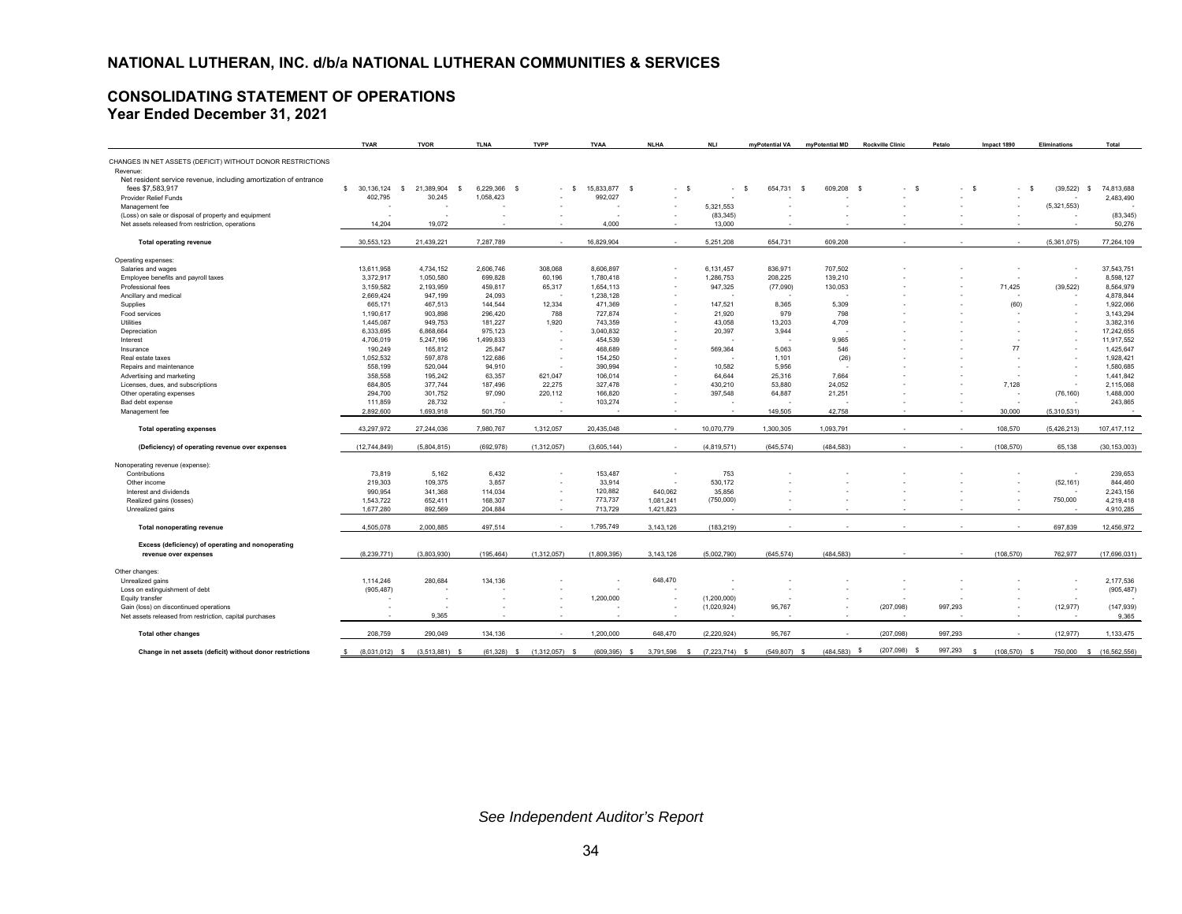# NATIONAL LUTHERAN, INC. d/b/a NATIONAL LUTHERAN COMMUNITIES & SERVICES

## CONSOLIDATING STATEMENT OF OPERATIONS
### Year Ended December 31, 2021

| | TVAR | TVOR | TLNA | TVPP | TVAA | NLHA | NLI | myPotential VA | myPotential MD | Rockville Clinic | Petalo | Impact 1890 | Eliminations | Total |
|---|---|---|---|---|---|---|---|---|---|---|---|---|---|---|
| CHANGES IN NET ASSETS (DEFICIT) WITHOUT DONOR RESTRICTIONS | | | | | | | | | | | | | | |
| Revenue: | | | | | | | | | | | | | | |
| Net resident service revenue, including amortization of entrance fees $7,583,917 | $ 30,136,124 | $ 21,389,904 | $ 6,229,366 | $ - | $ 15,833,877 | $ - | $ - | $ 654,731 | $ 609,208 | $ - | $ - | $ - | $ (39,522) | $ 74,813,688 |
| Provider Relief Funds | 402,795 | 30,245 | 1,058,423 | - | 992,027 | - | - | - | - | - | - | - | - | 2,483,490 |
| Management fee | - | - | - | - | - | - | 5,321,553 | - | - | - | - | - | (5,321,553) | - |
| (Loss) on sale or disposal of property and equipment | - | - | - | - | - | - | (83,345) | - | - | - | - | - | - | (83,345) |
| Net assets released from restriction, operations | 14,204 | 19,072 | - | - | 4,000 | - | 13,000 | - | - | - | - | - | - | 50,276 |
| **Total operating revenue** | 30,553,123 | 21,439,221 | 7,287,789 | - | 16,829,904 | - | 5,251,208 | 654,731 | 609,208 | - | - | - | (5,361,075) | 77,264,109 |
| Operating expenses: | | | | | | | | | | | | | | |
| Salaries and wages | 13,611,958 | 4,734,152 | 2,606,746 | 308,068 | 8,606,897 | - | 6,131,457 | 836,971 | 707,502 | - | - | - | - | 37,543,751 |
| Employee benefits and payroll taxes | 3,372,917 | 1,050,580 | 699,826 | 60,196 | 1,780,418 | - | 1,286,753 | 208,225 | 139,210 | - | - | - | - | 8,598,127 |
| Professional fees | 3,159,582 | 2,193,959 | 459,617 | 65,317 | 1,654,113 | - | 947,325 | (77,090) | 130,053 | - | - | 71,425 | (39,522) | 8,564,979 |
| Ancillary and medical | 2,669,424 | 947,199 | 24,093 | - | 1,238,128 | - | - | - | - | - | - | - | - | 4,878,844 |
| Supplies | 665,171 | 467,513 | 144,544 | 12,334 | 471,369 | - | 147,521 | 8,365 | 5,309 | - | - | (60) | - | 1,922,066 |
| Food services | 1,190,617 | 903,898 | 296,420 | 788 | 727,874 | - | 21,920 | 979 | 798 | - | - | - | - | 3,143,294 |
| Utilities | 1,445,087 | 949,753 | 181,227 | 1,920 | 743,359 | - | 43,058 | 13,203 | 4,709 | - | - | - | - | 3,382,316 |
| Depreciation | 6,333,695 | 6,868,664 | 975,123 | - | 3,040,832 | - | 20,397 | 3,944 | - | - | - | - | - | 17,242,655 |
| Interest | 4,706,019 | 5,247,196 | 1,499,833 | - | 454,539 | - | - | - | 9,965 | - | - | - | - | 11,917,552 |
| Insurance | 190,249 | 165,812 | 25,847 | - | 468,689 | - | 569,364 | 5,063 | 546 | - | - | 77 | - | 1,425,647 |
| Real estate taxes | 1,052,532 | 597,878 | 122,686 | - | 154,250 | - | - | 1,101 | (26) | - | - | - | - | 1,928,421 |
| Repairs and maintenance | 558,199 | 520,044 | 94,910 | - | 390,994 | - | 10,582 | 5,956 | - | - | - | - | - | 1,580,685 |
| Advertising and marketing | 358,558 | 195,242 | 63,357 | 621,047 | 106,014 | - | 64,644 | 25,316 | 7,664 | - | - | - | - | 1,441,842 |
| Licenses, dues, and subscriptions | 684,805 | 377,744 | 187,496 | 22,275 | 327,478 | - | 430,210 | 53,880 | 24,052 | - | - | 7,128 | - | 2,115,068 |
| Other operating expenses | 294,700 | 301,752 | 97,090 | 220,112 | 166,820 | - | 397,548 | 64,887 | 21,251 | - | - | - | (76,160) | 1,488,000 |
| Bad debt expense | 111,859 | 28,732 | - | - | 103,274 | - | - | - | - | - | - | - | - | 243,865 |
| Management fee | 2,892,600 | 1,693,918 | 501,750 | - | - | - | - | 149,505 | 42,758 | - | - | 30,000 | (5,310,531) | - |
| **Total operating expenses** | 43,297,972 | 27,244,036 | 7,980,767 | 1,312,057 | 20,435,048 | - | 10,070,779 | 1,300,305 | 1,093,791 | - | - | 108,570 | (5,426,213) | 107,417,112 |
| **(Deficiency) of operating revenue over expenses** | (12,744,849) | (5,804,815) | (692,978) | (1,312,057) | (3,605,144) | - | (4,819,571) | (645,574) | (484,583) | - | - | (108,570) | 65,138 | (30,153,003) |
| Nonoperating revenue (expense): | | | | | | | | | | | | | | |
| Contributions | 73,819 | 5,162 | 6,432 | - | 153,487 | - | 753 | - | - | - | - | - | - | 239,653 |
| Other income | 219,303 | 109,375 | 3,857 | - | 33,914 | - | 530,172 | - | - | - | - | - | (52,161) | 844,460 |
| Interest and dividends | 990,954 | 341,368 | 114,034 | - | 120,882 | 640,062 | 35,856 | - | - | - | - | - | - | 2,243,156 |
| Realized gains (losses) | 1,543,722 | 652,411 | 168,307 | - | 773,737 | 1,081,241 | (750,000) | - | - | - | - | - | 750,000 | 4,219,418 |
| Unrealized gains | 1,677,280 | 892,569 | 204,884 | - | 713,729 | 1,421,823 | - | - | - | - | - | - | - | 4,910,285 |
| **Total nonoperating revenue** | 4,505,078 | 2,000,885 | 497,514 | - | 1,795,749 | 3,143,126 | (183,219) | - | - | - | - | - | 697,839 | 12,456,972 |
| **Excess (deficiency) of operating and nonoperating revenue over expenses** | (8,239,771) | (3,803,930) | (195,464) | (1,312,057) | (1,809,395) | 3,143,126 | (5,002,790) | (645,574) | (484,583) | - | - | (108,570) | 762,977 | (17,696,031) |
| Other changes: | | | | | | | | | | | | | | |
| Unrealized gains | 1,114,246 | 280,684 | 134,136 | - | - | 648,470 | - | - | - | - | - | - | - | 2,177,536 |
| Loss on extinguishment of debt | (905,487) | - | - | - | - | - | - | - | - | - | - | - | - | (905,487) |
| Equity transfer | - | - | - | - | 1,200,000 | - | (1,200,000) | - | - | - | - | - | - | - |
| Gain (loss) on discontinued operations | - | - | - | - | - | - | (1,020,924) | 95,767 | - | (207,098) | 997,293 | - | (12,977) | (147,939) |
| Net assets released from restriction, capital purchases | - | 9,365 | - | - | - | - | - | - | - | - | - | - | - | 9,365 |
| **Total other changes** | 208,759 | 290,049 | 134,136 | - | 1,200,000 | 648,470 | (2,220,924) | 95,767 | - | (207,098) | 997,293 | - | (12,977) | 1,133,475 |
| **Change in net assets (deficit) without donor restrictions** | $ (8,031,012) | $ (3,513,881) | $ (61,328) | $ (1,312,057) | $ (609,395) | $ 3,791,596 | $ (7,223,714) | $ (549,807) | $ (484,583) | $ (207,098) | $ 997,293 | $ (108,570) | $ 750,000 | $ (16,562,556) |

*See Independent Auditor's Report*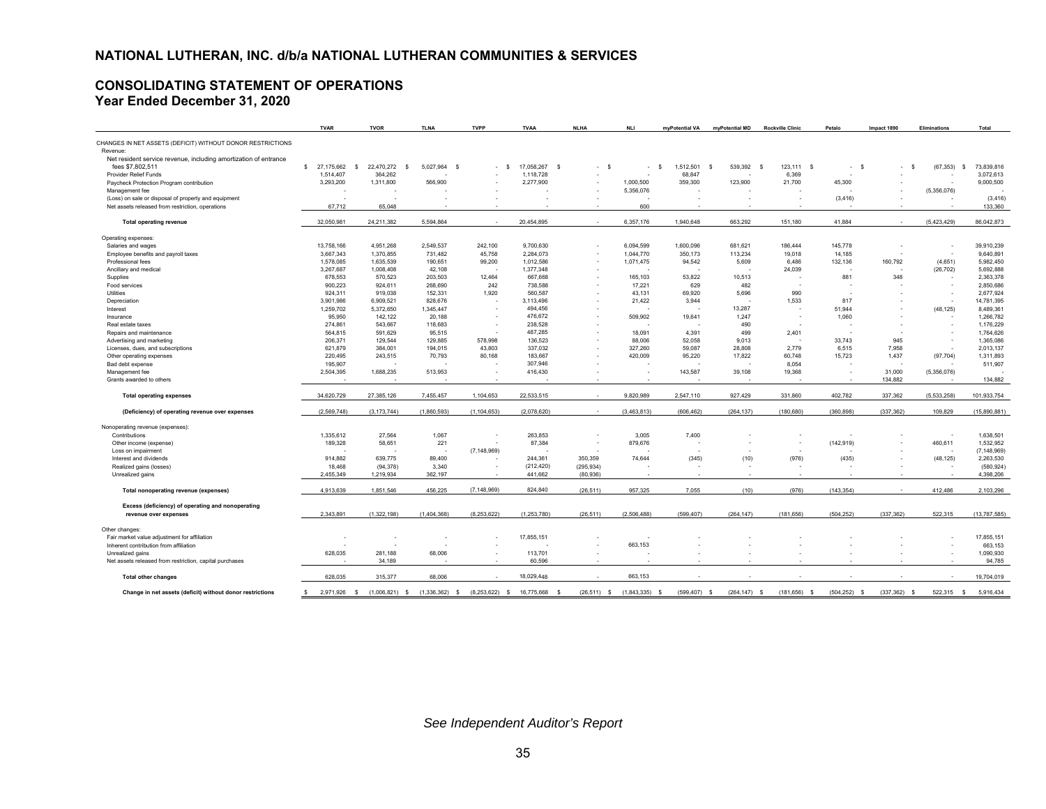## NATIONAL LUTHERAN, INC. d/b/a NATIONAL LUTHERAN COMMUNITIES & SERVICES

## CONSOLIDATING STATEMENT OF OPERATIONS
### Year Ended December 31, 2020

| | TVAR | TVOR | TLNA | TVPP | TVAA | NLHA | NLI | myPotential VA | myPotential MD | Rockville Clinic | Petalo | Impact 1890 | Eliminations | Total |
|---|---|---|---|---|---|---|---|---|---|---|---|---|---|---|
| CHANGES IN NET ASSETS (DEFICIT) WITHOUT DONOR RESTRICTIONS | | | | | | | | | | | | | | |
| Revenue: | | | | | | | | | | | | | | |
| Net resident service revenue, including amortization of entrance fees $7,802,511 | $ 27,175,662 | $ 22,470,272 | $ 5,027,964 | $ - | $ 17,058,267 | $ - | $ - | $ 1,512,501 | $ 539,392 | $ 123,111 | $ - | $ - | $ (67,353) | $ 73,839,816 |
| Provider Relief Funds | 1,514,407 | 364,262 | - | - | 1,118,728 | - | - | 68,847 | - | 6,369 | - | - | - | 3,072,613 |
| Paycheck Protection Program contribution | 3,293,200 | 1,311,800 | 566,900 | - | 2,277,900 | - | 1,000,500 | 359,300 | 123,900 | 21,700 | 45,300 | - | - | 9,000,500 |
| Management fee | - | - | - | - | - | - | 5,356,076 | - | - | - | - | - | (5,356,076) | - |
| (Loss) on sale or disposal of property and equipment | - | - | - | - | - | - | - | - | - | - | (3,416) | - | - | (3,416) |
| Net assets released from restriction, operations | 67,712 | 65,048 | - | - | - | - | 600 | - | - | - | - | - | - | 133,360 |
| **Total operating revenue** | 32,050,981 | 24,211,382 | 5,594,864 | - | 20,454,895 | - | 6,357,176 | 1,940,648 | 663,292 | 151,180 | 41,884 | - | (5,423,429) | 86,042,873 |
| Operating expenses: | | | | | | | | | | | | | | |
| Salaries and wages | 13,758,166 | 4,951,268 | 2,549,537 | 242,100 | 9,700,630 | - | 6,094,599 | 1,600,096 | 681,621 | 186,444 | 145,778 | - | - | 39,910,239 |
| Employee benefits and payroll taxes | 3,667,343 | 1,370,855 | 731,482 | 45,758 | 2,284,073 | - | 1,044,770 | 350,173 | 113,234 | 19,018 | 14,185 | - | - | 9,640,891 |
| Professional fees | 1,578,085 | 1,635,539 | 190,651 | 99,200 | 1,012,586 | - | 1,071,475 | 94,542 | 5,609 | 6,486 | 132,136 | 160,792 | (4,651) | 5,982,450 |
| Ancillary and medical | 3,267,687 | 1,008,408 | 42,108 | - | 1,377,348 | - | - | - | - | 24,039 | - | - | (26,702) | 5,692,888 |
| Supplies | 678,553 | 570,523 | 203,503 | 12,464 | 667,668 | - | 165,103 | 53,822 | 10,513 | - | 881 | 348 | - | 2,363,378 |
| Food services | 900,223 | 924,611 | 268,690 | 242 | 738,588 | - | 17,221 | 629 | 482 | - | - | - | - | 2,850,686 |
| Utilities | 924,311 | 919,038 | 152,331 | 1,920 | 560,587 | - | 43,131 | 69,920 | 5,696 | 990 | - | - | - | 2,677,924 |
| Depreciation | 3,901,986 | 6,909,521 | 828,676 | - | 3,113,496 | - | 21,422 | 3,944 | - | 1,533 | 817 | - | - | 14,781,395 |
| Interest | 1,259,702 | 5,372,650 | 1,345,447 | - | 494,456 | - | - | - | 13,287 | - | 51,944 | - | (48,125) | 8,489,361 |
| Insurance | 95,950 | 142,122 | 20,188 | - | 476,672 | - | 509,902 | 19,641 | 1,247 | - | 1,060 | - | - | 1,266,782 |
| Real estate taxes | 274,861 | 543,667 | 118,683 | - | 238,528 | - | - | - | 490 | - | - | - | - | 1,176,229 |
| Repairs and maintenance | 564,815 | 591,629 | 95,515 | - | 487,285 | - | 18,091 | 4,391 | 499 | 2,401 | - | - | - | 1,764,626 |
| Advertising and marketing | 206,371 | 129,544 | 129,885 | 578,998 | 136,523 | - | 88,006 | 52,058 | 9,013 | - | 33,743 | 945 | - | 1,365,086 |
| Licenses, dues, and subscriptions | 621,879 | 384,001 | 194,015 | 43,803 | 337,032 | - | 327,260 | 59,087 | 28,808 | 2,779 | 6,515 | 7,958 | - | 2,013,137 |
| Other operating expenses | 220,495 | 243,515 | 70,793 | 80,168 | 183,667 | - | 420,009 | 95,220 | 17,822 | 60,748 | 15,723 | 1,437 | (97,704) | 1,311,893 |
| Bad debt expense | 195,907 | - | - | - | 307,946 | - | - | - | - | 8,054 | - | - | - | 511,907 |
| Management fee | 2,504,395 | 1,688,235 | 513,953 | - | 416,430 | - | - | 143,587 | 39,108 | 19,368 | - | 31,000 | (5,356,076) | - |
| Grants awarded to others | - | - | - | - | - | - | - | - | - | - | - | 134,882 | - | 134,882 |
| **Total operating expenses** | 34,620,729 | 27,385,126 | 7,455,457 | 1,104,653 | 22,533,515 | - | 9,820,989 | 2,547,110 | 927,429 | 331,860 | 402,782 | 337,362 | (5,533,258) | 101,933,754 |
| **(Deficiency) of operating revenue over expenses** | (2,569,748) | (3,173,744) | (1,860,593) | (1,104,653) | (2,078,620) | - | (3,463,813) | (606,462) | (264,137) | (180,680) | (360,898) | (337,362) | 109,829 | (15,890,881) |
| Nonoperating revenue (expenses): | | | | | | | | | | | | | | |
| Contributions | 1,335,612 | 27,564 | 1,067 | - | 263,853 | - | 3,005 | 7,400 | - | - | - | - | - | 1,638,501 |
| Other income (expense) | 189,328 | 58,651 | 221 | - | 87,384 | - | 879,676 | - | - | - | (142,919) | - | 460,611 | 1,532,952 |
| Loss on impairment | - | - | - | (7,148,969) | - | - | - | - | - | - | - | - | - | (7,148,969) |
| Interest and dividends | 914,882 | 639,775 | 89,400 | - | 244,361 | 350,359 | 74,644 | (345) | (10) | (976) | (435) | - | (48,125) | 2,263,530 |
| Realized gains (losses) | 18,468 | (94,378) | 3,340 | - | (212,420) | (295,934) | - | - | - | - | - | - | - | (580,924) |
| Unrealized gains | 2,455,349 | 1,219,934 | 362,197 | - | 441,662 | (80,936) | - | - | - | - | - | - | - | 4,398,206 |
| **Total nonoperating revenue (expenses)** | 4,913,639 | 1,851,546 | 456,225 | (7,148,969) | 824,840 | (26,511) | 957,325 | 7,055 | (10) | (976) | (143,354) | - | 412,486 | 2,103,296 |
| **Excess (deficiency) of operating and nonoperating revenue over expenses** | 2,343,891 | (1,322,198) | (1,404,368) | (8,253,622) | (1,253,780) | (26,511) | (2,506,488) | (599,407) | (264,147) | (181,656) | (504,252) | (337,362) | 522,315 | (13,787,585) |
| Other changes: | | | | | | | | | | | | | | |
| Fair market value adjustment for affiliation | - | - | - | - | 17,855,151 | - | - | - | - | - | - | - | - | 17,855,151 |
| Inherent contribution from affiliation | - | - | - | - | - | - | 663,153 | - | - | - | - | - | - | 663,153 |
| Unrealized gains | 628,035 | 281,188 | 68,006 | - | 113,701 | - | - | - | - | - | - | - | - | 1,090,930 |
| Net assets released from restriction, capital purchases | - | 34,189 | - | - | 60,596 | - | - | - | - | - | - | - | - | 94,785 |
| **Total other changes** | 628,035 | 315,377 | 68,006 | - | 18,029,448 | - | 663,153 | - | - | - | - | - | - | 19,704,019 |
| **Change in net assets (deficit) without donor restrictions** | $ 2,971,926 | $ (1,006,821) | $ (1,336,362) | $ (8,253,622) | $ 16,775,668 | $ (26,511) | $ (1,843,335) | $ (599,407) | $ (264,147) | $ (181,656) | $ (504,252) | $ (337,362) | $ 522,315 | $ 5,916,434 |

*See Independent Auditor's Report*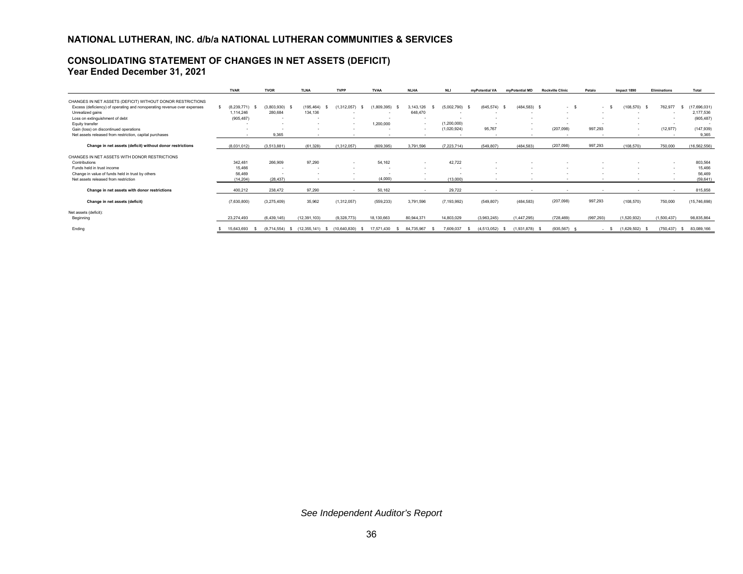## NATIONAL LUTHERAN, INC. d/b/a NATIONAL LUTHERAN COMMUNITIES & SERVICES

## CONSOLIDATING STATEMENT OF CHANGES IN NET ASSETS (DEFICIT)
### Year Ended December 31, 2021

| | TVAR | TVOR | TLNA | TVPP | TVAA | NLHA | NLI | myPotential VA | myPotential MD | Rockville Clinic | Petalo | Impact 1890 | Eliminations | Total |
|---|---|---|---|---|---|---|---|---|---|---|---|---|---|---|
| CHANGES IN NET ASSETS (DEFICIT) WITHOUT DONOR RESTRICTIONS | | | | | | | | | | | | | | |
| Excess (deficiency) of operating and nonoperating revenue over expenses | $ (8,239,771) | $ (3,803,930) | $ (195,464) | $ (1,312,057) | $ (1,809,395) | $ 3,143,126 | $ (5,002,790) | $ (645,574) | $ (484,583) | $ - | $ - | $ (108,570) | $ 762,977 | $ (17,696,031) |
| Unrealized gains | 1,114,246 | 280,684 | 134,136 | - | - | 648,470 | - | - | - | - | - | - | - | 2,177,536 |
| Loss on extinguishment of debt | (905,487) | - | - | - | - | - | - | - | - | - | - | - | - | (905,487) |
| Equity transfer | - | - | - | - | 1,200,000 | - | (1,200,000) | - | - | - | - | - | - | - |
| Gain (loss) on discontinued operations | - | - | - | - | - | - | (1,020,924) | 95,767 | - | (207,098) | 997,293 | - | (12,977) | (147,939) |
| Net assets released from restriction, capital purchases | - | 9,365 | - | - | - | - | - | - | - | - | - | - | - | 9,365 |
| **Change in net assets (deficit) without donor restrictions** | (8,031,012) | (3,513,881) | (61,328) | (1,312,057) | (609,395) | 3,791,596 | (7,223,714) | (549,807) | (484,583) | (207,098) | 997,293 | (108,570) | 750,000 | (16,562,556) |
| CHANGES IN NET ASSETS WITH DONOR RESTRICTIONS | | | | | | | | | | | | | | |
| Contributions | 342,481 | 266,909 | 97,290 | - | 54,162 | - | 42,722 | - | - | - | - | - | - | 803,564 |
| Funds held in trust income | 15,466 | - | - | - | - | - | - | - | - | - | - | - | - | 15,466 |
| Change in value of funds held in trust by others | 56,469 | - | - | - | - | - | - | - | - | - | - | - | - | 56,469 |
| Net assets released from restriction | (14,204) | (28,437) | - | - | (4,000) | - | (13,000) | - | - | - | - | - | - | (59,641) |
| **Change in net assets with donor restrictions** | 400,212 | 238,472 | 97,290 | - | 50,162 | - | 29,722 | - | - | - | - | - | - | 815,858 |
| **Change in net assets (deficit)** | (7,630,800) | (3,275,409) | 35,962 | (1,312,057) | (559,233) | 3,791,596 | (7,193,992) | (549,807) | (484,583) | (207,098) | 997,293 | (108,570) | 750,000 | (15,746,698) |
| Net assets (deficit): | | | | | | | | | | | | | | |
| Beginning | 23,274,493 | (6,439,145) | (12,391,103) | (9,328,773) | 18,130,663 | 80,944,371 | 14,803,029 | (3,963,245) | (1,447,295) | (728,469) | (997,293) | (1,520,932) | (1,500,437) | 98,835,864 |
| Ending | $ 15,643,693 | $ (9,714,554) | $ (12,355,141) | $ (10,640,830) | $ 17,571,430 | $ 84,735,967 | $ 7,609,037 | $ (4,513,052) | $ (1,931,878) | $ (935,567) | $ - | $ (1,629,502) | $ (750,437) | $ 83,089,166 |

*See Independent Auditor's Report*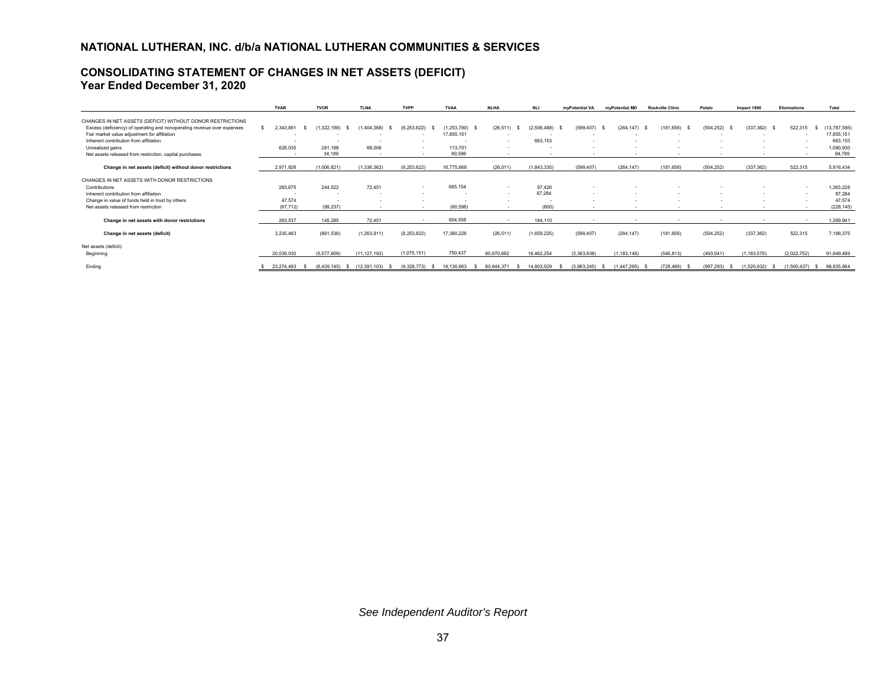## NATIONAL LUTHERAN, INC. d/b/a NATIONAL LUTHERAN COMMUNITIES & SERVICES

## CONSOLIDATING STATEMENT OF CHANGES IN NET ASSETS (DEFICIT)
### Year Ended December 31, 2020

| | TVAR | TVOR | TLNA | TVPP | TVAA | NLHA | NLI | myPotential VA | myPotential MD | Rockville Clinic | Petalo | Impact 1890 | Eliminations | Total |
|---|---|---|---|---|---|---|---|---|---|---|---|---|---|---|
| CHANGES IN NET ASSETS (DEFICIT) WITHOUT DONOR RESTRICTIONS | | | | | | | | | | | | | | |
| Excess (deficiency) of operating and nonoperating revenue over expenses | $ 2,343,891 | $ (1,322,198) | $ (1,404,368) | $ (8,253,622) | $ (1,253,780) | $ (26,511) | $ (2,506,488) | $ (599,407) | $ (264,147) | $ (181,656) | $ (504,252) | $ (337,362) | $ 522,315 | $ (13,787,585) |
| Fair market value adjustment for affiliation | - | - | - | - | 17,855,151 | - | - | - | - | - | - | - | - | 17,855,151 |
| Inherent contribution from affiliation | - | - | - | - | - | - | 663,153 | - | - | - | - | - | - | 663,153 |
| Unrealized gains | 628,035 | 281,188 | 68,006 | - | 113,701 | - | - | - | - | - | - | - | - | 1,090,930 |
| Net assets released from restriction, capital purchases | - | 34,189 | - | - | 60,596 | - | - | - | - | - | - | - | - | 94,785 |
| **Change in net assets (deficit) without donor restrictions** | 2,971,926 | (1,006,821) | (1,336,362) | (8,253,622) | 16,775,668 | (26,511) | (1,843,335) | (599,407) | (264,147) | (181,656) | (504,252) | (337,362) | 522,315 | 5,916,434 |
| CHANGES IN NET ASSETS WITH DONOR RESTRICTIONS | | | | | | | | | | | | | | |
| Contributions | 283,675 | 244,522 | 72,451 | - | 665,154 | - | 97,426 | - | - | - | - | - | - | 1,363,228 |
| Inherent contribution from affiliation | - | - | - | - | - | - | 87,284 | - | - | - | - | - | - | 87,284 |
| Change in value of funds held in trust by others | 47,574 | - | - | - | - | - | - | - | - | - | - | - | - | 47,574 |
| Net assets released from restriction | (67,712) | (99,237) | - | - | (60,596) | - | (600) | - | - | - | - | - | - | (228,145) |
| **Change in net assets with donor restrictions** | 263,537 | 145,285 | 72,451 | - | 604,558 | - | 184,110 | - | - | - | - | - | - | 1,269,941 |
| **Change in net assets (deficit)** | 3,235,463 | (861,536) | (1,263,911) | (8,253,622) | 17,380,226 | (26,511) | (1,659,225) | (599,407) | (264,147) | (181,656) | (504,252) | (337,362) | 522,315 | 7,186,375 |
| Net assets (deficit): | | | | | | | | | | | | | | |
| Beginning | 20,039,030 | (5,577,609) | (11,127,192) | (1,075,151) | 750,437 | 80,970,882 | 16,462,254 | (3,363,838) | (1,183,148) | (546,813) | (493,041) | (1,183,570) | (2,022,752) | 91,649,489 |
| Ending | $ 23,274,493 | $ (6,439,145) | $ (12,391,103) | $ (9,328,773) | $ 18,130,663 | $ 80,944,371 | $ 14,803,029 | $ (3,963,245) | $ (1,447,295) | $ (728,469) | $ (997,293) | $ (1,520,932) | $ (1,500,437) | $ 98,835,864 |

*See Independent Auditor's Report*